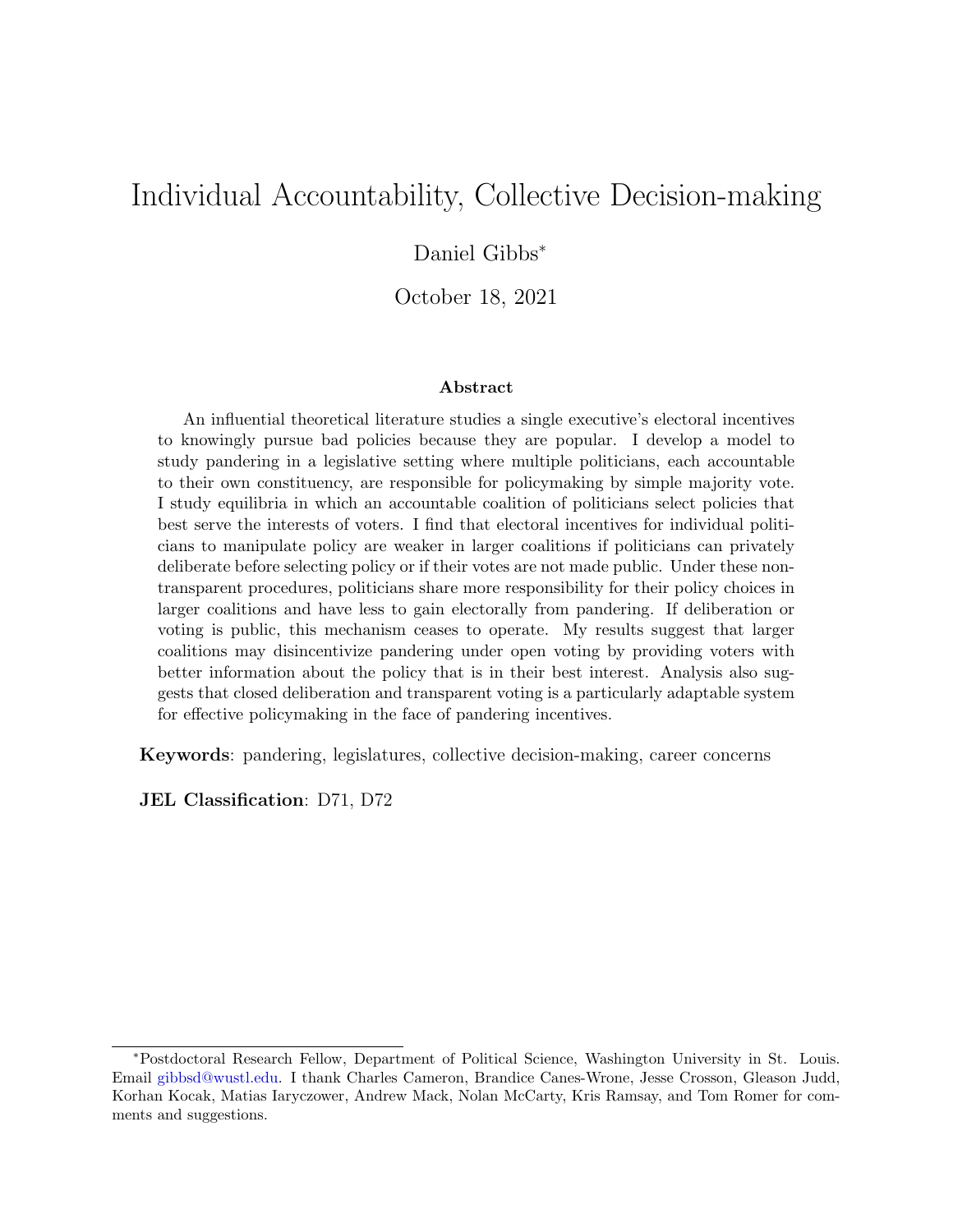# Individual Accountability, Collective Decision-making

Daniel Gibbs*

October 18, 2021

### Abstract

An influential theoretical literature studies a single executive's electoral incentives to knowingly pursue bad policies because they are popular. I develop a model to study pandering in a legislative setting where multiple politicians, each accountable to their own constituency, are responsible for policymaking by simple majority vote. I study equilibria in which an accountable coalition of politicians select policies that best serve the interests of voters. I find that electoral incentives for individual politicians to manipulate policy are weaker in larger coalitions if politicians can privately deliberate before selecting policy or if their votes are not made public. Under these non-transparent procedures, politicians share more responsibility for their policy choices in larger coalitions and have less to gain electorally from pandering. If deliberation or voting is public, this mechanism ceases to operate. My results suggest that larger coalitions may disincentivize pandering under open voting by providing voters with better information about the policy that is in their best interest. Analysis also suggests that closed deliberation and transparent voting is a particularly adaptable system for effective policymaking in the face of pandering incentives.

**Keywords**: pandering, legislatures, collective decision-making, career concerns

**JEL Classification**: D71, D72

---

*Postdoctoral Research Fellow, Department of Political Science, Washington University in St. Louis. Email gibbsd@wustl.edu. I thank Charles Cameron, Brandice Canes-Wrone, Jesse Crosson, Gleason Judd, Korhan Kocak, Matias Iaryczower, Andrew Mack, Nolan McCarty, Kris Ramsay, and Tom Romer for comments and suggestions.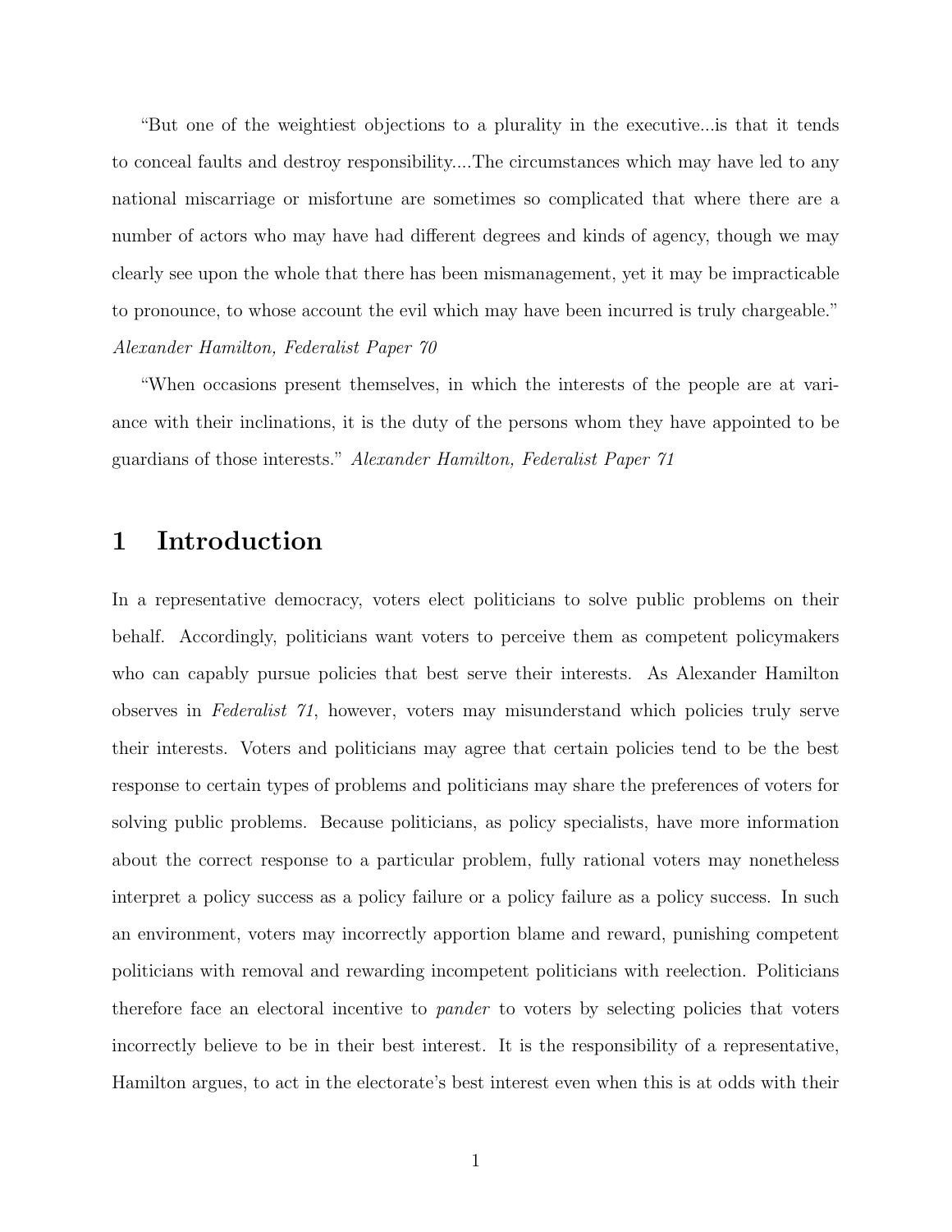"But one of the weightiest objections to a plurality in the executive...is that it tends to conceal faults and destroy responsibility....The circumstances which may have led to any national miscarriage or misfortune are sometimes so complicated that where there are a number of actors who may have had different degrees and kinds of agency, though we may clearly see upon the whole that there has been mismanagement, yet it may be impracticable to pronounce, to whose account the evil which may have been incurred is truly chargeable." *Alexander Hamilton, Federalist Paper 70*

"When occasions present themselves, in which the interests of the people are at variance with their inclinations, it is the duty of the persons whom they have appointed to be guardians of those interests." *Alexander Hamilton, Federalist Paper 71*

# 1 Introduction

In a representative democracy, voters elect politicians to solve public problems on their behalf. Accordingly, politicians want voters to perceive them as competent policymakers who can capably pursue policies that best serve their interests. As Alexander Hamilton observes in *Federalist 71*, however, voters may misunderstand which policies truly serve their interests. Voters and politicians may agree that certain policies tend to be the best response to certain types of problems and politicians may share the preferences of voters for solving public problems. Because politicians, as policy specialists, have more information about the correct response to a particular problem, fully rational voters may nonetheless interpret a policy success as a policy failure or a policy failure as a policy success. In such an environment, voters may incorrectly apportion blame and reward, punishing competent politicians with removal and rewarding incompetent politicians with reelection. Politicians therefore face an electoral incentive to *pander* to voters by selecting policies that voters incorrectly believe to be in their best interest. It is the responsibility of a representative, Hamilton argues, to act in the electorate's best interest even when this is at odds with their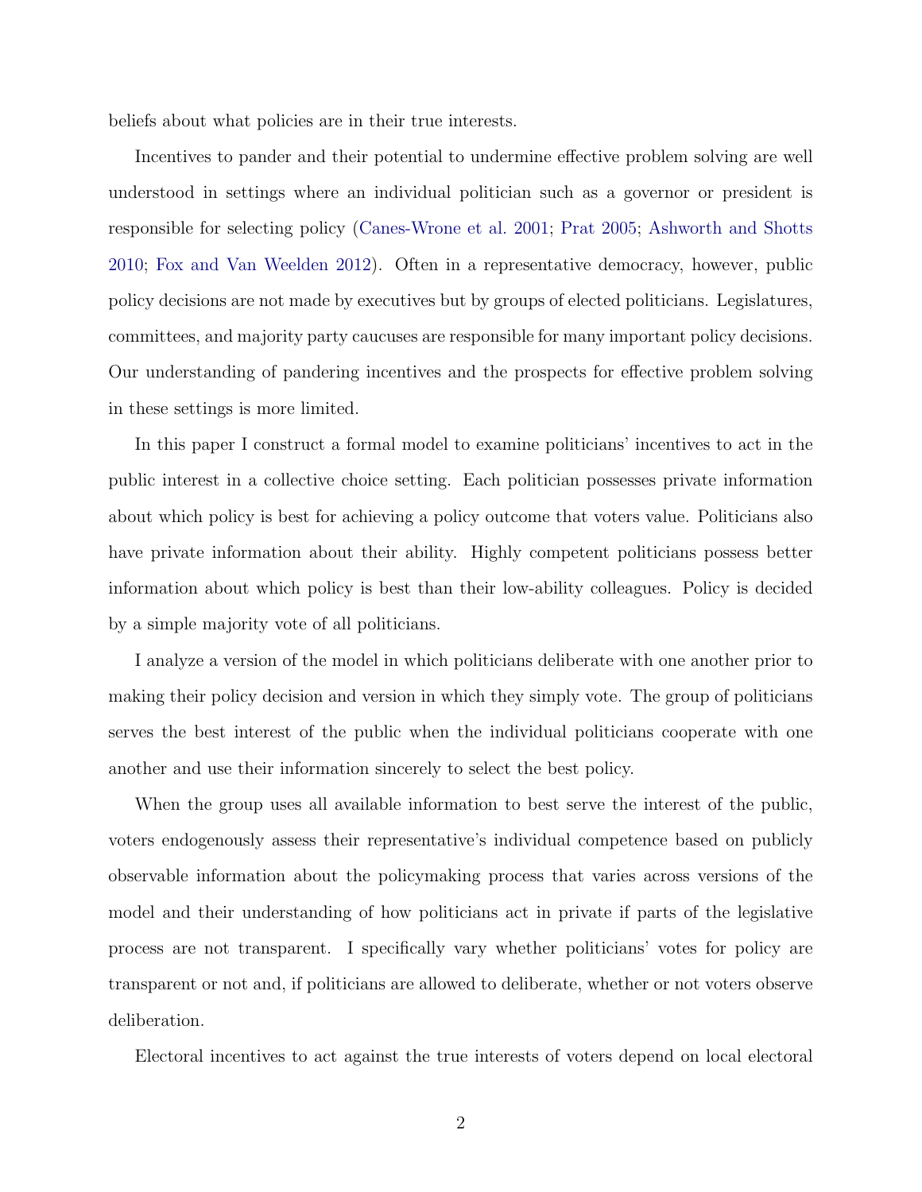beliefs about what policies are in their true interests.

Incentives to pander and their potential to undermine effective problem solving are well understood in settings where an individual politician such as a governor or president is responsible for selecting policy (Canes-Wrone et al. 2001; Prat 2005; Ashworth and Shotts 2010; Fox and Van Weelden 2012). Often in a representative democracy, however, public policy decisions are not made by executives but by groups of elected politicians. Legislatures, committees, and majority party caucuses are responsible for many important policy decisions. Our understanding of pandering incentives and the prospects for effective problem solving in these settings is more limited.

In this paper I construct a formal model to examine politicians' incentives to act in the public interest in a collective choice setting. Each politician possesses private information about which policy is best for achieving a policy outcome that voters value. Politicians also have private information about their ability. Highly competent politicians possess better information about which policy is best than their low-ability colleagues. Policy is decided by a simple majority vote of all politicians.

I analyze a version of the model in which politicians deliberate with one another prior to making their policy decision and version in which they simply vote. The group of politicians serves the best interest of the public when the individual politicians cooperate with one another and use their information sincerely to select the best policy.

When the group uses all available information to best serve the interest of the public, voters endogenously assess their representative's individual competence based on publicly observable information about the policymaking process that varies across versions of the model and their understanding of how politicians act in private if parts of the legislative process are not transparent. I specifically vary whether politicians' votes for policy are transparent or not and, if politicians are allowed to deliberate, whether or not voters observe deliberation.

Electoral incentives to act against the true interests of voters depend on local electoral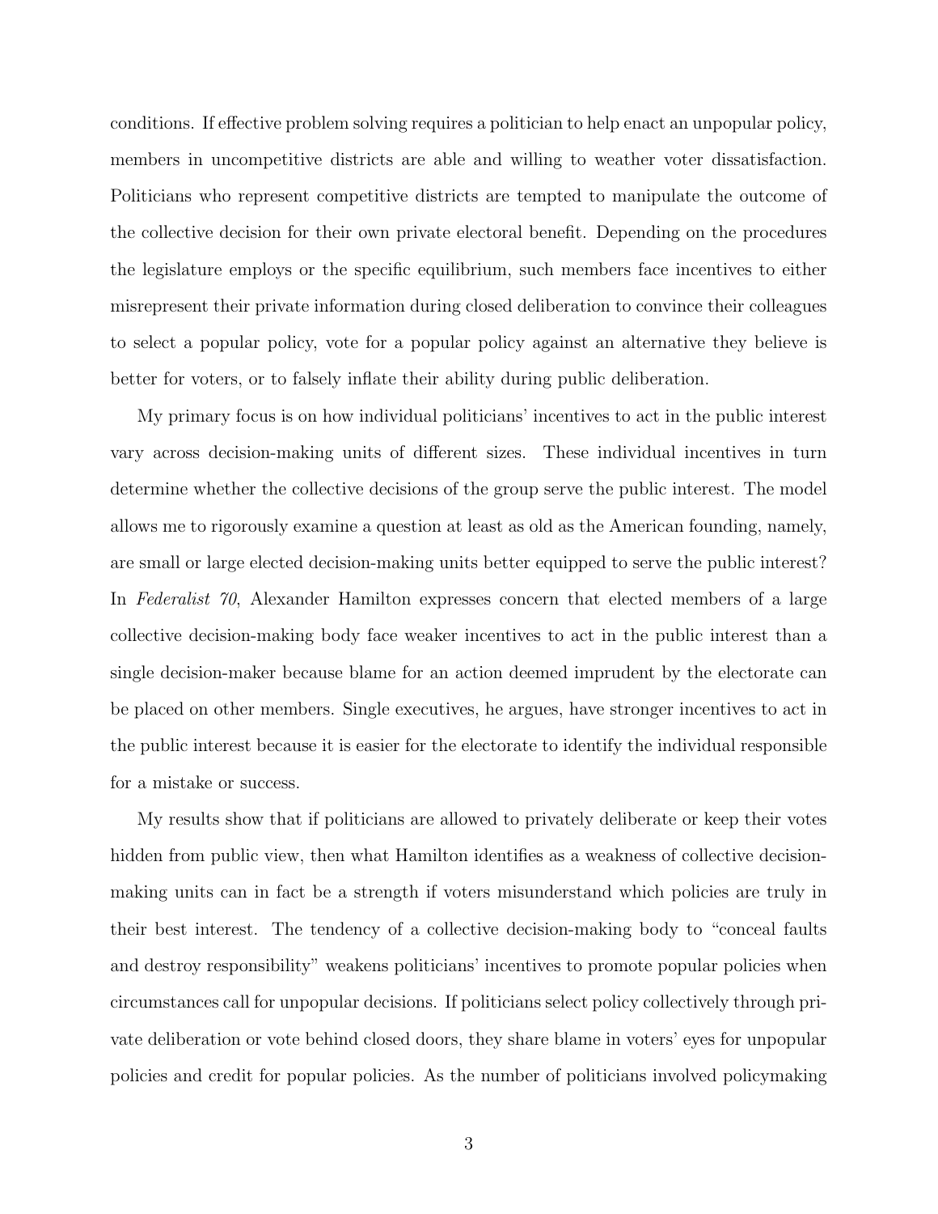conditions. If effective problem solving requires a politician to help enact an unpopular policy, members in uncompetitive districts are able and willing to weather voter dissatisfaction. Politicians who represent competitive districts are tempted to manipulate the outcome of the collective decision for their own private electoral benefit. Depending on the procedures the legislature employs or the specific equilibrium, such members face incentives to either misrepresent their private information during closed deliberation to convince their colleagues to select a popular policy, vote for a popular policy against an alternative they believe is better for voters, or to falsely inflate their ability during public deliberation.

My primary focus is on how individual politicians' incentives to act in the public interest vary across decision-making units of different sizes. These individual incentives in turn determine whether the collective decisions of the group serve the public interest. The model allows me to rigorously examine a question at least as old as the American founding, namely, are small or large elected decision-making units better equipped to serve the public interest? In *Federalist 70*, Alexander Hamilton expresses concern that elected members of a large collective decision-making body face weaker incentives to act in the public interest than a single decision-maker because blame for an action deemed imprudent by the electorate can be placed on other members. Single executives, he argues, have stronger incentives to act in the public interest because it is easier for the electorate to identify the individual responsible for a mistake or success.

My results show that if politicians are allowed to privately deliberate or keep their votes hidden from public view, then what Hamilton identifies as a weakness of collective decision-making units can in fact be a strength if voters misunderstand which policies are truly in their best interest. The tendency of a collective decision-making body to "conceal faults and destroy responsibility" weakens politicians' incentives to promote popular policies when circumstances call for unpopular decisions. If politicians select policy collectively through private deliberation or vote behind closed doors, they share blame in voters' eyes for unpopular policies and credit for popular policies. As the number of politicians involved policymaking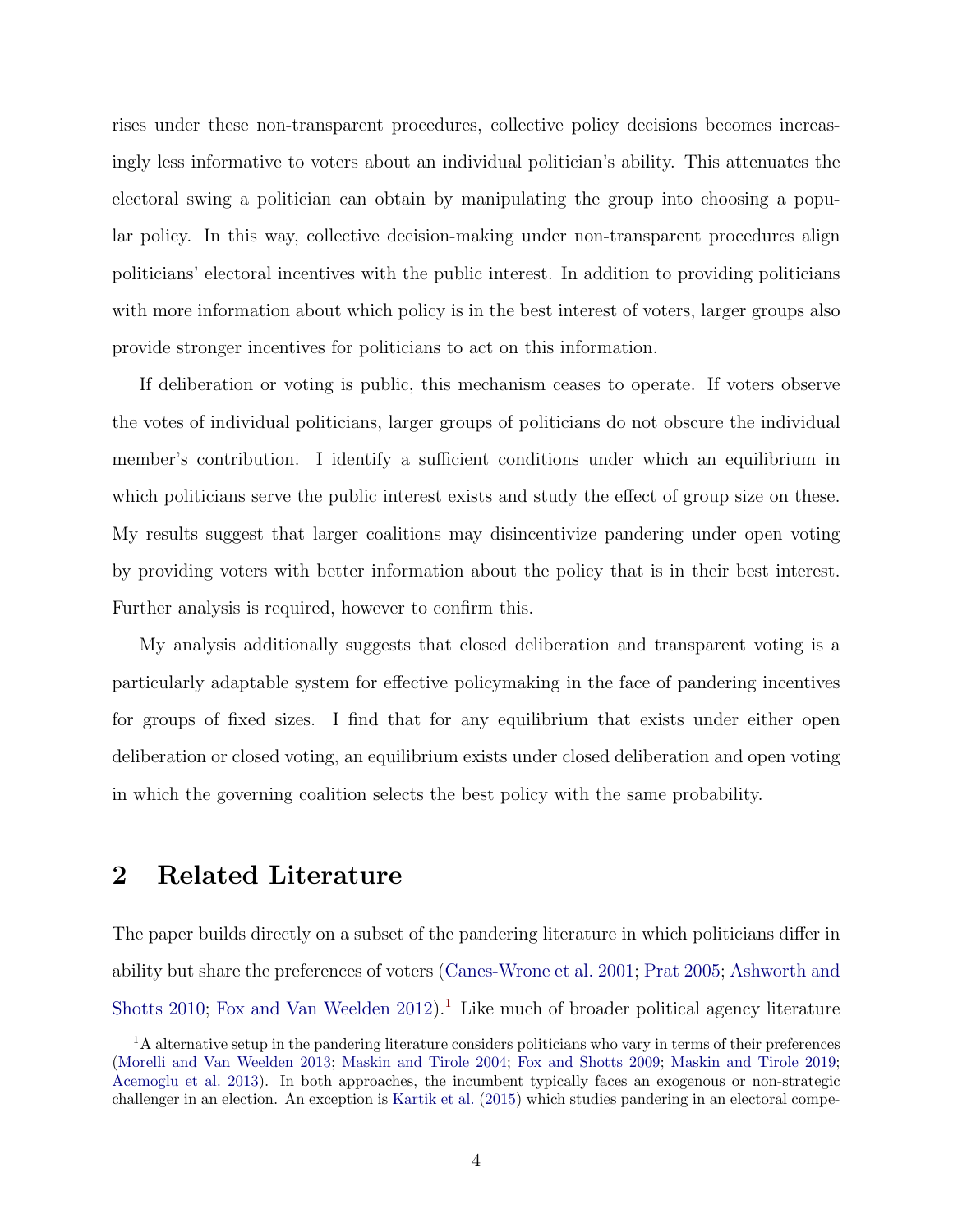rises under these non-transparent procedures, collective policy decisions becomes increasingly less informative to voters about an individual politician's ability. This attenuates the electoral swing a politician can obtain by manipulating the group into choosing a popular policy. In this way, collective decision-making under non-transparent procedures align politicians' electoral incentives with the public interest. In addition to providing politicians with more information about which policy is in the best interest of voters, larger groups also provide stronger incentives for politicians to act on this information.

If deliberation or voting is public, this mechanism ceases to operate. If voters observe the votes of individual politicians, larger groups of politicians do not obscure the individual member's contribution. I identify a sufficient conditions under which an equilibrium in which politicians serve the public interest exists and study the effect of group size on these. My results suggest that larger coalitions may disincentivize pandering under open voting by providing voters with better information about the policy that is in their best interest. Further analysis is required, however to confirm this.

My analysis additionally suggests that closed deliberation and transparent voting is a particularly adaptable system for effective policymaking in the face of pandering incentives for groups of fixed sizes. I find that for any equilibrium that exists under either open deliberation or closed voting, an equilibrium exists under closed deliberation and open voting in which the governing coalition selects the best policy with the same probability.

## 2 Related Literature

The paper builds directly on a subset of the pandering literature in which politicians differ in ability but share the preferences of voters (Canes-Wrone et al. 2001; Prat 2005; Ashworth and Shotts 2010; Fox and Van Weelden 2012).[1] Like much of broader political agency literature

[1] A alternative setup in the pandering literature considers politicians who vary in terms of their preferences (Morelli and Van Weelden 2013; Maskin and Tirole 2004; Fox and Shotts 2009; Maskin and Tirole 2019; Acemoglu et al. 2013). In both approaches, the incumbent typically faces an exogenous or non-strategic challenger in an election. An exception is Kartik et al. (2015) which studies pandering in an electoral compe-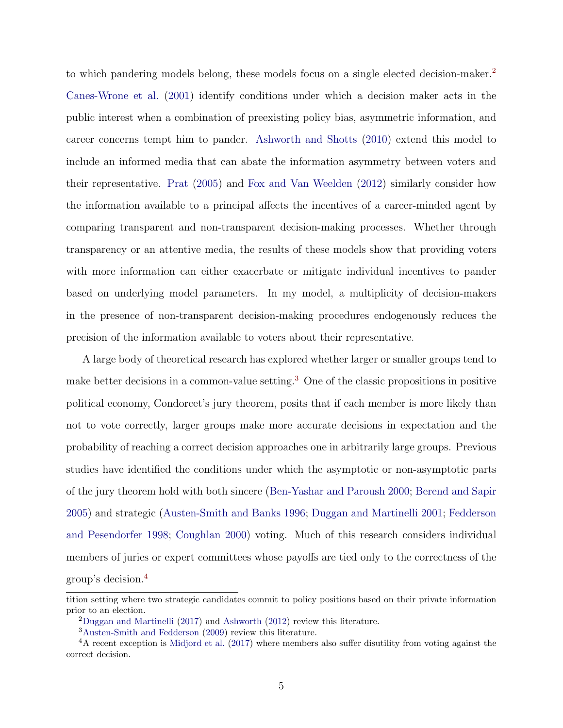to which pandering models belong, these models focus on a single elected decision-maker.[2] Canes-Wrone et al. (2001) identify conditions under which a decision maker acts in the public interest when a combination of preexisting policy bias, asymmetric information, and career concerns tempt him to pander. Ashworth and Shotts (2010) extend this model to include an informed media that can abate the information asymmetry between voters and their representative. Prat (2005) and Fox and Van Weelden (2012) similarly consider how the information available to a principal affects the incentives of a career-minded agent by comparing transparent and non-transparent decision-making processes. Whether through transparency or an attentive media, the results of these models show that providing voters with more information can either exacerbate or mitigate individual incentives to pander based on underlying model parameters. In my model, a multiplicity of decision-makers in the presence of non-transparent decision-making procedures endogenously reduces the precision of the information available to voters about their representative.

A large body of theoretical research has explored whether larger or smaller groups tend to make better decisions in a common-value setting.[3] One of the classic propositions in positive political economy, Condorcet's jury theorem, posits that if each member is more likely than not to vote correctly, larger groups make more accurate decisions in expectation and the probability of reaching a correct decision approaches one in arbitrarily large groups. Previous studies have identified the conditions under which the asymptotic or non-asymptotic parts of the jury theorem hold with both sincere (Ben-Yashar and Paroush 2000; Berend and Sapir 2005) and strategic (Austen-Smith and Banks 1996; Duggan and Martinelli 2001; Fedderson and Pesendorfer 1998; Coughlan 2000) voting. Much of this research considers individual members of juries or expert committees whose payoffs are tied only to the correctness of the group's decision.[4]

---

tition setting where two strategic candidates commit to policy positions based on their private information prior to an election.

[2] Duggan and Martinelli (2017) and Ashworth (2012) review this literature.

[3] Austen-Smith and Fedderson (2009) review this literature.

[4] A recent exception is Midjord et al. (2017) where members also suffer disutility from voting against the correct decision.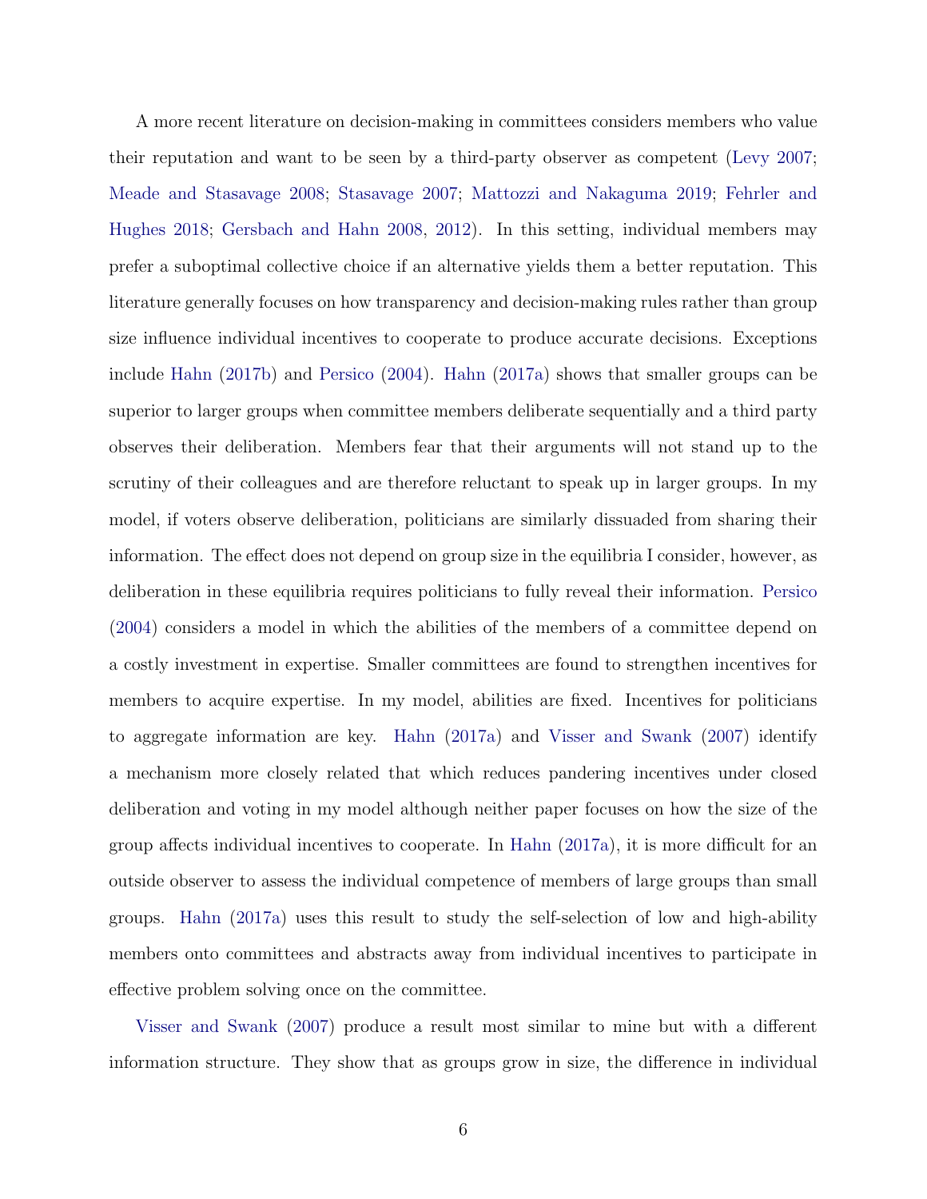A more recent literature on decision-making in committees considers members who value their reputation and want to be seen by a third-party observer as competent (Levy 2007; Meade and Stasavage 2008; Stasavage 2007; Mattozzi and Nakaguma 2019; Fehrler and Hughes 2018; Gersbach and Hahn 2008, 2012). In this setting, individual members may prefer a suboptimal collective choice if an alternative yields them a better reputation. This literature generally focuses on how transparency and decision-making rules rather than group size influence individual incentives to cooperate to produce accurate decisions. Exceptions include Hahn (2017b) and Persico (2004). Hahn (2017a) shows that smaller groups can be superior to larger groups when committee members deliberate sequentially and a third party observes their deliberation. Members fear that their arguments will not stand up to the scrutiny of their colleagues and are therefore reluctant to speak up in larger groups. In my model, if voters observe deliberation, politicians are similarly dissuaded from sharing their information. The effect does not depend on group size in the equilibria I consider, however, as deliberation in these equilibria requires politicians to fully reveal their information. Persico (2004) considers a model in which the abilities of the members of a committee depend on a costly investment in expertise. Smaller committees are found to strengthen incentives for members to acquire expertise. In my model, abilities are fixed. Incentives for politicians to aggregate information are key. Hahn (2017a) and Visser and Swank (2007) identify a mechanism more closely related that which reduces pandering incentives under closed deliberation and voting in my model although neither paper focuses on how the size of the group affects individual incentives to cooperate. In Hahn (2017a), it is more difficult for an outside observer to assess the individual competence of members of large groups than small groups. Hahn (2017a) uses this result to study the self-selection of low and high-ability members onto committees and abstracts away from individual incentives to participate in effective problem solving once on the committee.

Visser and Swank (2007) produce a result most similar to mine but with a different information structure. They show that as groups grow in size, the difference in individual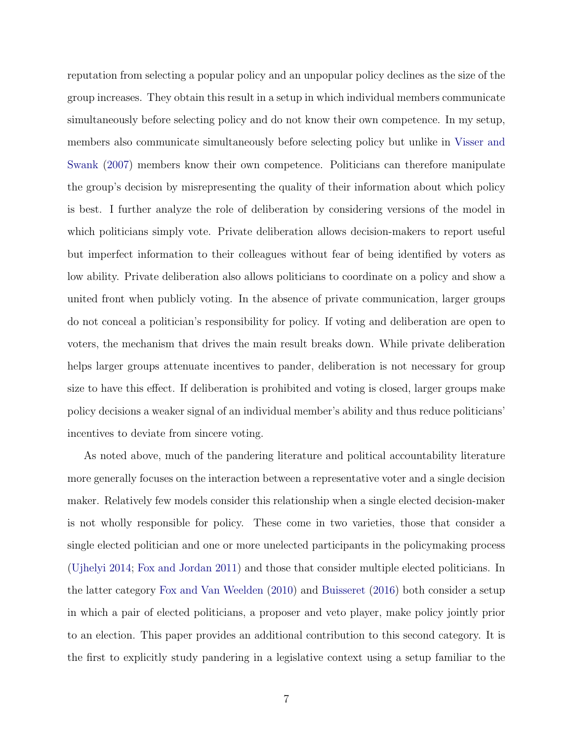reputation from selecting a popular policy and an unpopular policy declines as the size of the group increases. They obtain this result in a setup in which individual members communicate simultaneously before selecting policy and do not know their own competence. In my setup, members also communicate simultaneously before selecting policy but unlike in Visser and Swank (2007) members know their own competence. Politicians can therefore manipulate the group's decision by misrepresenting the quality of their information about which policy is best. I further analyze the role of deliberation by considering versions of the model in which politicians simply vote. Private deliberation allows decision-makers to report useful but imperfect information to their colleagues without fear of being identified by voters as low ability. Private deliberation also allows politicians to coordinate on a policy and show a united front when publicly voting. In the absence of private communication, larger groups do not conceal a politician's responsibility for policy. If voting and deliberation are open to voters, the mechanism that drives the main result breaks down. While private deliberation helps larger groups attenuate incentives to pander, deliberation is not necessary for group size to have this effect. If deliberation is prohibited and voting is closed, larger groups make policy decisions a weaker signal of an individual member's ability and thus reduce politicians' incentives to deviate from sincere voting.

As noted above, much of the pandering literature and political accountability literature more generally focuses on the interaction between a representative voter and a single decision maker. Relatively few models consider this relationship when a single elected decision-maker is not wholly responsible for policy. These come in two varieties, those that consider a single elected politician and one or more unelected participants in the policymaking process (Ujhelyi 2014; Fox and Jordan 2011) and those that consider multiple elected politicians. In the latter category Fox and Van Weelden (2010) and Buisseret (2016) both consider a setup in which a pair of elected politicians, a proposer and veto player, make policy jointly prior to an election. This paper provides an additional contribution to this second category. It is the first to explicitly study pandering in a legislative context using a setup familiar to the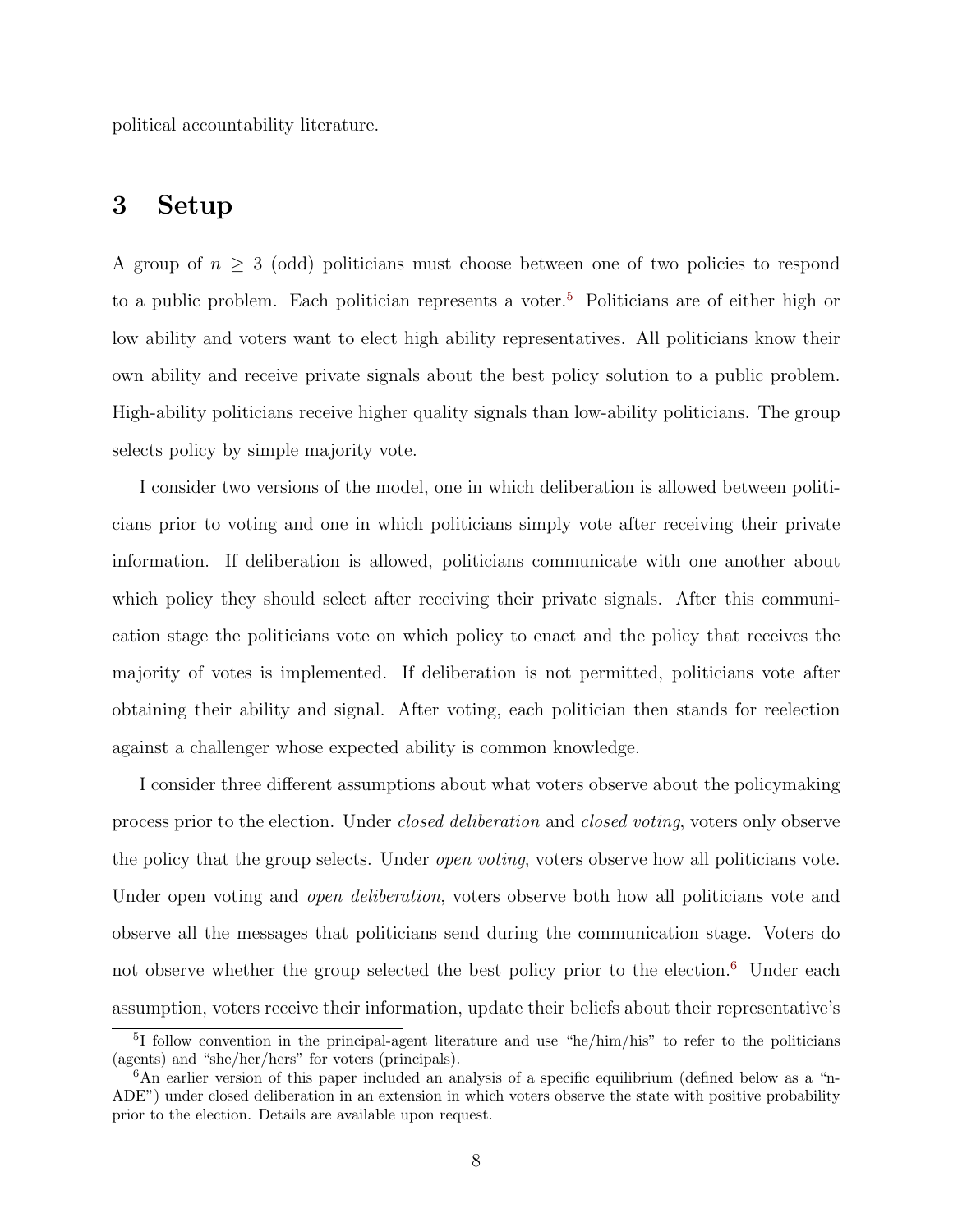political accountability literature.

# 3 Setup

A group of $n \geq 3$ (odd) politicians must choose between one of two policies to respond to a public problem. Each politician represents a voter.[5] Politicians are of either high or low ability and voters want to elect high ability representatives. All politicians know their own ability and receive private signals about the best policy solution to a public problem. High-ability politicians receive higher quality signals than low-ability politicians. The group selects policy by simple majority vote.

I consider two versions of the model, one in which deliberation is allowed between politicians prior to voting and one in which politicians simply vote after receiving their private information. If deliberation is allowed, politicians communicate with one another about which policy they should select after receiving their private signals. After this communication stage the politicians vote on which policy to enact and the policy that receives the majority of votes is implemented. If deliberation is not permitted, politicians vote after obtaining their ability and signal. After voting, each politician then stands for reelection against a challenger whose expected ability is common knowledge.

I consider three different assumptions about what voters observe about the policymaking process prior to the election. Under *closed deliberation* and *closed voting*, voters only observe the policy that the group selects. Under *open voting*, voters observe how all politicians vote. Under open voting and *open deliberation*, voters observe both how all politicians vote and observe all the messages that politicians send during the communication stage. Voters do not observe whether the group selected the best policy prior to the election.[6] Under each assumption, voters receive their information, update their beliefs about their representative's

[5] I follow convention in the principal-agent literature and use "he/him/his" to refer to the politicians (agents) and "she/her/hers" for voters (principals).

[6] An earlier version of this paper included an analysis of a specific equilibrium (defined below as a "n-ADE") under closed deliberation in an extension in which voters observe the state with positive probability prior to the election. Details are available upon request.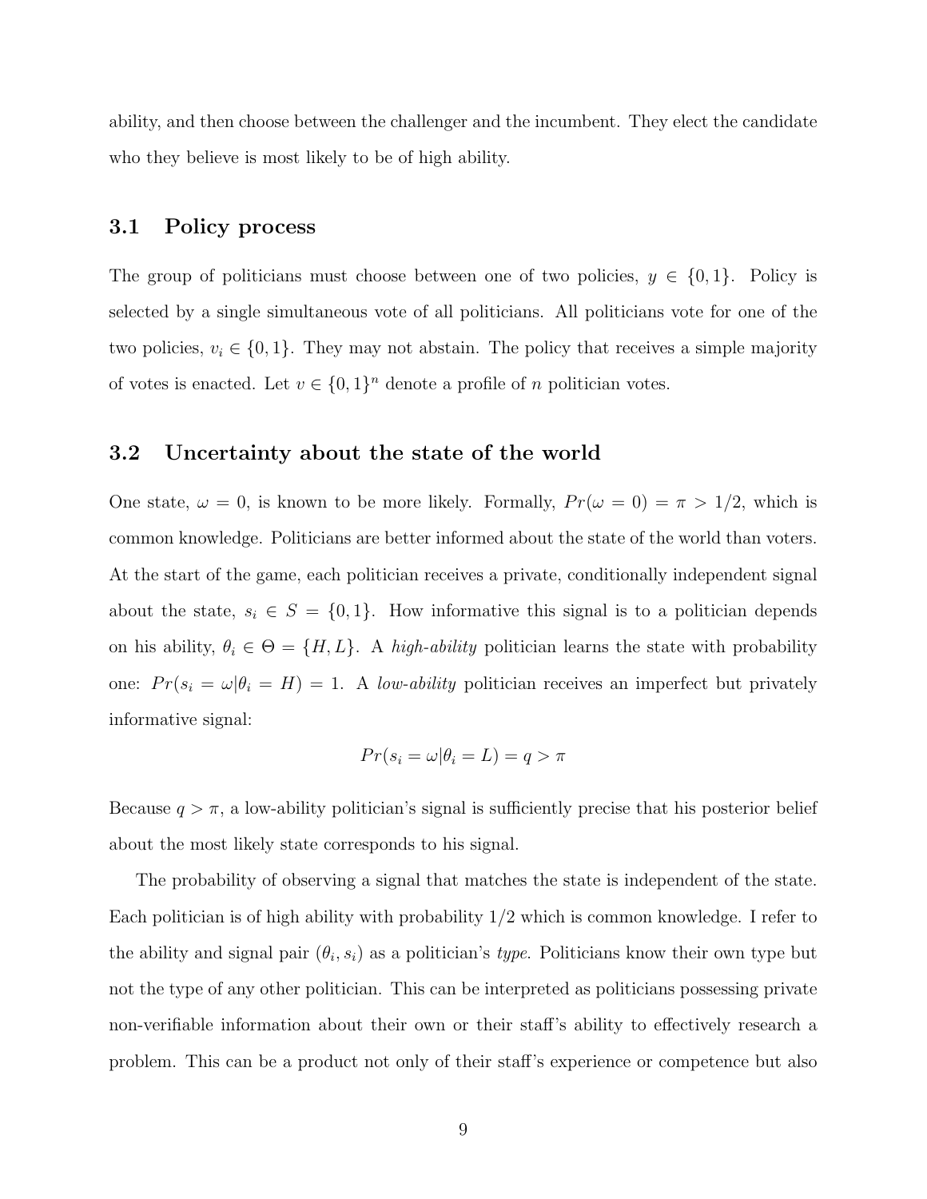ability, and then choose between the challenger and the incumbent. They elect the candidate who they believe is most likely to be of high ability.

### 3.1 Policy process

The group of politicians must choose between one of two policies, $y \in \{0, 1\}$. Policy is selected by a single simultaneous vote of all politicians. All politicians vote for one of the two policies, $v_i \in \{0, 1\}$. They may not abstain. The policy that receives a simple majority of votes is enacted. Let $v \in \{0, 1\}^n$ denote a profile of $n$ politician votes.

### 3.2 Uncertainty about the state of the world

One state, $\omega = 0$, is known to be more likely. Formally, $Pr(\omega = 0) = \pi > 1/2$, which is common knowledge. Politicians are better informed about the state of the world than voters. At the start of the game, each politician receives a private, conditionally independent signal about the state, $s_i \in S = \{0, 1\}$. How informative this signal is to a politician depends on his ability, $\theta_i \in \Theta = \{H, L\}$. A *high-ability* politician learns the state with probability one: $Pr(s_i = \omega | \theta_i = H) = 1$. A *low-ability* politician receives an imperfect but privately informative signal:

$$Pr(s_i = \omega | \theta_i = L) = q > \pi$$

Because $q > \pi$, a low-ability politician's signal is sufficiently precise that his posterior belief about the most likely state corresponds to his signal.

The probability of observing a signal that matches the state is independent of the state. Each politician is of high ability with probability 1/2 which is common knowledge. I refer to the ability and signal pair $(\theta_i, s_i)$ as a politician's *type*. Politicians know their own type but not the type of any other politician. This can be interpreted as politicians possessing private non-verifiable information about their own or their staff's ability to effectively research a problem. This can be a product not only of their staff's experience or competence but also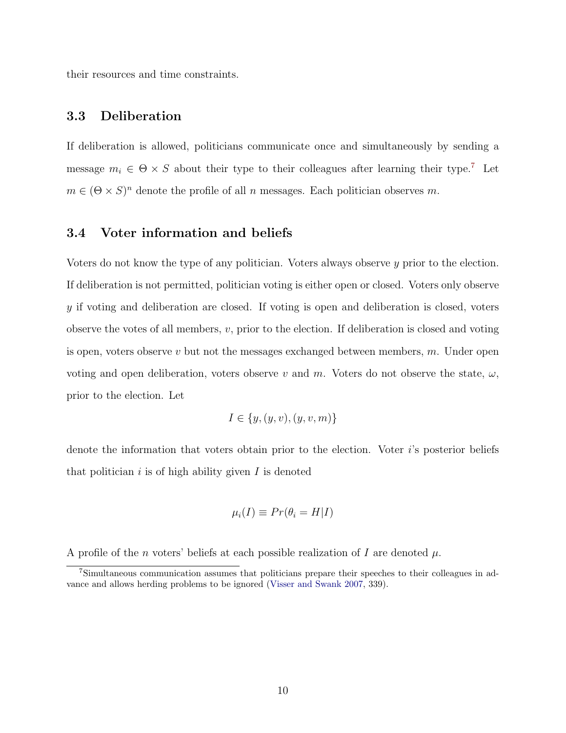their resources and time constraints.

### 3.3 Deliberation

If deliberation is allowed, politicians communicate once and simultaneously by sending a message $m_i \in \Theta \times S$ about their type to their colleagues after learning their type.[7] Let $m \in (\Theta \times S)^n$ denote the profile of all $n$ messages. Each politician observes $m$.

### 3.4 Voter information and beliefs

Voters do not know the type of any politician. Voters always observe $y$ prior to the election. If deliberation is not permitted, politician voting is either open or closed. Voters only observe $y$ if voting and deliberation are closed. If voting is open and deliberation is closed, voters observe the votes of all members, $v$, prior to the election. If deliberation is closed and voting is open, voters observe $v$ but not the messages exchanged between members, $m$. Under open voting and open deliberation, voters observe $v$ and $m$. Voters do not observe the state, $\omega$, prior to the election. Let

$$I \in \{y, (y, v), (y, v, m)\}$$

denote the information that voters obtain prior to the election. Voter $i$'s posterior beliefs that politician $i$ is of high ability given $I$ is denoted

$$\mu_i(I) \equiv Pr(\theta_i = H|I)$$

A profile of the $n$ voters' beliefs at each possible realization of $I$ are denoted $\mu$.

[7] Simultaneous communication assumes that politicians prepare their speeches to their colleagues in advance and allows herding problems to be ignored (Visser and Swank 2007, 339).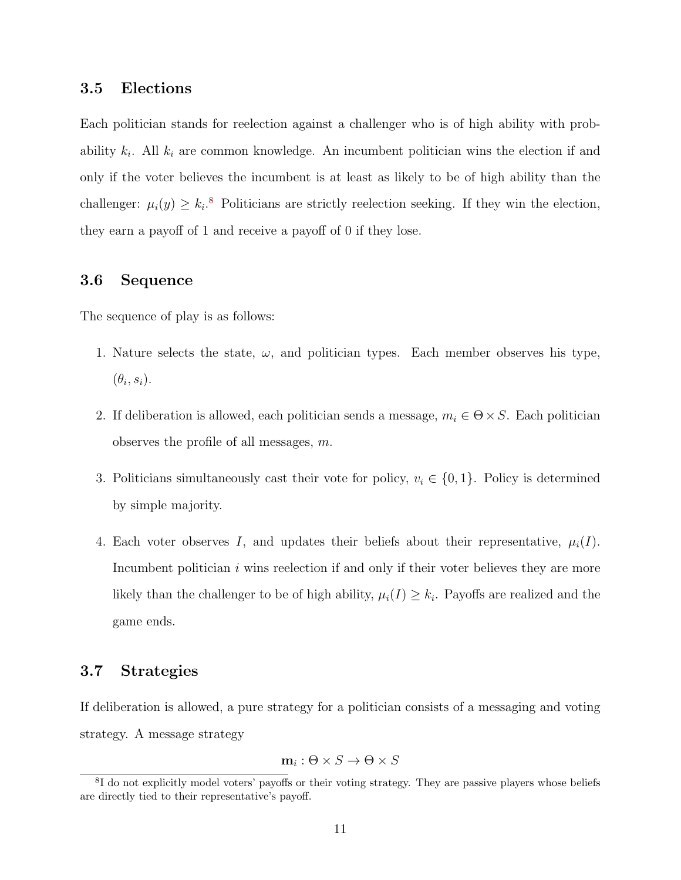### 3.5 Elections

Each politician stands for reelection against a challenger who is of high ability with probability $k_i$. All $k_i$ are common knowledge. An incumbent politician wins the election if and only if the voter believes the incumbent is at least as likely to be of high ability than the challenger: $\mu_i(y) \geq k_i$.[8] Politicians are strictly reelection seeking. If they win the election, they earn a payoff of 1 and receive a payoff of 0 if they lose.

### 3.6 Sequence

The sequence of play is as follows:

1. Nature selects the state, $\omega$, and politician types. Each member observes his type, $(\theta_i, s_i)$.
2. If deliberation is allowed, each politician sends a message, $m_i \in \Theta \times S$. Each politician observes the profile of all messages, $m$.
3. Politicians simultaneously cast their vote for policy, $v_i \in \{0, 1\}$. Policy is determined by simple majority.
4. Each voter observes $I$, and updates their beliefs about their representative, $\mu_i(I)$. Incumbent politician $i$ wins reelection if and only if their voter believes they are more likely than the challenger to be of high ability, $\mu_i(I) \geq k_i$. Payoffs are realized and the game ends.

### 3.7 Strategies

If deliberation is allowed, a pure strategy for a politician consists of a messaging and voting strategy. A message strategy

$$\mathbf{m}_i : \Theta \times S \to \Theta \times S$$

[8] I do not explicitly model voters' payoffs or their voting strategy. They are passive players whose beliefs are directly tied to their representative's payoff.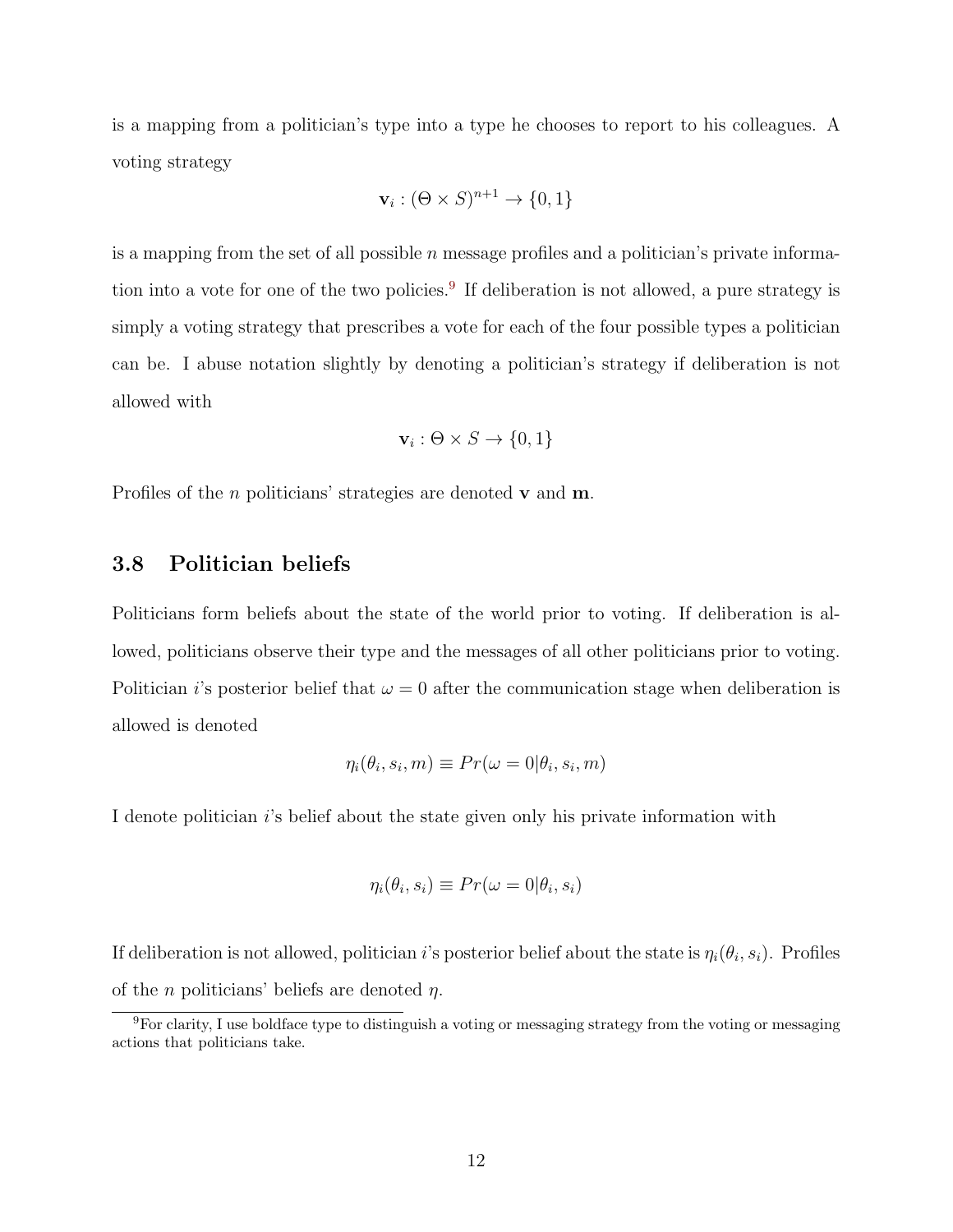is a mapping from a politician's type into a type he chooses to report to his colleagues. A voting strategy

$$\mathbf{v}_i : (\Theta \times S)^{n+1} \to \{0, 1\}$$

is a mapping from the set of all possible $n$ message profiles and a politician's private information into a vote for one of the two policies.[9] If deliberation is not allowed, a pure strategy is simply a voting strategy that prescribes a vote for each of the four possible types a politician can be. I abuse notation slightly by denoting a politician's strategy if deliberation is not allowed with

$$\mathbf{v}_i : \Theta \times S \to \{0, 1\}$$

Profiles of the $n$ politicians' strategies are denoted $\mathbf{v}$ and $\mathbf{m}$.

### 3.8 Politician beliefs

Politicians form beliefs about the state of the world prior to voting. If deliberation is allowed, politicians observe their type and the messages of all other politicians prior to voting. Politician $i$'s posterior belief that $\omega = 0$ after the communication stage when deliberation is allowed is denoted

$$\eta_i(\theta_i, s_i, m) \equiv Pr(\omega = 0 | \theta_i, s_i, m)$$

I denote politician $i$'s belief about the state given only his private information with

$$\eta_i(\theta_i, s_i) \equiv Pr(\omega = 0 | \theta_i, s_i)$$

If deliberation is not allowed, politician $i$'s posterior belief about the state is $\eta_i(\theta_i, s_i)$. Profiles of the $n$ politicians' beliefs are denoted $\eta$.

[9] For clarity, I use boldface type to distinguish a voting or messaging strategy from the voting or messaging actions that politicians take.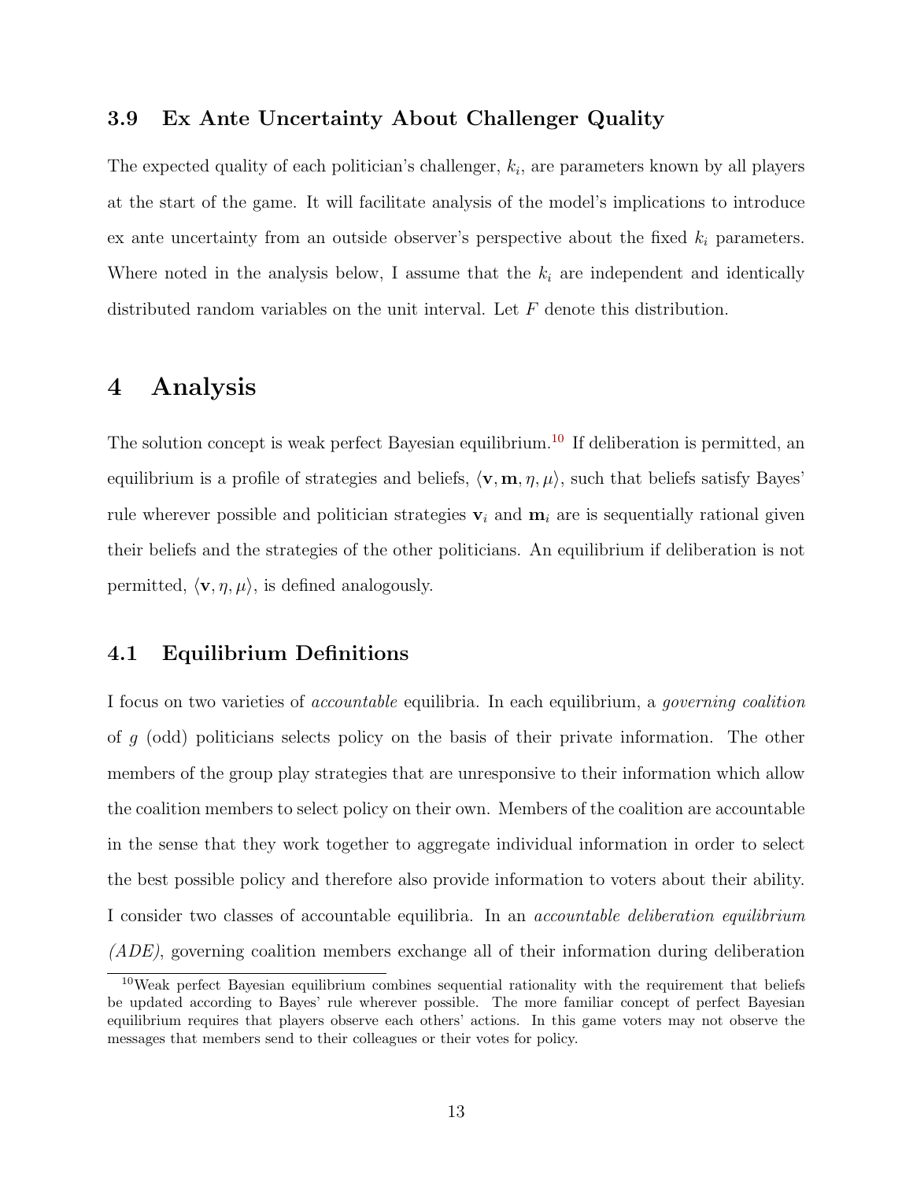### 3.9 Ex Ante Uncertainty About Challenger Quality

The expected quality of each politician's challenger, $k_i$, are parameters known by all players at the start of the game. It will facilitate analysis of the model's implications to introduce ex ante uncertainty from an outside observer's perspective about the fixed $k_i$ parameters. Where noted in the analysis below, I assume that the $k_i$ are independent and identically distributed random variables on the unit interval. Let $F$ denote this distribution.

# 4 Analysis

The solution concept is weak perfect Bayesian equilibrium.[10] If deliberation is permitted, an equilibrium is a profile of strategies and beliefs, $\langle \mathbf{v}, \mathbf{m}, \eta, \mu \rangle$, such that beliefs satisfy Bayes' rule wherever possible and politician strategies $\mathbf{v}_i$ and $\mathbf{m}_i$ are is sequentially rational given their beliefs and the strategies of the other politicians. An equilibrium if deliberation is not permitted, $\langle \mathbf{v}, \eta, \mu \rangle$, is defined analogously.

## 4.1 Equilibrium Definitions

I focus on two varieties of *accountable* equilibria. In each equilibrium, a *governing coalition* of $g$ (odd) politicians selects policy on the basis of their private information. The other members of the group play strategies that are unresponsive to their information which allow the coalition members to select policy on their own. Members of the coalition are accountable in the sense that they work together to aggregate individual information in order to select the best possible policy and therefore also provide information to voters about their ability. I consider two classes of accountable equilibria. In an *accountable deliberation equilibrium (ADE)*, governing coalition members exchange all of their information during deliberation

[10] Weak perfect Bayesian equilibrium combines sequential rationality with the requirement that beliefs be updated according to Bayes' rule wherever possible. The more familiar concept of perfect Bayesian equilibrium requires that players observe each others' actions. In this game voters may not observe the messages that members send to their colleagues or their votes for policy.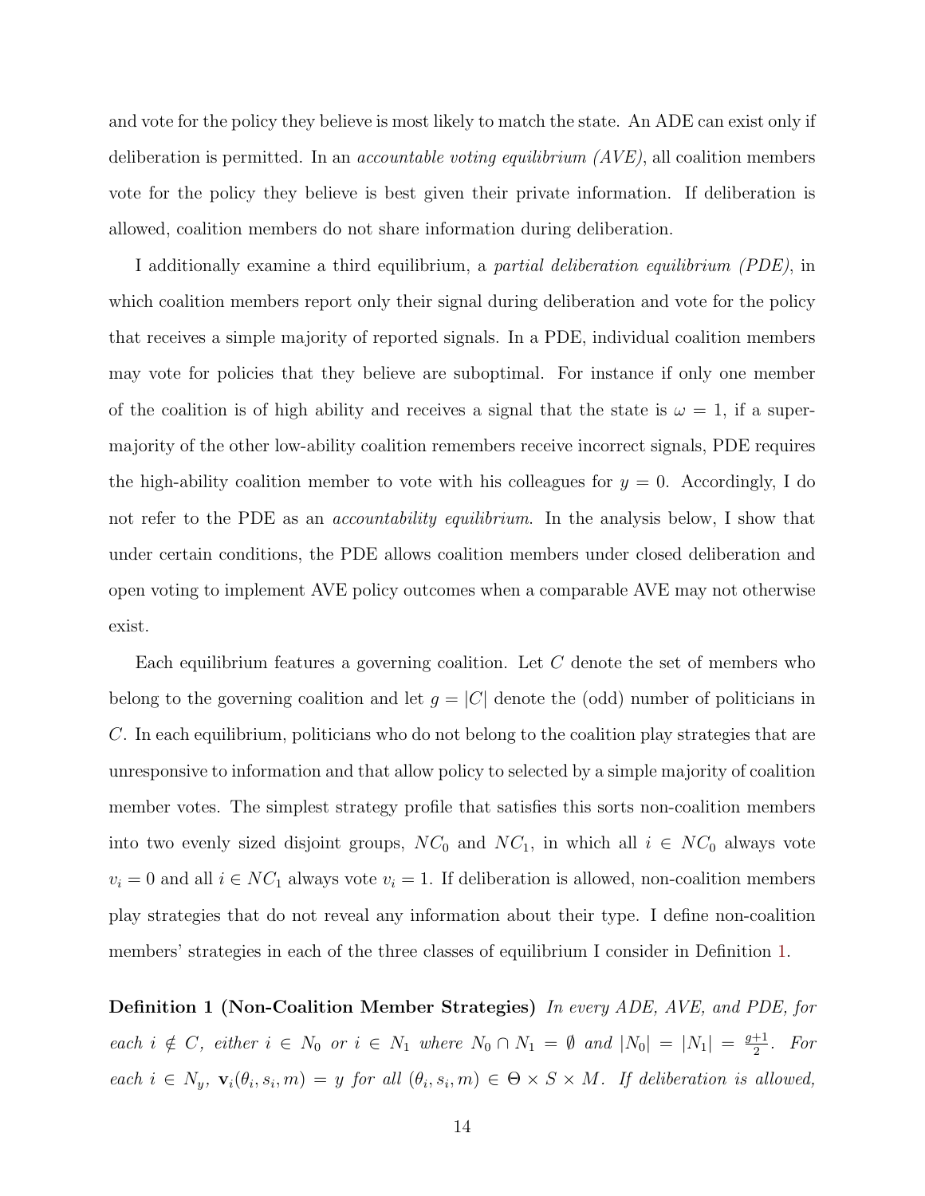and vote for the policy they believe is most likely to match the state. An ADE can exist only if deliberation is permitted. In an *accountable voting equilibrium (AVE)*, all coalition members vote for the policy they believe is best given their private information. If deliberation is allowed, coalition members do not share information during deliberation.

I additionally examine a third equilibrium, a *partial deliberation equilibrium (PDE)*, in which coalition members report only their signal during deliberation and vote for the policy that receives a simple majority of reported signals. In a PDE, individual coalition members may vote for policies that they believe are suboptimal. For instance if only one member of the coalition is of high ability and receives a signal that the state is $\omega = 1$, if a super-majority of the other low-ability coalition remembers receive incorrect signals, PDE requires the high-ability coalition member to vote with his colleagues for $y = 0$. Accordingly, I do not refer to the PDE as an *accountability equilibrium*. In the analysis below, I show that under certain conditions, the PDE allows coalition members under closed deliberation and open voting to implement AVE policy outcomes when a comparable AVE may not otherwise exist.

Each equilibrium features a governing coalition. Let $C$ denote the set of members who belong to the governing coalition and let $g = |C|$ denote the (odd) number of politicians in $C$. In each equilibrium, politicians who do not belong to the coalition play strategies that are unresponsive to information and that allow policy to selected by a simple majority of coalition member votes. The simplest strategy profile that satisfies this sorts non-coalition members into two evenly sized disjoint groups, $NC_0$ and $NC_1$, in which all $i \in NC_0$ always vote $v_i = 0$ and all $i \in NC_1$ always vote $v_i = 1$. If deliberation is allowed, non-coalition members play strategies that do not reveal any information about their type. I define non-coalition members' strategies in each of the three classes of equilibrium I consider in Definition 1.

**Definition 1 (Non-Coalition Member Strategies)** *In every ADE, AVE, and PDE, for each $i \notin C$, either $i \in N_0$ or $i \in N_1$ where $N_0 \cap N_1 = \emptyset$ and $|N_0| = |N_1| = \frac{g+1}{2}$. For each $i \in N_y$, $\mathbf{v}_i(\theta_i, s_i, m) = y$ for all $(\theta_i, s_i, m) \in \Theta \times S \times M$. If deliberation is allowed,*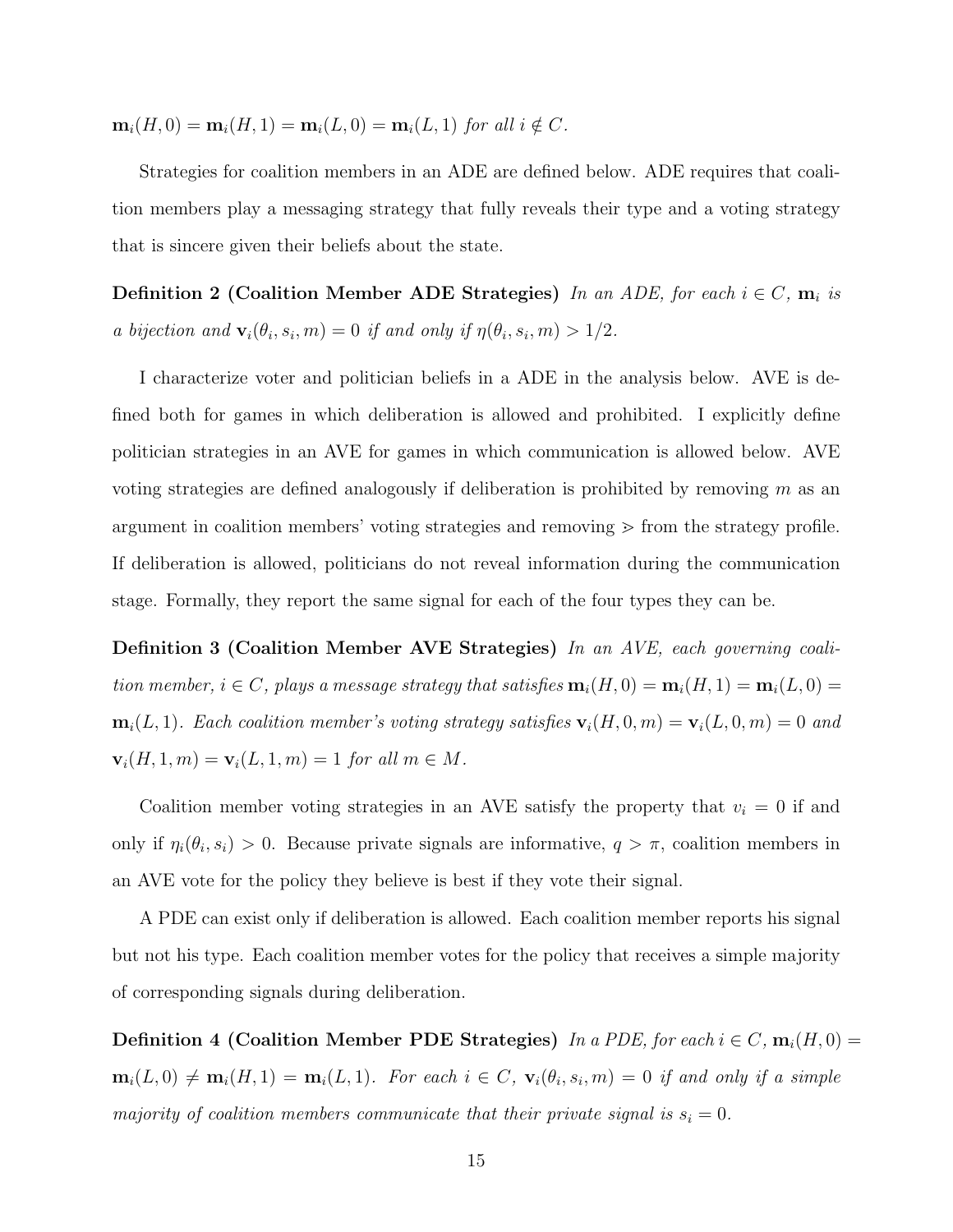$\mathbf{m}_i(H, 0) = \mathbf{m}_i(H, 1) = \mathbf{m}_i(L, 0) = \mathbf{m}_i(L, 1)$ *for all* $i \notin C$.

Strategies for coalition members in an ADE are defined below. ADE requires that coalition members play a messaging strategy that fully reveals their type and a voting strategy that is sincere given their beliefs about the state.

**Definition 2 (Coalition Member ADE Strategies)** *In an ADE, for each* $i \in C$, $\mathbf{m}_i$ *is a bijection and* $\mathbf{v}_i(\theta_i, s_i, m) = 0$ *if and only if* $\eta(\theta_i, s_i, m) > 1/2$.

I characterize voter and politician beliefs in a ADE in the analysis below. AVE is defined both for games in which deliberation is allowed and prohibited. I explicitly define politician strategies in an AVE for games in which communication is allowed below. AVE voting strategies are defined analogously if deliberation is prohibited by removing $m$ as an argument in coalition members' voting strategies and removing $\succ$ from the strategy profile. If deliberation is allowed, politicians do not reveal information during the communication stage. Formally, they report the same signal for each of the four types they can be.

**Definition 3 (Coalition Member AVE Strategies)** *In an AVE, each governing coalition member,* $i \in C$, *plays a message strategy that satisfies* $\mathbf{m}_i(H, 0) = \mathbf{m}_i(H, 1) = \mathbf{m}_i(L, 0) = \mathbf{m}_i(L, 1)$. *Each coalition member's voting strategy satisfies* $\mathbf{v}_i(H, 0, m) = \mathbf{v}_i(L, 0, m) = 0$ *and* $\mathbf{v}_i(H, 1, m) = \mathbf{v}_i(L, 1, m) = 1$ *for all* $m \in M$.

Coalition member voting strategies in an AVE satisfy the property that $v_i = 0$ if and only if $\eta_i(\theta_i, s_i) > 0$. Because private signals are informative, $q > \pi$, coalition members in an AVE vote for the policy they believe is best if they vote their signal.

A PDE can exist only if deliberation is allowed. Each coalition member reports his signal but not his type. Each coalition member votes for the policy that receives a simple majority of corresponding signals during deliberation.

**Definition 4 (Coalition Member PDE Strategies)** *In a PDE, for each* $i \in C$, $\mathbf{m}_i(H, 0) = \mathbf{m}_i(L, 0) \neq \mathbf{m}_i(H, 1) = \mathbf{m}_i(L, 1)$. *For each* $i \in C$, $\mathbf{v}_i(\theta_i, s_i, m) = 0$ *if and only if a simple majority of coalition members communicate that their private signal is* $s_i = 0$.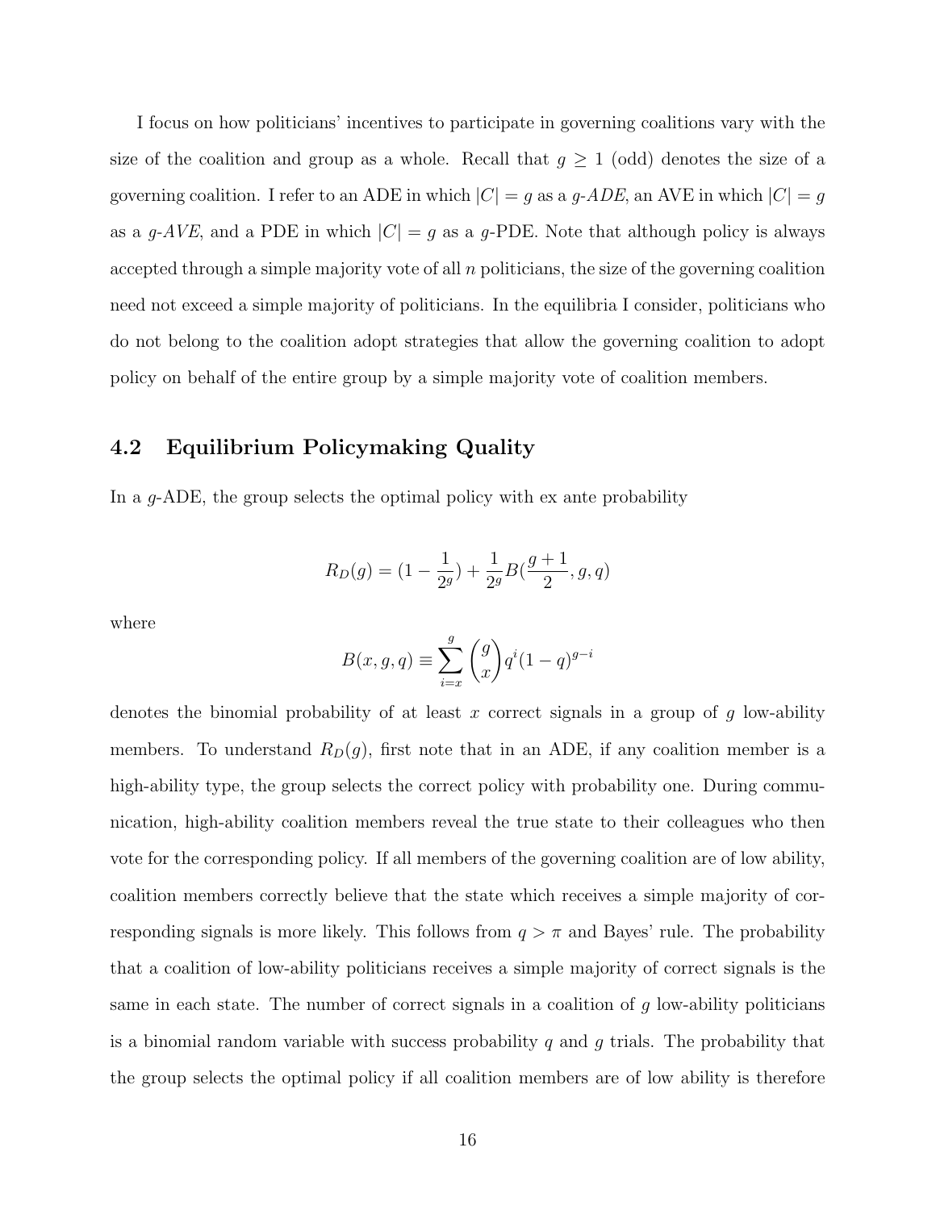I focus on how politicians' incentives to participate in governing coalitions vary with the size of the coalition and group as a whole. Recall that $g \geq 1$ (odd) denotes the size of a governing coalition. I refer to an ADE in which $|C| = g$ as a *g-ADE*, an AVE in which $|C| = g$ as a *g-AVE*, and a PDE in which $|C| = g$ as a $g$-PDE. Note that although policy is always accepted through a simple majority vote of all $n$ politicians, the size of the governing coalition need not exceed a simple majority of politicians. In the equilibria I consider, politicians who do not belong to the coalition adopt strategies that allow the governing coalition to adopt policy on behalf of the entire group by a simple majority vote of coalition members.

## 4.2 Equilibrium Policymaking Quality

In a $g$-ADE, the group selects the optimal policy with ex ante probability

$$R_D(g) = (1 - \frac{1}{2^g}) + \frac{1}{2^g} B(\frac{g+1}{2}, g, q)$$

where

$$B(x, g, q) \equiv \sum_{i=x}^{g} \binom{g}{x} q^i (1-q)^{g-i}$$

denotes the binomial probability of at least $x$ correct signals in a group of $g$ low-ability members. To understand $R_D(g)$, first note that in an ADE, if any coalition member is a high-ability type, the group selects the correct policy with probability one. During communication, high-ability coalition members reveal the true state to their colleagues who then vote for the corresponding policy. If all members of the governing coalition are of low ability, coalition members correctly believe that the state which receives a simple majority of corresponding signals is more likely. This follows from $q > \pi$ and Bayes' rule. The probability that a coalition of low-ability politicians receives a simple majority of correct signals is the same in each state. The number of correct signals in a coalition of $g$ low-ability politicians is a binomial random variable with success probability $q$ and $g$ trials. The probability that the group selects the optimal policy if all coalition members are of low ability is therefore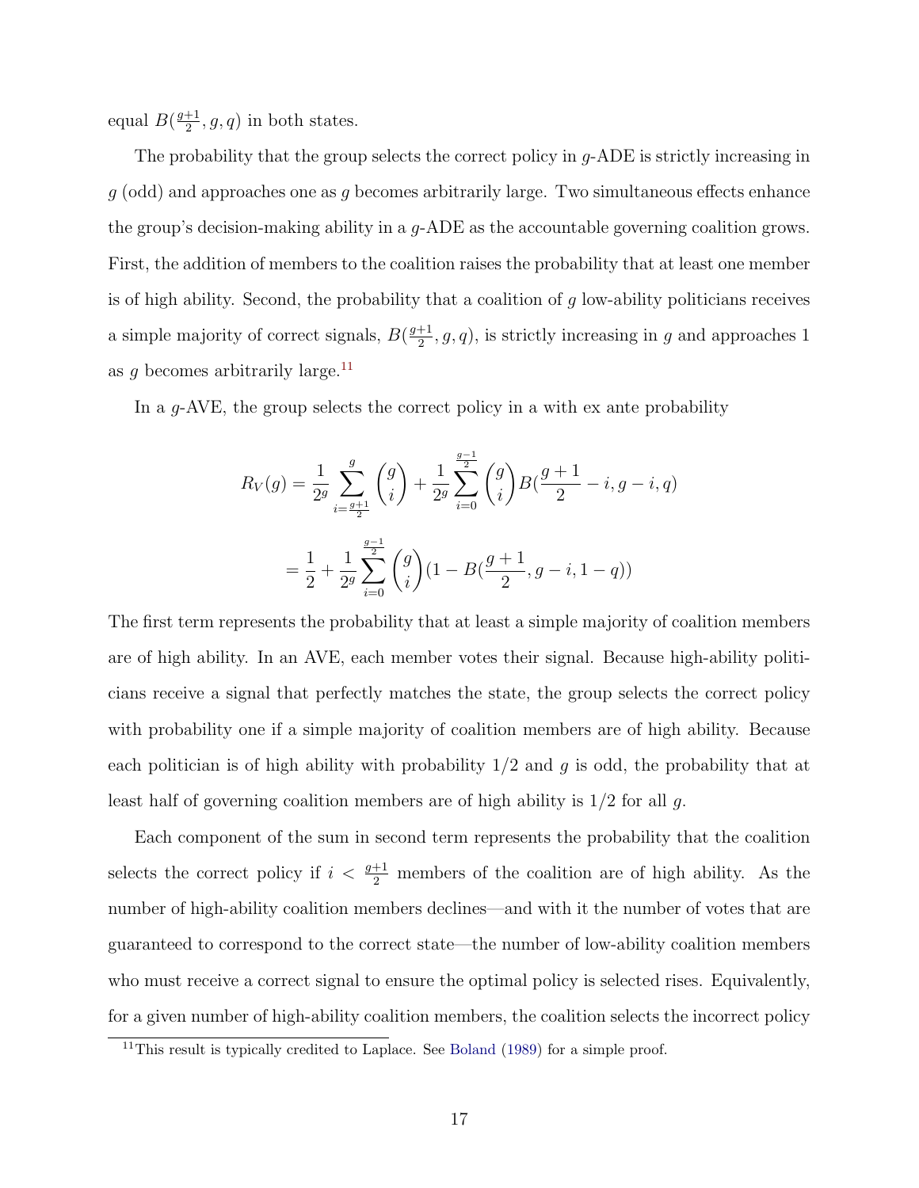equal $B(\frac{g+1}{2}, g, q)$ in both states.

The probability that the group selects the correct policy in $g$-ADE is strictly increasing in $g$ (odd) and approaches one as $g$ becomes arbitrarily large. Two simultaneous effects enhance the group's decision-making ability in a $g$-ADE as the accountable governing coalition grows. First, the addition of members to the coalition raises the probability that at least one member is of high ability. Second, the probability that a coalition of $g$ low-ability politicians receives a simple majority of correct signals, $B(\frac{g+1}{2}, g, q)$, is strictly increasing in $g$ and approaches 1 as $g$ becomes arbitrarily large.[11]

In a $g$-AVE, the group selects the correct policy in a with ex ante probability

$$R_V(g) = \frac{1}{2^g}\sum_{i=\frac{g+1}{2}}^{g}\binom{g}{i} + \frac{1}{2^g}\sum_{i=0}^{\frac{g-1}{2}}\binom{g}{i}B(\frac{g+1}{2} - i, g-i, q)$$

$$= \frac{1}{2} + \frac{1}{2^g}\sum_{i=0}^{\frac{g-1}{2}}\binom{g}{i}(1 - B(\frac{g+1}{2}, g-i, 1-q))$$

The first term represents the probability that at least a simple majority of coalition members are of high ability. In an AVE, each member votes their signal. Because high-ability politicians receive a signal that perfectly matches the state, the group selects the correct policy with probability one if a simple majority of coalition members are of high ability. Because each politician is of high ability with probability $1/2$ and $g$ is odd, the probability that at least half of governing coalition members are of high ability is $1/2$ for all $g$.

Each component of the sum in second term represents the probability that the coalition selects the correct policy if $i < \frac{g+1}{2}$ members of the coalition are of high ability. As the number of high-ability coalition members declines—and with it the number of votes that are guaranteed to correspond to the correct state—the number of low-ability coalition members who must receive a correct signal to ensure the optimal policy is selected rises. Equivalently, for a given number of high-ability coalition members, the coalition selects the incorrect policy

[11] This result is typically credited to Laplace. See Boland (1989) for a simple proof.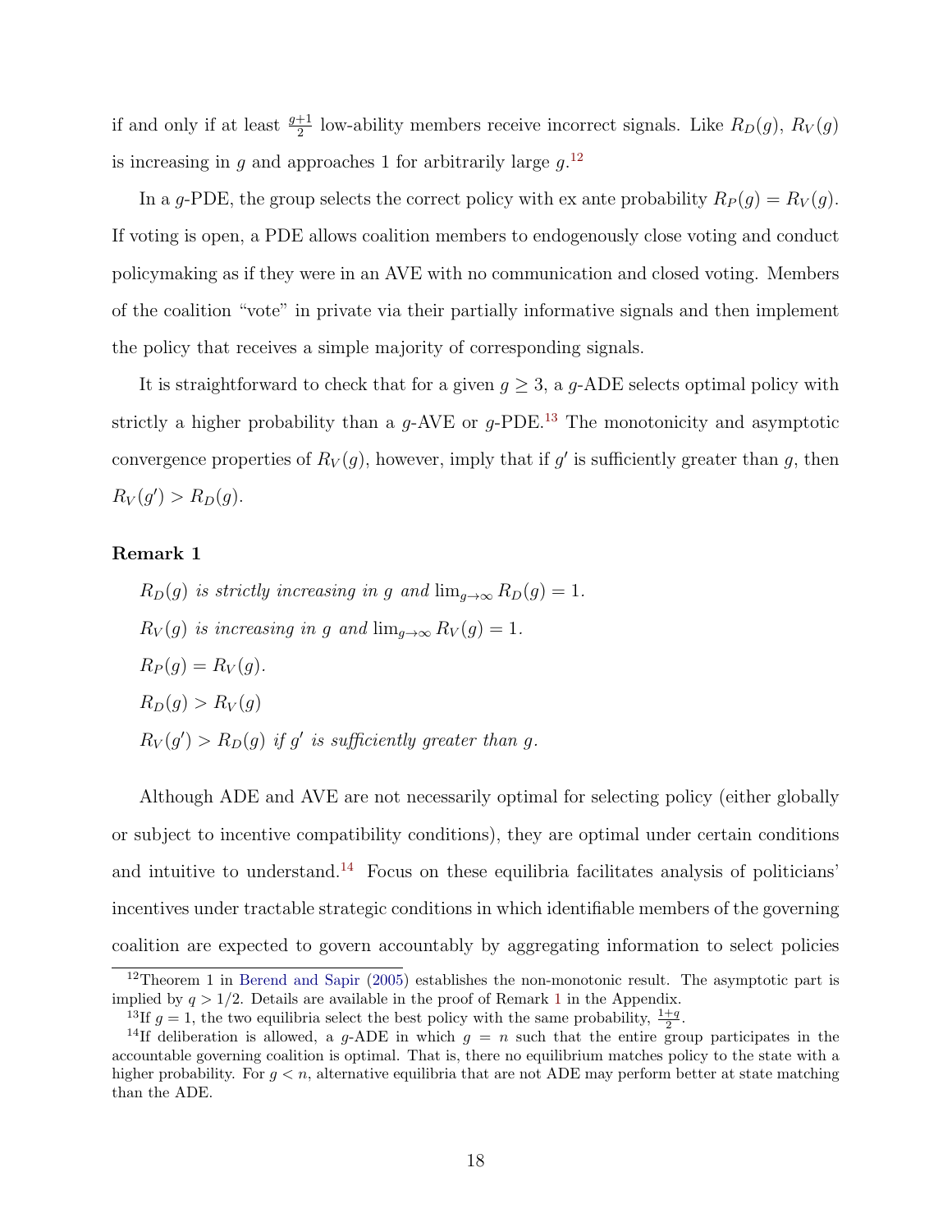if and only if at least $\frac{g+1}{2}$ low-ability members receive incorrect signals. Like $R_D(g)$, $R_V(g)$ is increasing in $g$ and approaches 1 for arbitrarily large $g$.[12]

In a $g$-PDE, the group selects the correct policy with ex ante probability $R_P(g) = R_V(g)$. If voting is open, a PDE allows coalition members to endogenously close voting and conduct policymaking as if they were in an AVE with no communication and closed voting. Members of the coalition "vote" in private via their partially informative signals and then implement the policy that receives a simple majority of corresponding signals.

It is straightforward to check that for a given $g \geq 3$, a $g$-ADE selects optimal policy with strictly a higher probability than a $g$-AVE or $g$-PDE.[13] The monotonicity and asymptotic convergence properties of $R_V(g)$, however, imply that if $g'$ is sufficiently greater than $g$, then $R_V(g') > R_D(g)$.

**Remark 1**

*$R_D(g)$ is strictly increasing in $g$ and $\lim_{g\to\infty} R_D(g) = 1$.*

*$R_V(g)$ is increasing in $g$ and $\lim_{g\to\infty} R_V(g) = 1$.*

*$R_P(g) = R_V(g)$.*

*$R_D(g) > R_V(g)$*

*$R_V(g') > R_D(g)$ if $g'$ is sufficiently greater than $g$.*

Although ADE and AVE are not necessarily optimal for selecting policy (either globally or subject to incentive compatibility conditions), they are optimal under certain conditions and intuitive to understand.[14] Focus on these equilibria facilitates analysis of politicians' incentives under tractable strategic conditions in which identifiable members of the governing coalition are expected to govern accountably by aggregating information to select policies

[12] Theorem 1 in Berend and Sapir (2005) establishes the non-monotonic result. The asymptotic part is implied by $q > 1/2$. Details are available in the proof of Remark 1 in the Appendix.

[13] If $g = 1$, the two equilibria select the best policy with the same probability, $\frac{1+q}{2}$.

[14] If deliberation is allowed, a $g$-ADE in which $g = n$ such that the entire group participates in the accountable governing coalition is optimal. That is, there no equilibrium matches policy to the state with a higher probability. For $g < n$, alternative equilibria that are not ADE may perform better at state matching than the ADE.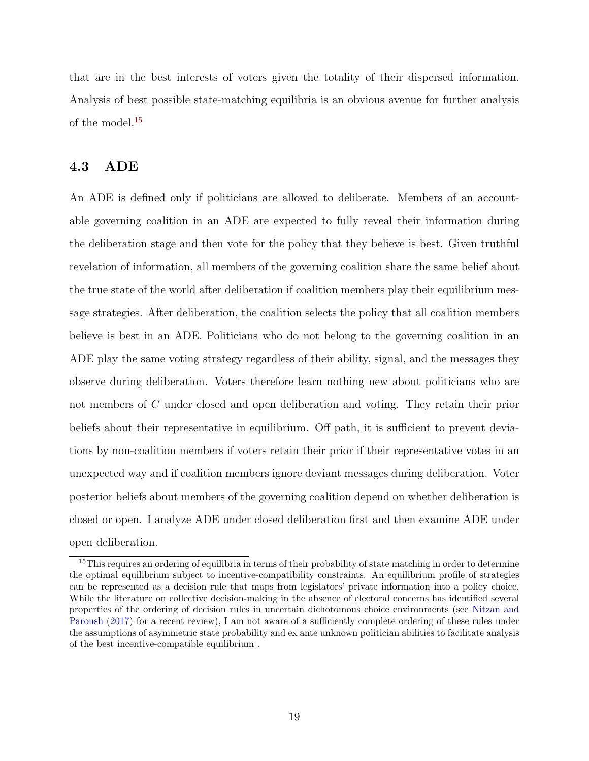that are in the best interests of voters given the totality of their dispersed information. Analysis of best possible state-matching equilibria is an obvious avenue for further analysis of the model.[15]

### 4.3 ADE

An ADE is defined only if politicians are allowed to deliberate. Members of an accountable governing coalition in an ADE are expected to fully reveal their information during the deliberation stage and then vote for the policy that they believe is best. Given truthful revelation of information, all members of the governing coalition share the same belief about the true state of the world after deliberation if coalition members play their equilibrium message strategies. After deliberation, the coalition selects the policy that all coalition members believe is best in an ADE. Politicians who do not belong to the governing coalition in an ADE play the same voting strategy regardless of their ability, signal, and the messages they observe during deliberation. Voters therefore learn nothing new about politicians who are not members of $C$ under closed and open deliberation and voting. They retain their prior beliefs about their representative in equilibrium. Off path, it is sufficient to prevent deviations by non-coalition members if voters retain their prior if their representative votes in an unexpected way and if coalition members ignore deviant messages during deliberation. Voter posterior beliefs about members of the governing coalition depend on whether deliberation is closed or open. I analyze ADE under closed deliberation first and then examine ADE under open deliberation.

[15] This requires an ordering of equilibria in terms of their probability of state matching in order to determine the optimal equilibrium subject to incentive-compatibility constraints. An equilibrium profile of strategies can be represented as a decision rule that maps from legislators' private information into a policy choice. While the literature on collective decision-making in the absence of electoral concerns has identified several properties of the ordering of decision rules in uncertain dichotomous choice environments (see Nitzan and Paroush (2017) for a recent review), I am not aware of a sufficiently complete ordering of these rules under the assumptions of asymmetric state probability and ex ante unknown politician abilities to facilitate analysis of the best incentive-compatible equilibrium .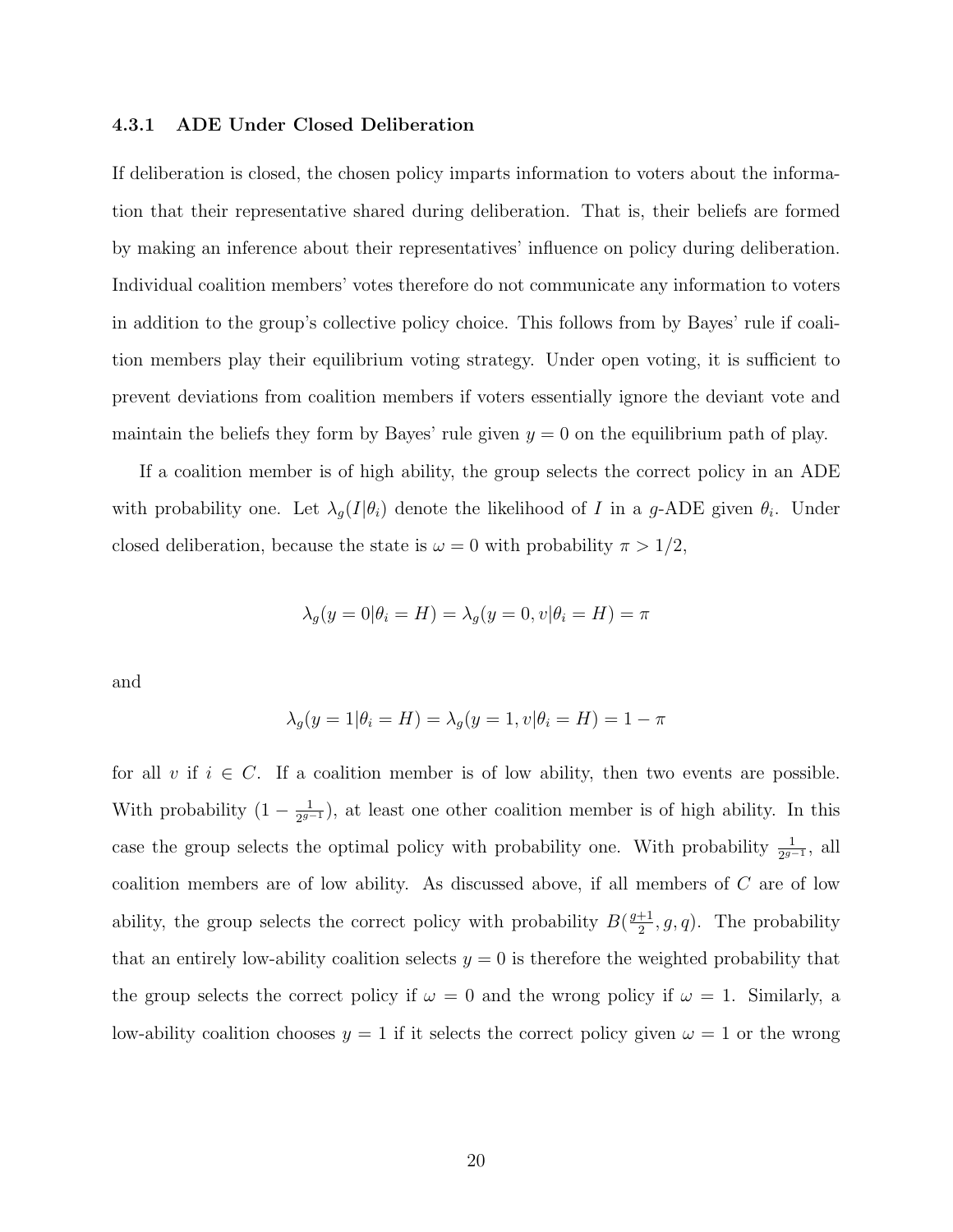#### 4.3.1 ADE Under Closed Deliberation

If deliberation is closed, the chosen policy imparts information to voters about the information that their representative shared during deliberation. That is, their beliefs are formed by making an inference about their representatives' influence on policy during deliberation. Individual coalition members' votes therefore do not communicate any information to voters in addition to the group's collective policy choice. This follows from by Bayes' rule if coalition members play their equilibrium voting strategy. Under open voting, it is sufficient to prevent deviations from coalition members if voters essentially ignore the deviant vote and maintain the beliefs they form by Bayes' rule given $y = 0$ on the equilibrium path of play.

If a coalition member is of high ability, the group selects the correct policy in an ADE with probability one. Let $\lambda_g(I|\theta_i)$ denote the likelihood of $I$ in a $g$-ADE given $\theta_i$. Under closed deliberation, because the state is $\omega = 0$ with probability $\pi > 1/2$,

$$\lambda_g(y = 0|\theta_i = H) = \lambda_g(y = 0, v|\theta_i = H) = \pi$$

and

$$\lambda_g(y = 1|\theta_i = H) = \lambda_g(y = 1, v|\theta_i = H) = 1 - \pi$$

for all $v$ if $i \in C$. If a coalition member is of low ability, then two events are possible. With probability $(1 - \frac{1}{2^{g-1}})$, at least one other coalition member is of high ability. In this case the group selects the optimal policy with probability one. With probability $\frac{1}{2^{g-1}}$, all coalition members are of low ability. As discussed above, if all members of $C$ are of low ability, the group selects the correct policy with probability $B(\frac{g+1}{2}, g, q)$. The probability that an entirely low-ability coalition selects $y = 0$ is therefore the weighted probability that the group selects the correct policy if $\omega = 0$ and the wrong policy if $\omega = 1$. Similarly, a low-ability coalition chooses $y = 1$ if it selects the correct policy given $\omega = 1$ or the wrong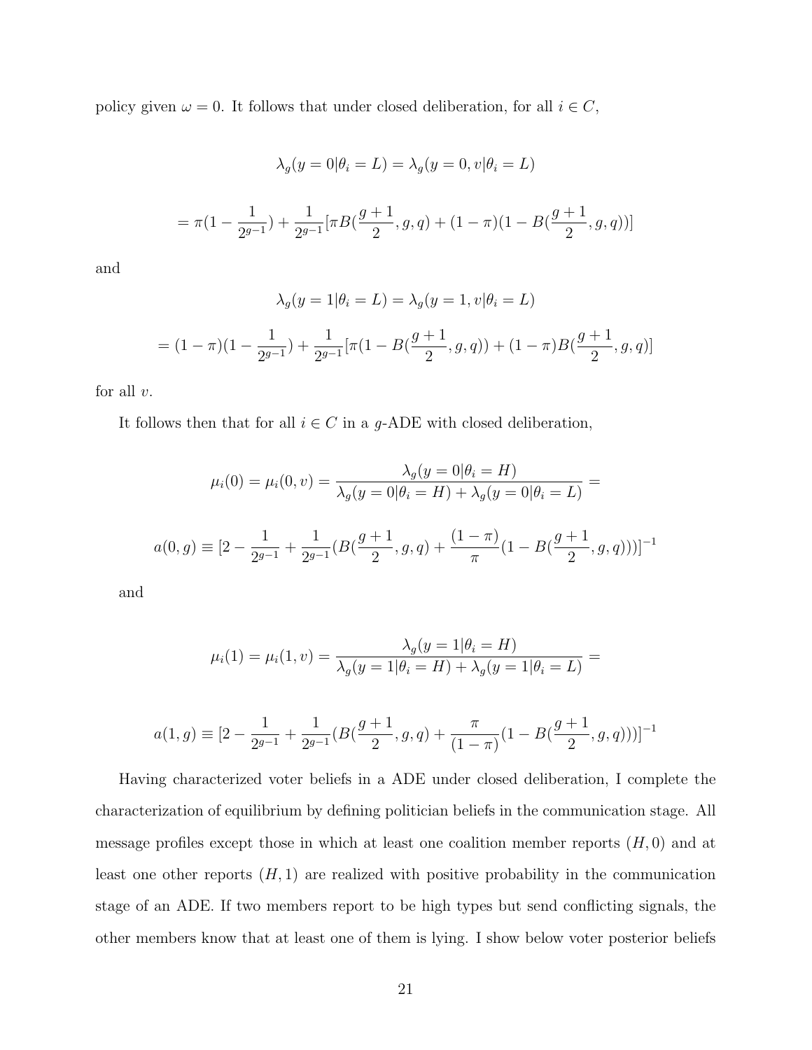policy given $\omega = 0$. It follows that under closed deliberation, for all $i \in C$,

$$\lambda_g(y = 0|\theta_i = L) = \lambda_g(y = 0, v|\theta_i = L)$$

$$= \pi(1 - \frac{1}{2^{g-1}}) + \frac{1}{2^{g-1}}[\pi B(\frac{g+1}{2}, g, q) + (1-\pi)(1 - B(\frac{g+1}{2}, g, q))]$$

and

$$\lambda_g(y = 1|\theta_i = L) = \lambda_g(y = 1, v|\theta_i = L)$$

$$= (1-\pi)(1 - \frac{1}{2^{g-1}}) + \frac{1}{2^{g-1}}[\pi(1 - B(\frac{g+1}{2}, g, q)) + (1-\pi)B(\frac{g+1}{2}, g, q)]$$

for all $v$.

It follows then that for all $i \in C$ in a $g$-ADE with closed deliberation,

$$\mu_i(0) = \mu_i(0, v) = \frac{\lambda_g(y = 0|\theta_i = H)}{\lambda_g(y = 0|\theta_i = H) + \lambda_g(y = 0|\theta_i = L)} =$$

$$a(0, g) \equiv [2 - \frac{1}{2^{g-1}} + \frac{1}{2^{g-1}}(B(\frac{g+1}{2}, g, q) + \frac{(1-\pi)}{\pi}(1 - B(\frac{g+1}{2}, g, q)))]^{-1}$$

and

$$\mu_i(1) = \mu_i(1, v) = \frac{\lambda_g(y = 1|\theta_i = H)}{\lambda_g(y = 1|\theta_i = H) + \lambda_g(y = 1|\theta_i = L)} =$$

$$a(1, g) \equiv [2 - \frac{1}{2^{g-1}} + \frac{1}{2^{g-1}}(B(\frac{g+1}{2}, g, q) + \frac{\pi}{(1-\pi)}(1 - B(\frac{g+1}{2}, g, q)))]^{-1}$$

Having characterized voter beliefs in a ADE under closed deliberation, I complete the characterization of equilibrium by defining politician beliefs in the communication stage. All message profiles except those in which at least one coalition member reports $(H, 0)$ and at least one other reports $(H, 1)$ are realized with positive probability in the communication stage of an ADE. If two members report to be high types but send conflicting signals, the other members know that at least one of them is lying. I show below voter posterior beliefs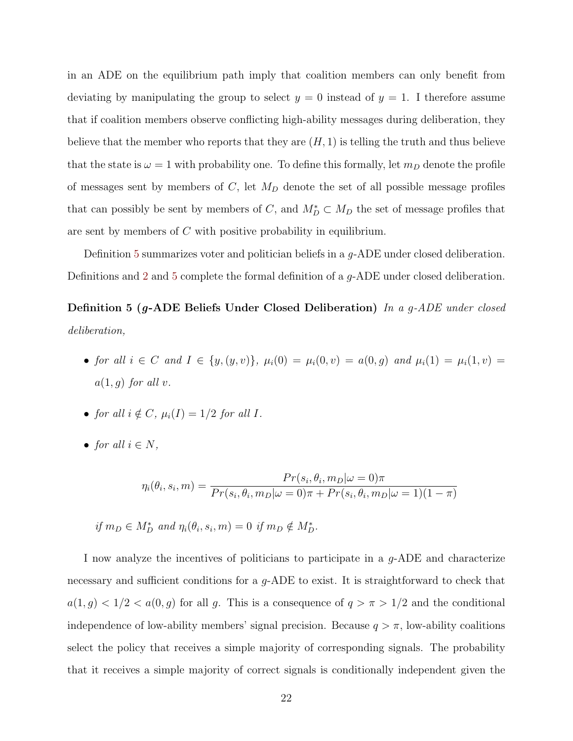in an ADE on the equilibrium path imply that coalition members can only benefit from deviating by manipulating the group to select $y = 0$ instead of $y = 1$. I therefore assume that if coalition members observe conflicting high-ability messages during deliberation, they believe that the member who reports that they are $(H, 1)$ is telling the truth and thus believe that the state is $\omega = 1$ with probability one. To define this formally, let $m_D$ denote the profile of messages sent by members of $C$, let $M_D$ denote the set of all possible message profiles that can possibly be sent by members of $C$, and $M_D^* \subset M_D$ the set of message profiles that are sent by members of $C$ with positive probability in equilibrium.

Definition 5 summarizes voter and politician beliefs in a $g$-ADE under closed deliberation. Definitions and 2 and 5 complete the formal definition of a $g$-ADE under closed deliberation.

**Definition 5 ($g$-ADE Beliefs Under Closed Deliberation)** *In a $g$-ADE under closed deliberation,*

- *for all $i \in C$ and $I \in \{y, (y, v)\}$, $\mu_i(0) = \mu_i(0, v) = a(0, g)$ and $\mu_i(1) = \mu_i(1, v) = a(1, g)$ for all $v$.*
- *for all $i \notin C$, $\mu_i(I) = 1/2$ for all $I$.*
- *for all $i \in N$,*

$$\eta_i(\theta_i, s_i, m) = \frac{Pr(s_i, \theta_i, m_D|\omega = 0)\pi}{Pr(s_i, \theta_i, m_D|\omega = 0)\pi + Pr(s_i, \theta_i, m_D|\omega = 1)(1 - \pi)}$$

*if $m_D \in M_D^*$ and $\eta_i(\theta_i, s_i, m) = 0$ if $m_D \notin M_D^*$.*

I now analyze the incentives of politicians to participate in a $g$-ADE and characterize necessary and sufficient conditions for a $g$-ADE to exist. It is straightforward to check that $a(1, g) < 1/2 < a(0, g)$ for all $g$. This is a consequence of $q > \pi > 1/2$ and the conditional independence of low-ability members' signal precision. Because $q > \pi$, low-ability coalitions select the policy that receives a simple majority of corresponding signals. The probability that it receives a simple majority of correct signals is conditionally independent given the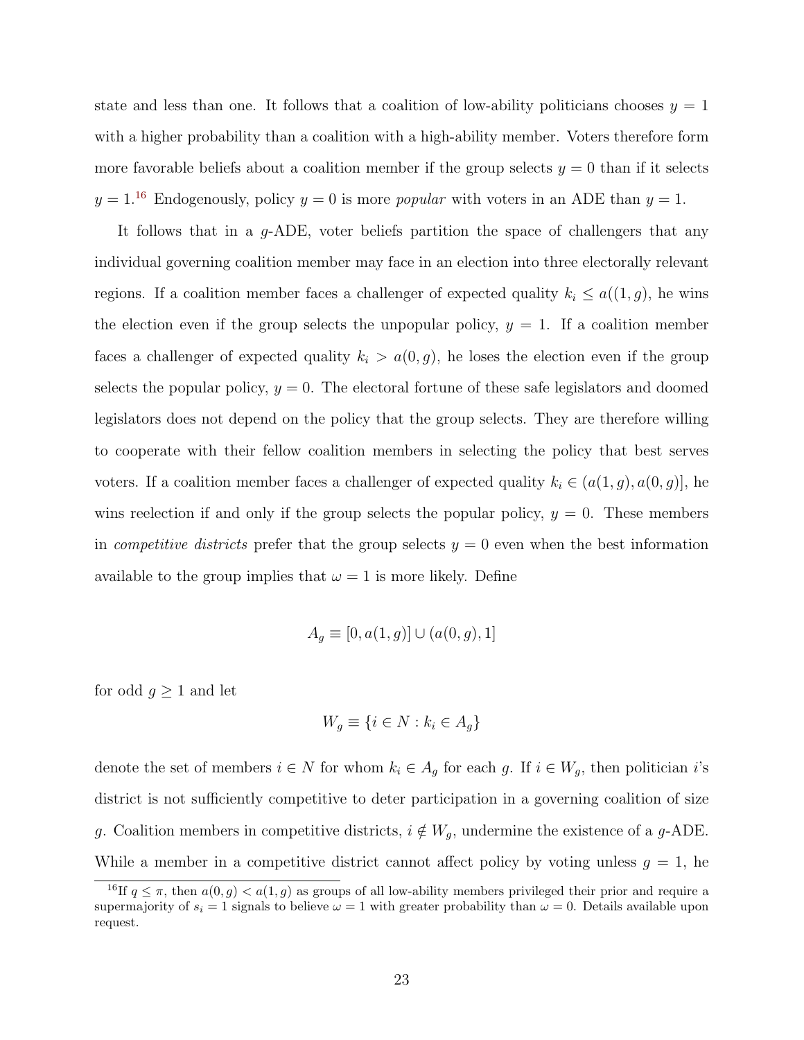state and less than one. It follows that a coalition of low-ability politicians chooses $y = 1$ with a higher probability than a coalition with a high-ability member. Voters therefore form more favorable beliefs about a coalition member if the group selects $y = 0$ than if it selects $y = 1$.[16] Endogenously, policy $y = 0$ is more *popular* with voters in an ADE than $y = 1$.

It follows that in a $g$-ADE, voter beliefs partition the space of challengers that any individual governing coalition member may face in an election into three electorally relevant regions. If a coalition member faces a challenger of expected quality $k_i \leq a((1, g)$, he wins the election even if the group selects the unpopular policy, $y = 1$. If a coalition member faces a challenger of expected quality $k_i > a(0, g)$, he loses the election even if the group selects the popular policy, $y = 0$. The electoral fortune of these safe legislators and doomed legislators does not depend on the policy that the group selects. They are therefore willing to cooperate with their fellow coalition members in selecting the policy that best serves voters. If a coalition member faces a challenger of expected quality $k_i \in (a(1, g), a(0, g)]$, he wins reelection if and only if the group selects the popular policy, $y = 0$. These members in *competitive districts* prefer that the group selects $y = 0$ even when the best information available to the group implies that $\omega = 1$ is more likely. Define

$$A_g \equiv [0, a(1, g)] \cup (a(0, g), 1]$$

for odd $g \geq 1$ and let

$$W_g \equiv \{i \in N : k_i \in A_g\}$$

denote the set of members $i \in N$ for whom $k_i \in A_g$ for each $g$. If $i \in W_g$, then politician $i$'s district is not sufficiently competitive to deter participation in a governing coalition of size $g$. Coalition members in competitive districts, $i \notin W_g$, undermine the existence of a $g$-ADE. While a member in a competitive district cannot affect policy by voting unless $g = 1$, he

[16] If $q \leq \pi$, then $a(0, g) < a(1, g)$ as groups of all low-ability members privileged their prior and require a supermajority of $s_i = 1$ signals to believe $\omega = 1$ with greater probability than $\omega = 0$. Details available upon request.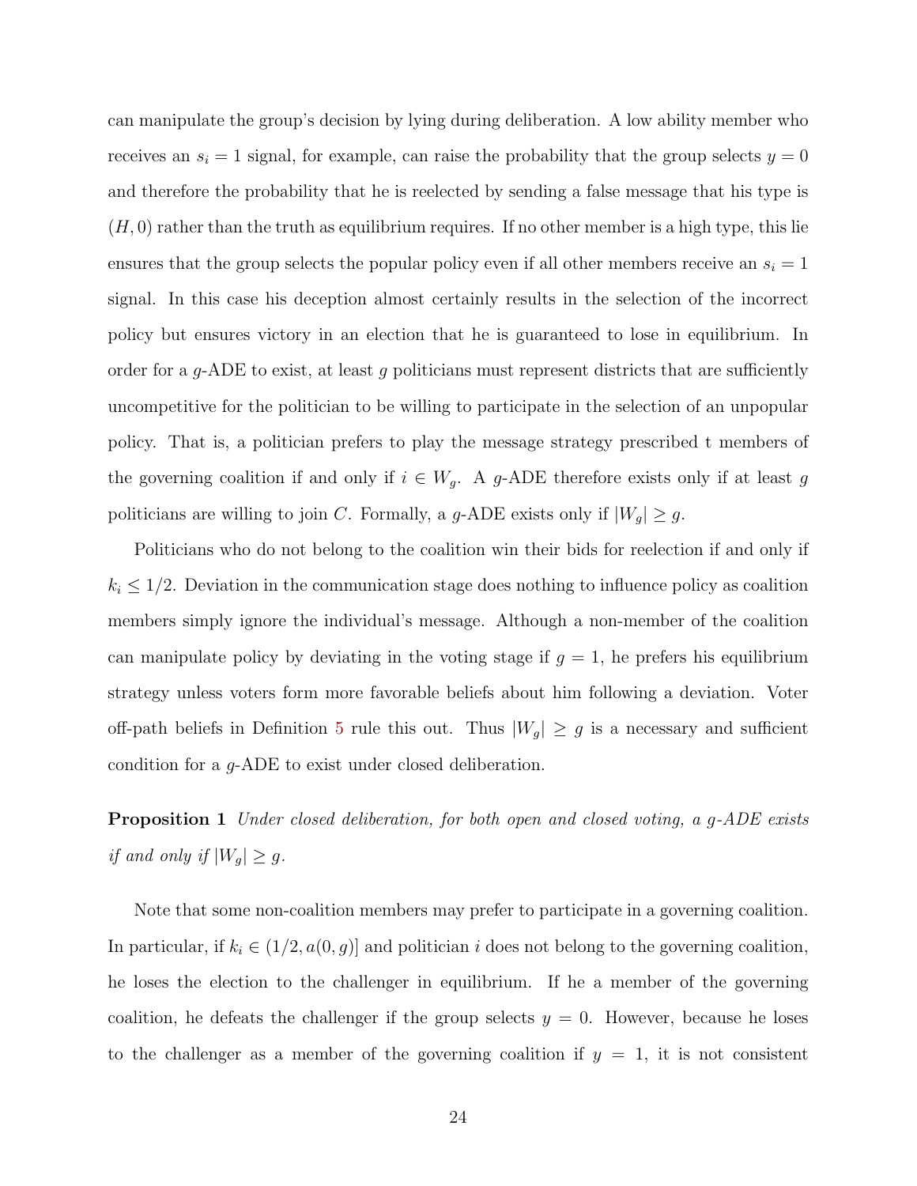can manipulate the group's decision by lying during deliberation. A low ability member who receives an $s_i = 1$ signal, for example, can raise the probability that the group selects $y = 0$ and therefore the probability that he is reelected by sending a false message that his type is $(H, 0)$ rather than the truth as equilibrium requires. If no other member is a high type, this lie ensures that the group selects the popular policy even if all other members receive an $s_i = 1$ signal. In this case his deception almost certainly results in the selection of the incorrect policy but ensures victory in an election that he is guaranteed to lose in equilibrium. In order for a $g$-ADE to exist, at least $g$ politicians must represent districts that are sufficiently uncompetitive for the politician to be willing to participate in the selection of an unpopular policy. That is, a politician prefers to play the message strategy prescribed t members of the governing coalition if and only if $i \in W_g$. A $g$-ADE therefore exists only if at least $g$ politicians are willing to join $C$. Formally, a $g$-ADE exists only if $|W_g| \geq g$.

Politicians who do not belong to the coalition win their bids for reelection if and only if $k_i \leq 1/2$. Deviation in the communication stage does nothing to influence policy as coalition members simply ignore the individual's message. Although a non-member of the coalition can manipulate policy by deviating in the voting stage if $g = 1$, he prefers his equilibrium strategy unless voters form more favorable beliefs about him following a deviation. Voter off-path beliefs in Definition 5 rule this out. Thus $|W_g| \geq g$ is a necessary and sufficient condition for a $g$-ADE to exist under closed deliberation.

**Proposition 1** *Under closed deliberation, for both open and closed voting, a $g$-ADE exists if and only if $|W_g| \geq g$.*

Note that some non-coalition members may prefer to participate in a governing coalition. In particular, if $k_i \in (1/2, a(0, g)]$ and politician $i$ does not belong to the governing coalition, he loses the election to the challenger in equilibrium. If he a member of the governing coalition, he defeats the challenger if the group selects $y = 0$. However, because he loses to the challenger as a member of the governing coalition if $y = 1$, it is not consistent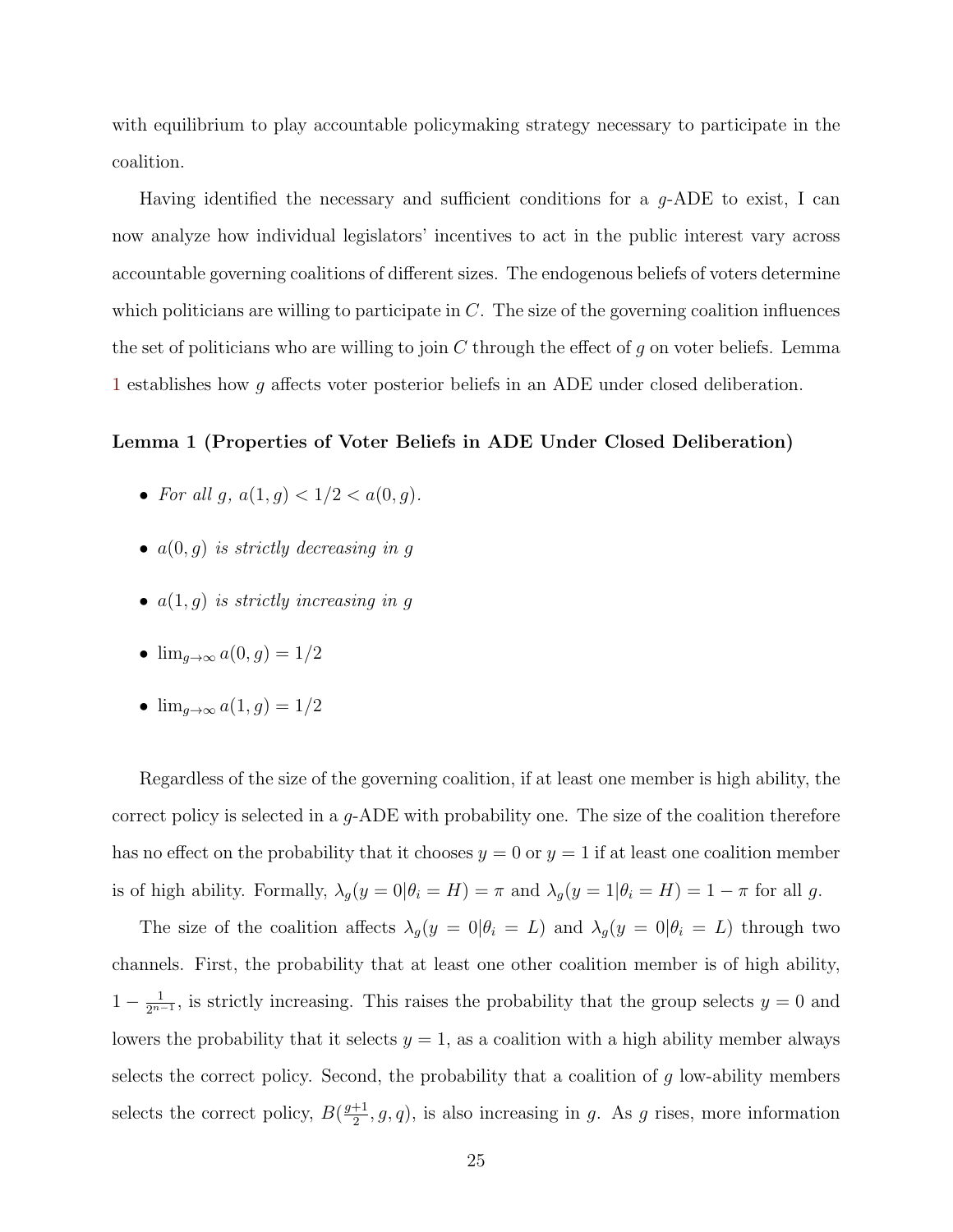with equilibrium to play accountable policymaking strategy necessary to participate in the coalition.

Having identified the necessary and sufficient conditions for a $g$-ADE to exist, I can now analyze how individual legislators' incentives to act in the public interest vary across accountable governing coalitions of different sizes. The endogenous beliefs of voters determine which politicians are willing to participate in $C$. The size of the governing coalition influences the set of politicians who are willing to join $C$ through the effect of $g$ on voter beliefs. Lemma 1 establishes how $g$ affects voter posterior beliefs in an ADE under closed deliberation.

**Lemma 1 (Properties of Voter Beliefs in ADE Under Closed Deliberation)**

- *For all $g$, $a(1, g) < 1/2 < a(0, g)$.*
- *$a(0, g)$ is strictly decreasing in $g$*
- *$a(1, g)$ is strictly increasing in $g$*
- $\lim_{g\to\infty} a(0, g) = 1/2$
- $\lim_{g\to\infty} a(1, g) = 1/2$

Regardless of the size of the governing coalition, if at least one member is high ability, the correct policy is selected in a $g$-ADE with probability one. The size of the coalition therefore has no effect on the probability that it chooses $y = 0$ or $y = 1$ if at least one coalition member is of high ability. Formally, $\lambda_g(y = 0|\theta_i = H) = \pi$ and $\lambda_g(y = 1|\theta_i = H) = 1 - \pi$ for all $g$.

The size of the coalition affects $\lambda_g(y = 0|\theta_i = L)$ and $\lambda_g(y = 0|\theta_i = L)$ through two channels. First, the probability that at least one other coalition member is of high ability, $1 - \frac{1}{2^{n-1}}$, is strictly increasing. This raises the probability that the group selects $y = 0$ and lowers the probability that it selects $y = 1$, as a coalition with a high ability member always selects the correct policy. Second, the probability that a coalition of $g$ low-ability members selects the correct policy, $B(\frac{g+1}{2}, g, q)$, is also increasing in $g$. As $g$ rises, more information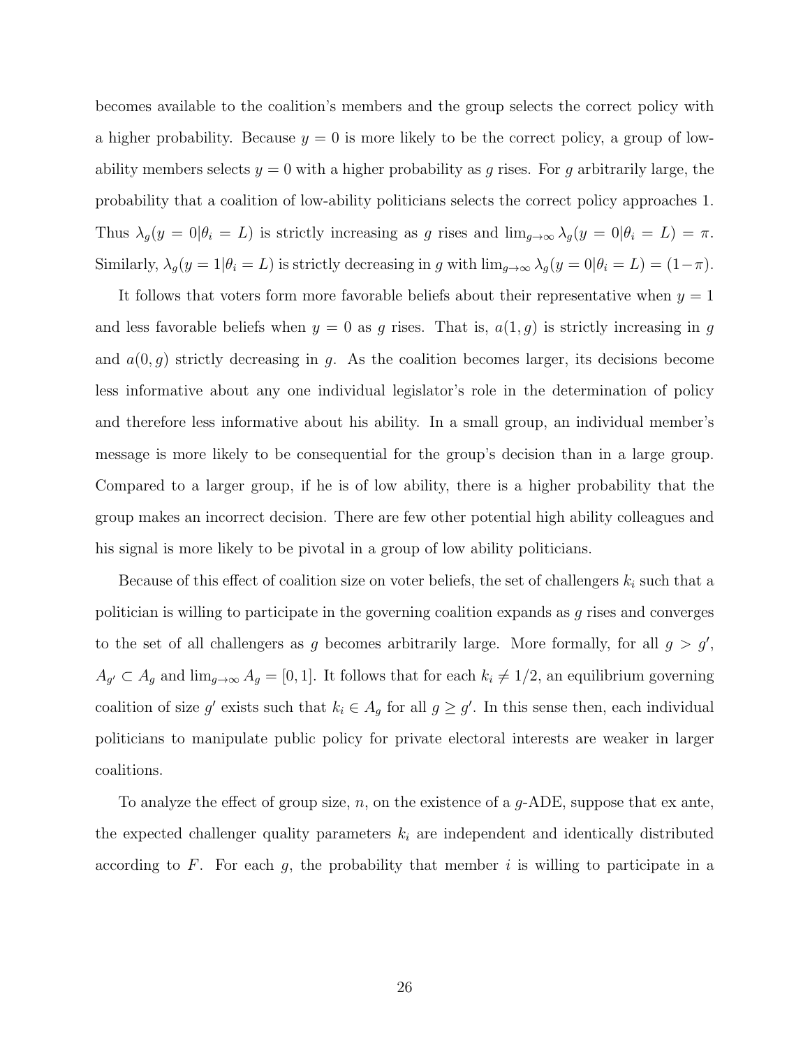becomes available to the coalition's members and the group selects the correct policy with a higher probability. Because $y = 0$ is more likely to be the correct policy, a group of low-ability members selects $y = 0$ with a higher probability as $g$ rises. For $g$ arbitrarily large, the probability that a coalition of low-ability politicians selects the correct policy approaches 1. Thus $\lambda_g(y = 0|\theta_i = L)$ is strictly increasing as $g$ rises and $\lim_{g\to\infty} \lambda_g(y = 0|\theta_i = L) = \pi$. Similarly, $\lambda_g(y = 1|\theta_i = L)$ is strictly decreasing in $g$ with $\lim_{g\to\infty} \lambda_g(y = 0|\theta_i = L) = (1-\pi)$.

It follows that voters form more favorable beliefs about their representative when $y = 1$ and less favorable beliefs when $y = 0$ as $g$ rises. That is, $a(1, g)$ is strictly increasing in $g$ and $a(0, g)$ strictly decreasing in $g$. As the coalition becomes larger, its decisions become less informative about any one individual legislator's role in the determination of policy and therefore less informative about his ability. In a small group, an individual member's message is more likely to be consequential for the group's decision than in a large group. Compared to a larger group, if he is of low ability, there is a higher probability that the group makes an incorrect decision. There are few other potential high ability colleagues and his signal is more likely to be pivotal in a group of low ability politicians.

Because of this effect of coalition size on voter beliefs, the set of challengers $k_i$ such that a politician is willing to participate in the governing coalition expands as $g$ rises and converges to the set of all challengers as $g$ becomes arbitrarily large. More formally, for all $g > g'$, $A_{g'} \subset A_g$ and $\lim_{g\to\infty} A_g = [0, 1]$. It follows that for each $k_i \neq 1/2$, an equilibrium governing coalition of size $g'$ exists such that $k_i \in A_g$ for all $g \geq g'$. In this sense then, each individual politicians to manipulate public policy for private electoral interests are weaker in larger coalitions.

To analyze the effect of group size, $n$, on the existence of a $g$-ADE, suppose that ex ante, the expected challenger quality parameters $k_i$ are independent and identically distributed according to $F$. For each $g$, the probability that member $i$ is willing to participate in a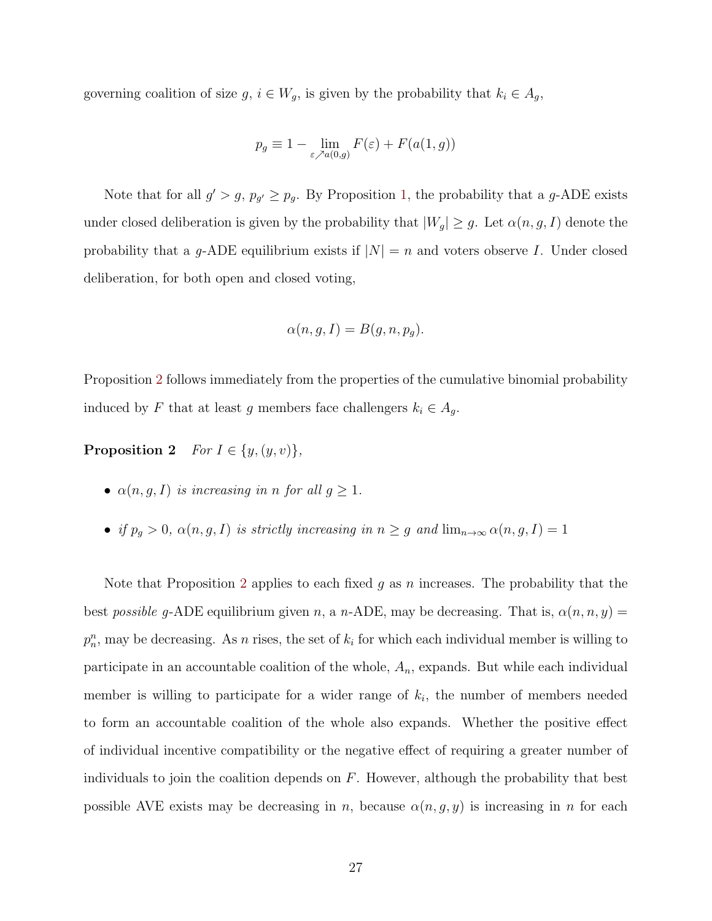governing coalition of size $g$, $i \in W_g$, is given by the probability that $k_i \in A_g$,

$$p_g \equiv 1 - \lim_{\varepsilon \nearrow a(0,g)} F(\varepsilon) + F(a(1,g))$$

Note that for all $g' > g$, $p_{g'} \geq p_g$. By Proposition 1, the probability that a $g$-ADE exists under closed deliberation is given by the probability that $|W_g| \geq g$. Let $\alpha(n, g, I)$ denote the probability that a $g$-ADE equilibrium exists if $|N| = n$ and voters observe $I$. Under closed deliberation, for both open and closed voting,

$$\alpha(n, g, I) = B(g, n, p_g).$$

Proposition 2 follows immediately from the properties of the cumulative binomial probability induced by $F$ that at least $g$ members face challengers $k_i \in A_g$.

**Proposition 2** *For $I \in \{y, (y, v)\}$,*

- *$\alpha(n, g, I)$ is increasing in $n$ for all $g \geq 1$.*
- *if $p_g > 0$, $\alpha(n, g, I)$ is strictly increasing in $n \geq g$ and $\lim_{n\to\infty} \alpha(n, g, I) = 1$*

Note that Proposition 2 applies to each fixed $g$ as $n$ increases. The probability that the best *possible* $g$-ADE equilibrium given $n$, a $n$-ADE, may be decreasing. That is, $\alpha(n, n, y) = p_n^n$, may be decreasing. As $n$ rises, the set of $k_i$ for which each individual member is willing to participate in an accountable coalition of the whole, $A_n$, expands. But while each individual member is willing to participate for a wider range of $k_i$, the number of members needed to form an accountable coalition of the whole also expands. Whether the positive effect of individual incentive compatibility or the negative effect of requiring a greater number of individuals to join the coalition depends on $F$. However, although the probability that best possible AVE exists may be decreasing in $n$, because $\alpha(n, g, y)$ is increasing in $n$ for each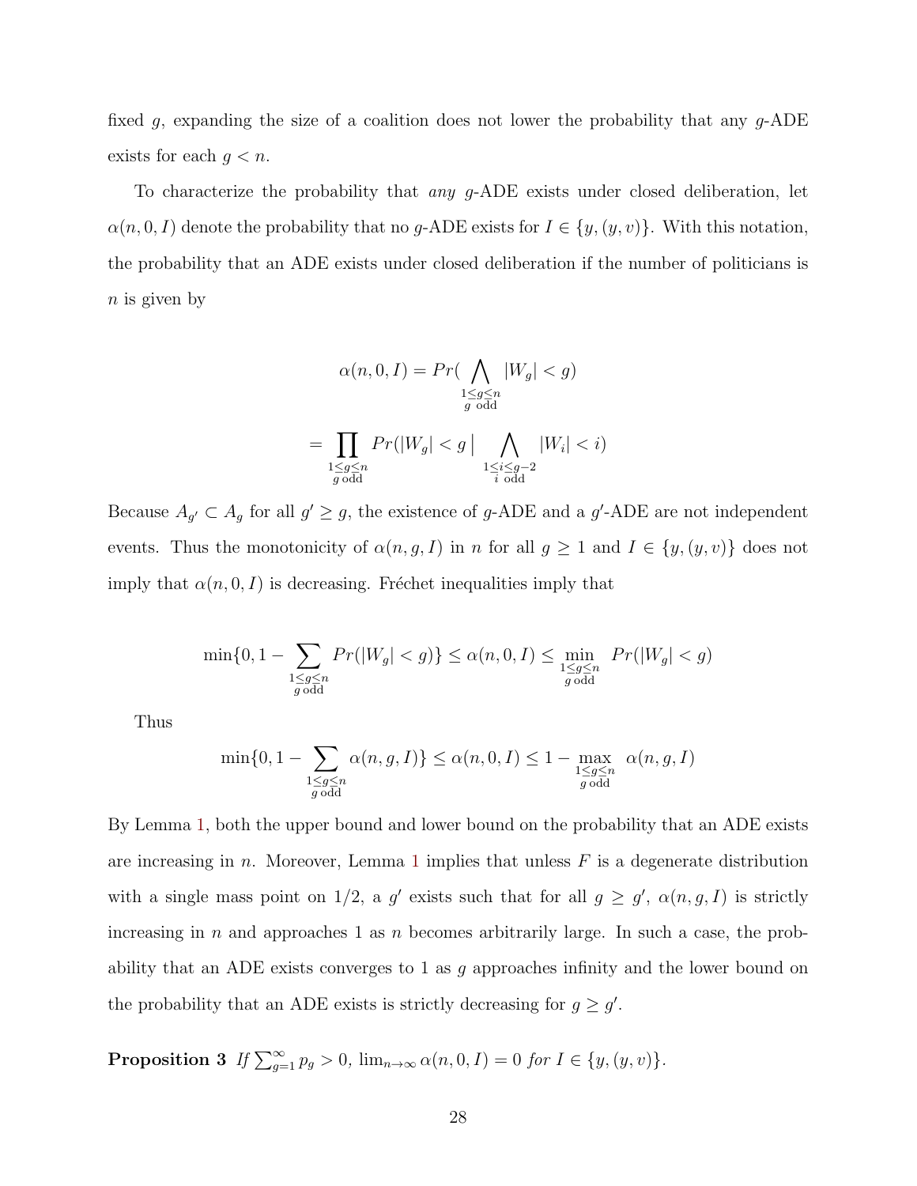fixed $g$, expanding the size of a coalition does not lower the probability that any $g$-ADE exists for each $g < n$.

To characterize the probability that *any* $g$-ADE exists under closed deliberation, let $\alpha(n, 0, I)$ denote the probability that no $g$-ADE exists for $I \in \{y, (y, v)\}$. With this notation, the probability that an ADE exists under closed deliberation if the number of politicians is $n$ is given by

$$\alpha(n, 0, I) = Pr(\bigwedge_{\substack{1 \leq g \leq n \\ g \text{ odd}}} |W_g| < g)$$

$$= \prod_{\substack{1 \leq g \leq n \\ g \text{ odd}}} Pr(|W_g| < g \,|\, \bigwedge_{\substack{1 \leq i \leq g-2 \\ i \text{ odd}}} |W_i| < i)$$

Because $A_{g'} \subset A_g$ for all $g' \geq g$, the existence of $g$-ADE and a $g'$-ADE are not independent events. Thus the monotonicity of $\alpha(n, g, I)$ in $n$ for all $g \geq 1$ and $I \in \{y, (y, v)\}$ does not imply that $\alpha(n, 0, I)$ is decreasing. Fréchet inequalities imply that

$$\min\{0, 1 - \sum_{\substack{1 \leq g \leq n \\ g \text{ odd}}} Pr(|W_g| < g)\} \leq \alpha(n, 0, I) \leq \min_{\substack{1 \leq g \leq n \\ g \text{ odd}}} Pr(|W_g| < g)$$

Thus

$$\min\{0, 1 - \sum_{\substack{1 \leq g \leq n \\ g \text{ odd}}} \alpha(n, g, I)\} \leq \alpha(n, 0, I) \leq 1 - \max_{\substack{1 \leq g \leq n \\ g \text{ odd}}} \alpha(n, g, I)$$

By Lemma 1, both the upper bound and lower bound on the probability that an ADE exists are increasing in $n$. Moreover, Lemma 1 implies that unless $F$ is a degenerate distribution with a single mass point on $1/2$, a $g'$ exists such that for all $g \geq g'$, $\alpha(n, g, I)$ is strictly increasing in $n$ and approaches 1 as $n$ becomes arbitrarily large. In such a case, the probability that an ADE exists converges to 1 as $g$ approaches infinity and the lower bound on the probability that an ADE exists is strictly decreasing for $g \geq g'$.

**Proposition 3** *If $\sum_{g=1}^{\infty} p_g > 0$, $\lim_{n \to \infty} \alpha(n, 0, I) = 0$ for $I \in \{y, (y, v)\}$.*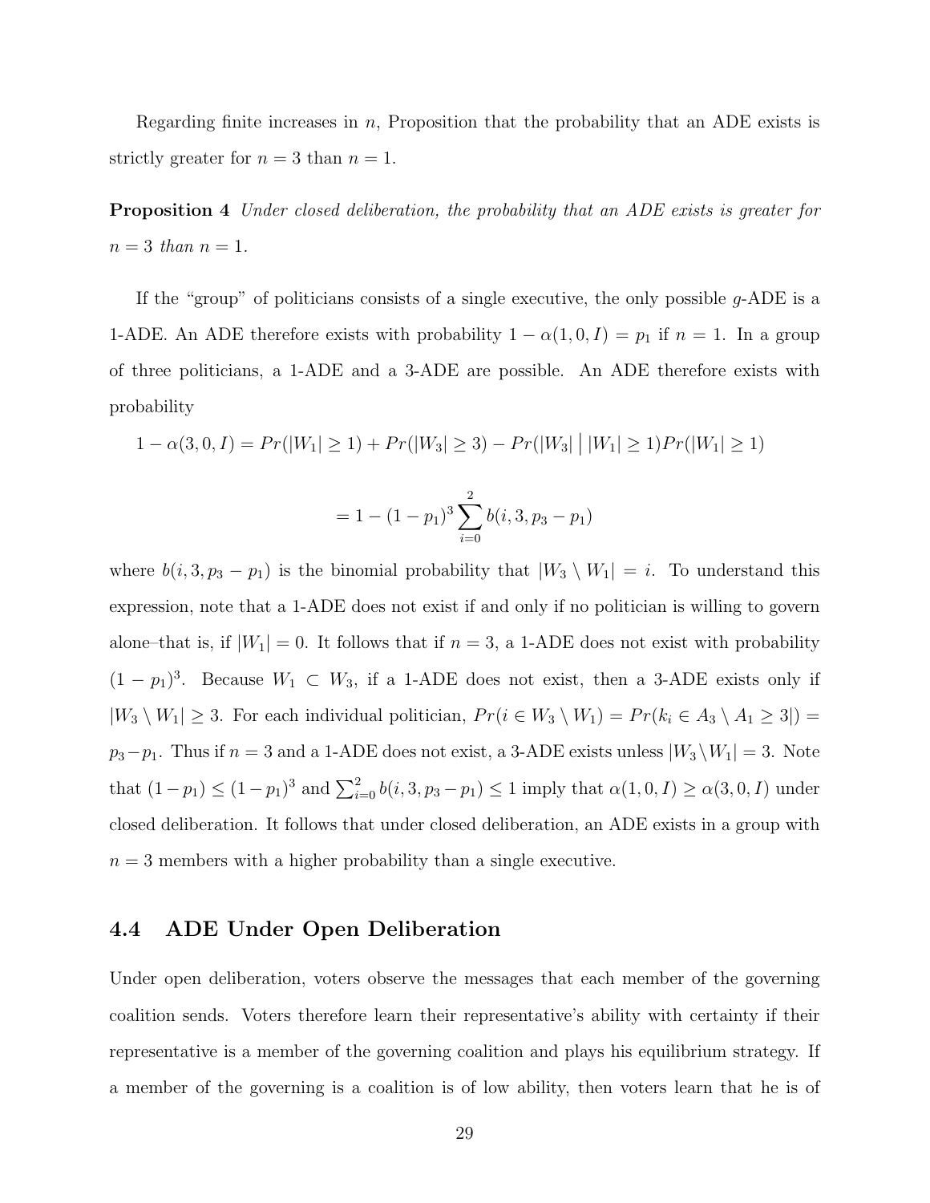Regarding finite increases in $n$, Proposition that the probability that an ADE exists is strictly greater for $n = 3$ than $n = 1$.

**Proposition 4** *Under closed deliberation, the probability that an ADE exists is greater for $n = 3$ than $n = 1$.*

If the "group" of politicians consists of a single executive, the only possible $g$-ADE is a 1-ADE. An ADE therefore exists with probability $1 - \alpha(1, 0, I) = p_1$ if $n = 1$. In a group of three politicians, a 1-ADE and a 3-ADE are possible. An ADE therefore exists with probability

$$1 - \alpha(3, 0, I) = Pr(|W_1| \geq 1) + Pr(|W_3| \geq 3) - Pr(|W_3| \,\big|\, |W_1| \geq 1) Pr(|W_1| \geq 1)$$

$$= 1 - (1 - p_1)^3 \sum_{i=0}^{2} b(i, 3, p_3 - p_1)$$

where $b(i, 3, p_3 - p_1)$ is the binomial probability that $|W_3 \setminus W_1| = i$. To understand this expression, note that a 1-ADE does not exist if and only if no politician is willing to govern alone–that is, if $|W_1| = 0$. It follows that if $n = 3$, a 1-ADE does not exist with probability $(1 - p_1)^3$. Because $W_1 \subset W_3$, if a 1-ADE does not exist, then a 3-ADE exists only if $|W_3 \setminus W_1| \geq 3$. For each individual politician, $Pr(i \in W_3 \setminus W_1) = Pr(k_i \in A_3 \setminus A_1 \geq 3|) = p_3 - p_1$. Thus if $n = 3$ and a 1-ADE does not exist, a 3-ADE exists unless $|W_3 \setminus W_1| = 3$. Note that $(1 - p_1) \leq (1 - p_1)^3$ and $\sum_{i=0}^{2} b(i, 3, p_3 - p_1) \leq 1$ imply that $\alpha(1, 0, I) \geq \alpha(3, 0, I)$ under closed deliberation. It follows that under closed deliberation, an ADE exists in a group with $n = 3$ members with a higher probability than a single executive.

## 4.4 ADE Under Open Deliberation

Under open deliberation, voters observe the messages that each member of the governing coalition sends. Voters therefore learn their representative's ability with certainty if their representative is a member of the governing coalition and plays his equilibrium strategy. If a member of the governing is a coalition is of low ability, then voters learn that he is of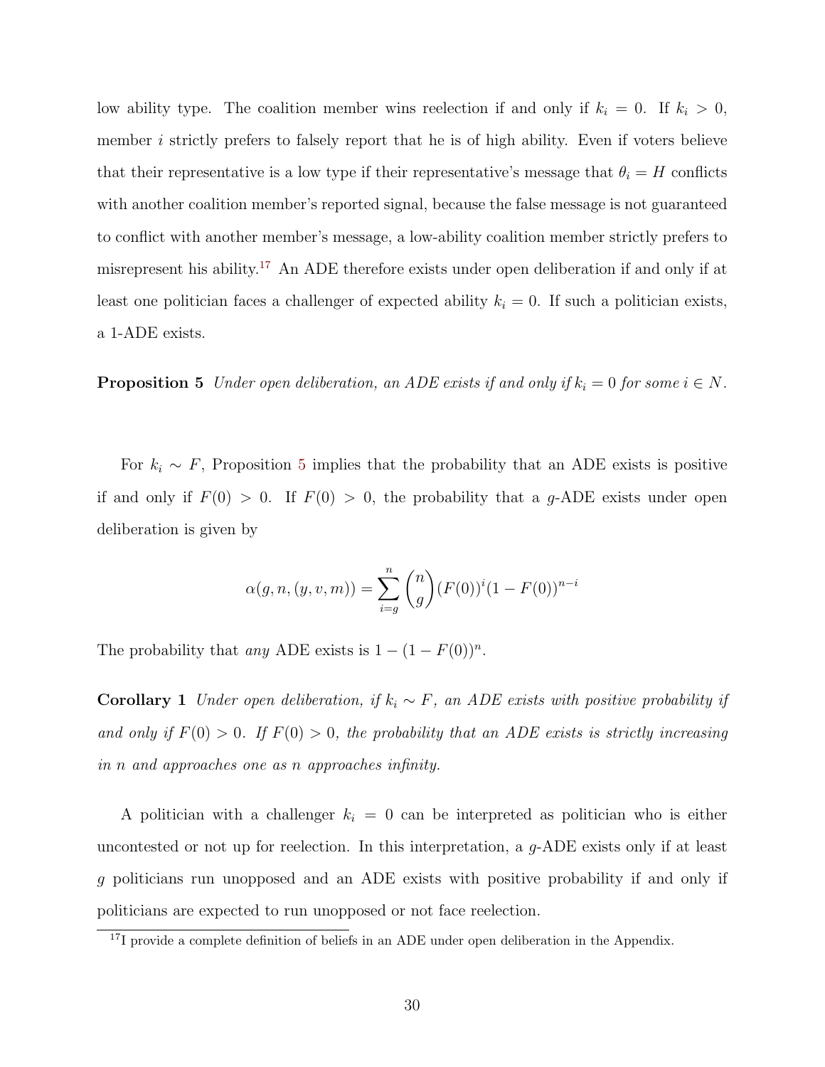low ability type. The coalition member wins reelection if and only if $k_i = 0$. If $k_i > 0$, member $i$ strictly prefers to falsely report that he is of high ability. Even if voters believe that their representative is a low type if their representative's message that $\theta_i = H$ conflicts with another coalition member's reported signal, because the false message is not guaranteed to conflict with another member's message, a low-ability coalition member strictly prefers to misrepresent his ability.[17] An ADE therefore exists under open deliberation if and only if at least one politician faces a challenger of expected ability $k_i = 0$. If such a politician exists, a 1-ADE exists.

**Proposition 5** *Under open deliberation, an ADE exists if and only if $k_i = 0$ for some $i \in N$.*

For $k_i \sim F$, Proposition 5 implies that the probability that an ADE exists is positive if and only if $F(0) > 0$. If $F(0) > 0$, the probability that a $g$-ADE exists under open deliberation is given by

$$\alpha(g, n, (y, v, m)) = \sum_{i=g}^{n} \binom{n}{g} (F(0))^i (1 - F(0))^{n-i}$$

The probability that *any* ADE exists is $1 - (1 - F(0))^n$.

**Corollary 1** *Under open deliberation, if $k_i \sim F$, an ADE exists with positive probability if and only if $F(0) > 0$. If $F(0) > 0$, the probability that an ADE exists is strictly increasing in $n$ and approaches one as $n$ approaches infinity.*

A politician with a challenger $k_i = 0$ can be interpreted as politician who is either uncontested or not up for reelection. In this interpretation, a $g$-ADE exists only if at least $g$ politicians run unopposed and an ADE exists with positive probability if and only if politicians are expected to run unopposed or not face reelection.

[17] I provide a complete definition of beliefs in an ADE under open deliberation in the Appendix.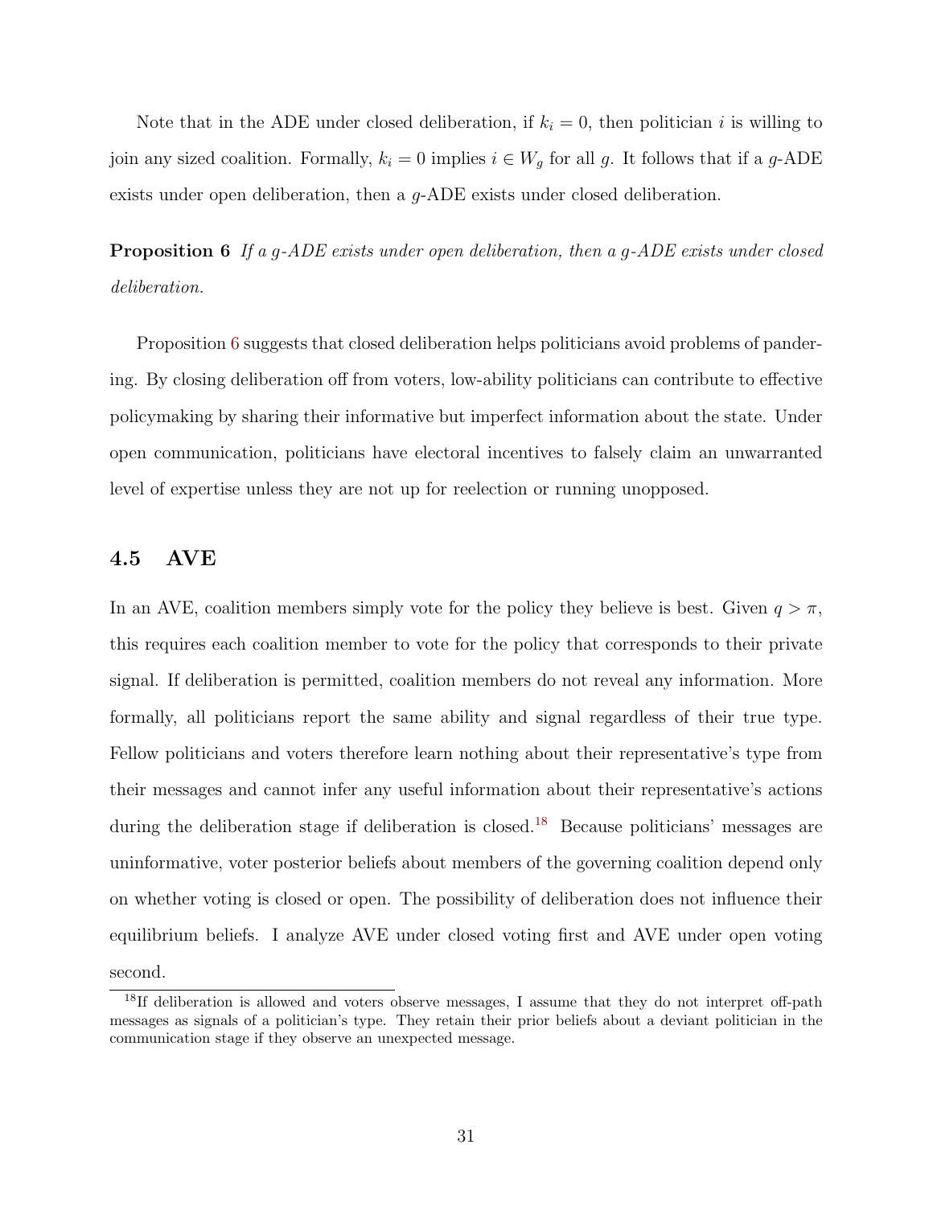Note that in the ADE under closed deliberation, if $k_i = 0$, then politician $i$ is willing to join any sized coalition. Formally, $k_i = 0$ implies $i \in W_g$ for all $g$. It follows that if a $g$-ADE exists under open deliberation, then a $g$-ADE exists under closed deliberation.

**Proposition 6** *If a $g$-ADE exists under open deliberation, then a $g$-ADE exists under closed deliberation.*

Proposition 6 suggests that closed deliberation helps politicians avoid problems of pandering. By closing deliberation off from voters, low-ability politicians can contribute to effective policymaking by sharing their informative but imperfect information about the state. Under open communication, politicians have electoral incentives to falsely claim an unwarranted level of expertise unless they are not up for reelection or running unopposed.

## 4.5 AVE

In an AVE, coalition members simply vote for the policy they believe is best. Given $q > \pi$, this requires each coalition member to vote for the policy that corresponds to their private signal. If deliberation is permitted, coalition members do not reveal any information. More formally, all politicians report the same ability and signal regardless of their true type. Fellow politicians and voters therefore learn nothing about their representative's type from their messages and cannot infer any useful information about their representative's actions during the deliberation stage if deliberation is closed.[18] Because politicians' messages are uninformative, voter posterior beliefs about members of the governing coalition depend only on whether voting is closed or open. The possibility of deliberation does not influence their equilibrium beliefs. I analyze AVE under closed voting first and AVE under open voting second.

[18] If deliberation is allowed and voters observe messages, I assume that they do not interpret off-path messages as signals of a politician's type. They retain their prior beliefs about a deviant politician in the communication stage if they observe an unexpected message.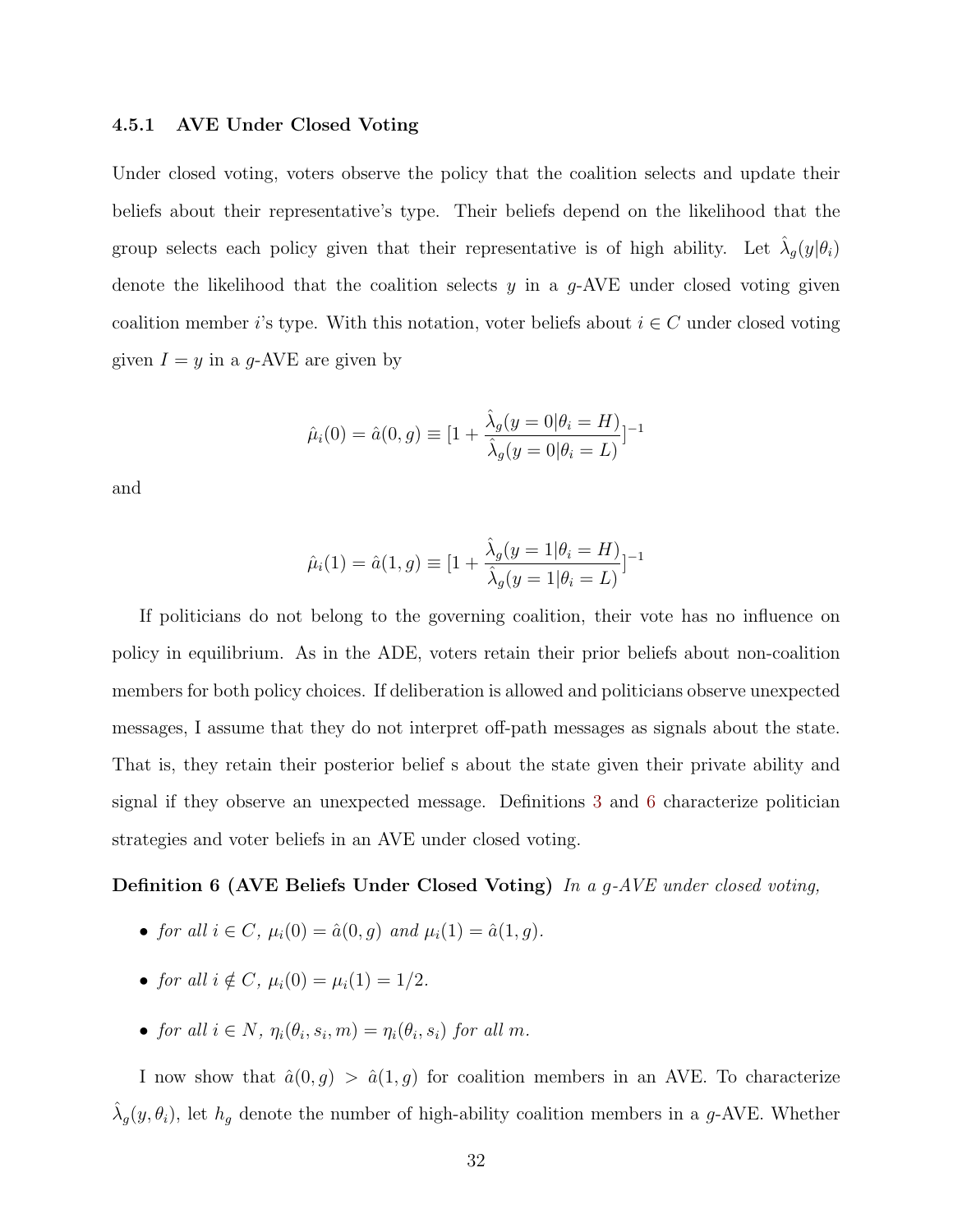### 4.5.1 AVE Under Closed Voting

Under closed voting, voters observe the policy that the coalition selects and update their beliefs about their representative's type. Their beliefs depend on the likelihood that the group selects each policy given that their representative is of high ability. Let $\hat{\lambda}_g(y|\theta_i)$ denote the likelihood that the coalition selects $y$ in a $g$-AVE under closed voting given coalition member $i$'s type. With this notation, voter beliefs about $i \in C$ under closed voting given $I = y$ in a $g$-AVE are given by

$$\hat{\mu}_i(0) = \hat{a}(0, g) \equiv [1 + \frac{\hat{\lambda}_g(y = 0|\theta_i = H)}{\hat{\lambda}_g(y = 0|\theta_i = L)}]^{-1}$$

and

$$\hat{\mu}_i(1) = \hat{a}(1, g) \equiv [1 + \frac{\hat{\lambda}_g(y = 1|\theta_i = H)}{\hat{\lambda}_g(y = 1|\theta_i = L)}]^{-1}$$

If politicians do not belong to the governing coalition, their vote has no influence on policy in equilibrium. As in the ADE, voters retain their prior beliefs about non-coalition members for both policy choices. If deliberation is allowed and politicians observe unexpected messages, I assume that they do not interpret off-path messages as signals about the state. That is, they retain their posterior belief s about the state given their private ability and signal if they observe an unexpected message. Definitions 3 and 6 characterize politician strategies and voter beliefs in an AVE under closed voting.

**Definition 6 (AVE Beliefs Under Closed Voting)** *In a $g$-AVE under closed voting,*

- *for all $i \in C$, $\mu_i(0) = \hat{a}(0, g)$ and $\mu_i(1) = \hat{a}(1, g)$.*
- *for all $i \notin C$, $\mu_i(0) = \mu_i(1) = 1/2$.*
- *for all $i \in N$, $\eta_i(\theta_i, s_i, m) = \eta_i(\theta_i, s_i)$ for all $m$.*

I now show that $\hat{a}(0, g) > \hat{a}(1, g)$ for coalition members in an AVE. To characterize $\hat{\lambda}_g(y, \theta_i)$, let $h_g$ denote the number of high-ability coalition members in a $g$-AVE. Whether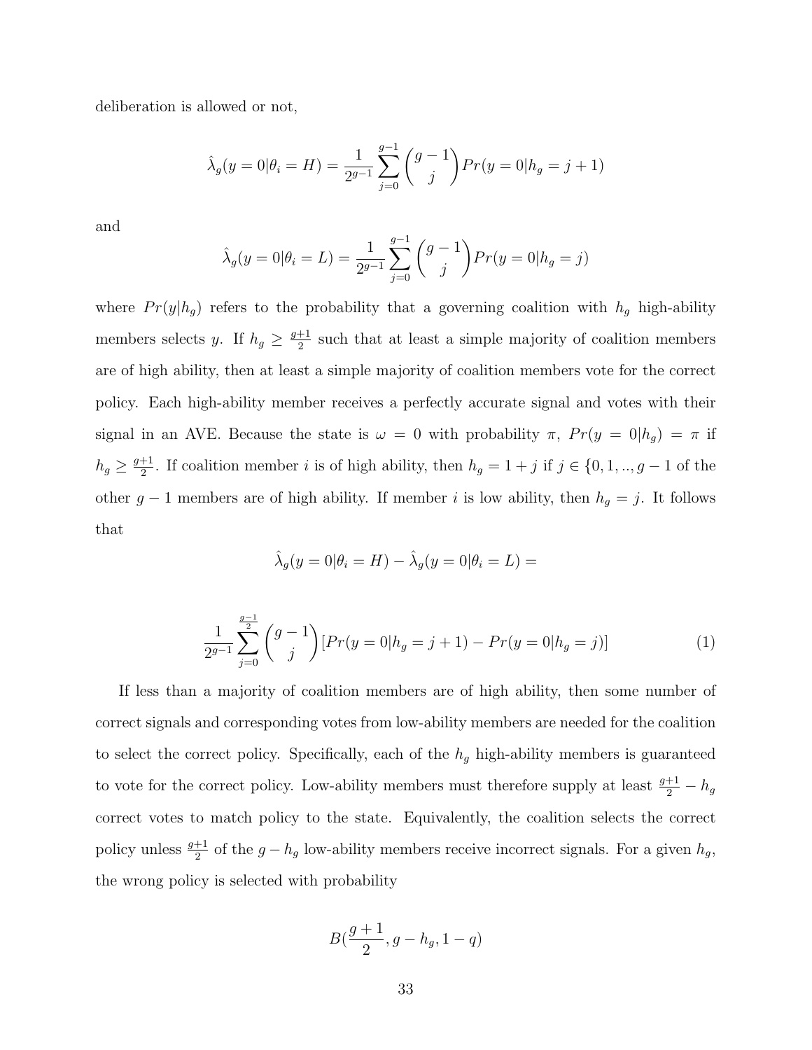deliberation is allowed or not,

$$\hat{\lambda}_g(y=0|\theta_i=H) = \frac{1}{2^{g-1}} \sum_{j=0}^{g-1} \binom{g-1}{j} Pr(y=0|h_g=j+1)$$

and

$$\hat{\lambda}_g(y=0|\theta_i=L) = \frac{1}{2^{g-1}} \sum_{j=0}^{g-1} \binom{g-1}{j} Pr(y=0|h_g=j)$$

where $Pr(y|h_g)$ refers to the probability that a governing coalition with $h_g$ high-ability members selects $y$. If $h_g \geq \frac{g+1}{2}$ such that at least a simple majority of coalition members are of high ability, then at least a simple majority of coalition members vote for the correct policy. Each high-ability member receives a perfectly accurate signal and votes with their signal in an AVE. Because the state is $\omega = 0$ with probability $\pi$, $Pr(y = 0|h_g) = \pi$ if $h_g \geq \frac{g+1}{2}$. If coalition member $i$ is of high ability, then $h_g = 1 + j$ if $j \in \{0, 1, .., g-1$ of the other $g - 1$ members are of high ability. If member $i$ is low ability, then $h_g = j$. It follows that

$$\hat{\lambda}_g(y=0|\theta_i=H) - \hat{\lambda}_g(y=0|\theta_i=L) =$$

$$\frac{1}{2^{g-1}} \sum_{j=0}^{\frac{g-1}{2}} \binom{g-1}{j} [Pr(y=0|h_g=j+1) - Pr(y=0|h_g=j)] \tag{1}$$

If less than a majority of coalition members are of high ability, then some number of correct signals and corresponding votes from low-ability members are needed for the coalition to select the correct policy. Specifically, each of the $h_g$ high-ability members is guaranteed to vote for the correct policy. Low-ability members must therefore supply at least $\frac{g+1}{2} - h_g$ correct votes to match policy to the state. Equivalently, the coalition selects the correct policy unless $\frac{g+1}{2}$ of the $g - h_g$ low-ability members receive incorrect signals. For a given $h_g$, the wrong policy is selected with probability

$$B(\frac{g+1}{2}, g - h_g, 1 - q)$$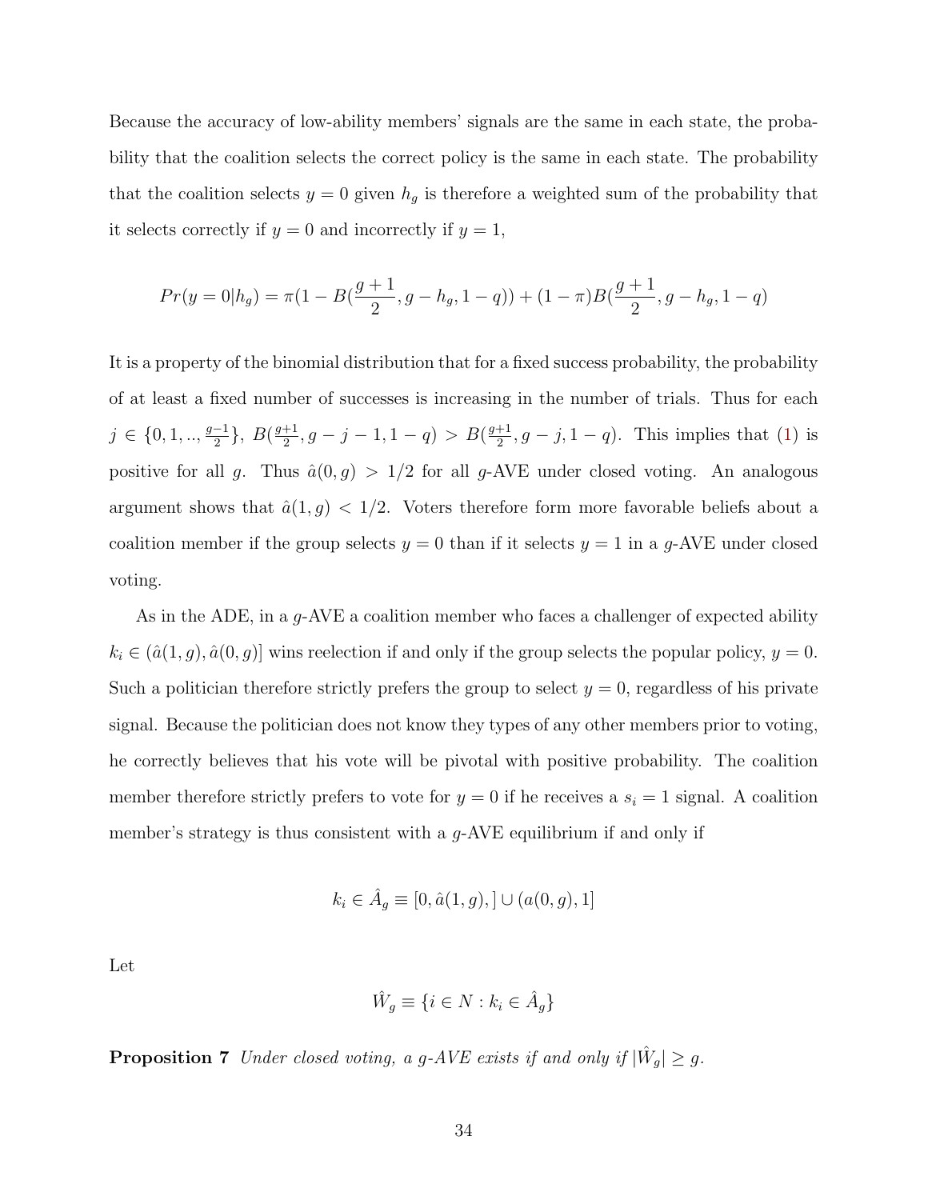Because the accuracy of low-ability members' signals are the same in each state, the probability that the coalition selects the correct policy is the same in each state. The probability that the coalition selects $y = 0$ given $h_g$ is therefore a weighted sum of the probability that it selects correctly if $y = 0$ and incorrectly if $y = 1$,

$$Pr(y = 0|h_g) = \pi(1 - B(\frac{g+1}{2}, g - h_g, 1 - q)) + (1 - \pi)B(\frac{g+1}{2}, g - h_g, 1 - q)$$

It is a property of the binomial distribution that for a fixed success probability, the probability of at least a fixed number of successes is increasing in the number of trials. Thus for each $j \in \{0, 1, .., \frac{g-1}{2}\}$, $B(\frac{g+1}{2}, g - j - 1, 1 - q) > B(\frac{g+1}{2}, g - j, 1 - q)$. This implies that (1) is positive for all $g$. Thus $\hat{a}(0, g) > 1/2$ for all $g$-AVE under closed voting. An analogous argument shows that $\hat{a}(1, g) < 1/2$. Voters therefore form more favorable beliefs about a coalition member if the group selects $y = 0$ than if it selects $y = 1$ in a $g$-AVE under closed voting.

As in the ADE, in a $g$-AVE a coalition member who faces a challenger of expected ability $k_i \in (\hat{a}(1, g), \hat{a}(0, g)]$ wins reelection if and only if the group selects the popular policy, $y = 0$. Such a politician therefore strictly prefers the group to select $y = 0$, regardless of his private signal. Because the politician does not know they types of any other members prior to voting, he correctly believes that his vote will be pivotal with positive probability. The coalition member therefore strictly prefers to vote for $y = 0$ if he receives a $s_i = 1$ signal. A coalition member's strategy is thus consistent with a $g$-AVE equilibrium if and only if

$$k_i \in \hat{A}_g \equiv [0, \hat{a}(1, g), ] \cup (a(0, g), 1]$$

Let

$$\hat{W}_g \equiv \{i \in N : k_i \in \hat{A}_g\}$$

**Proposition 7** *Under closed voting, a $g$-AVE exists if and only if $|\hat{W}_g| \geq g$.*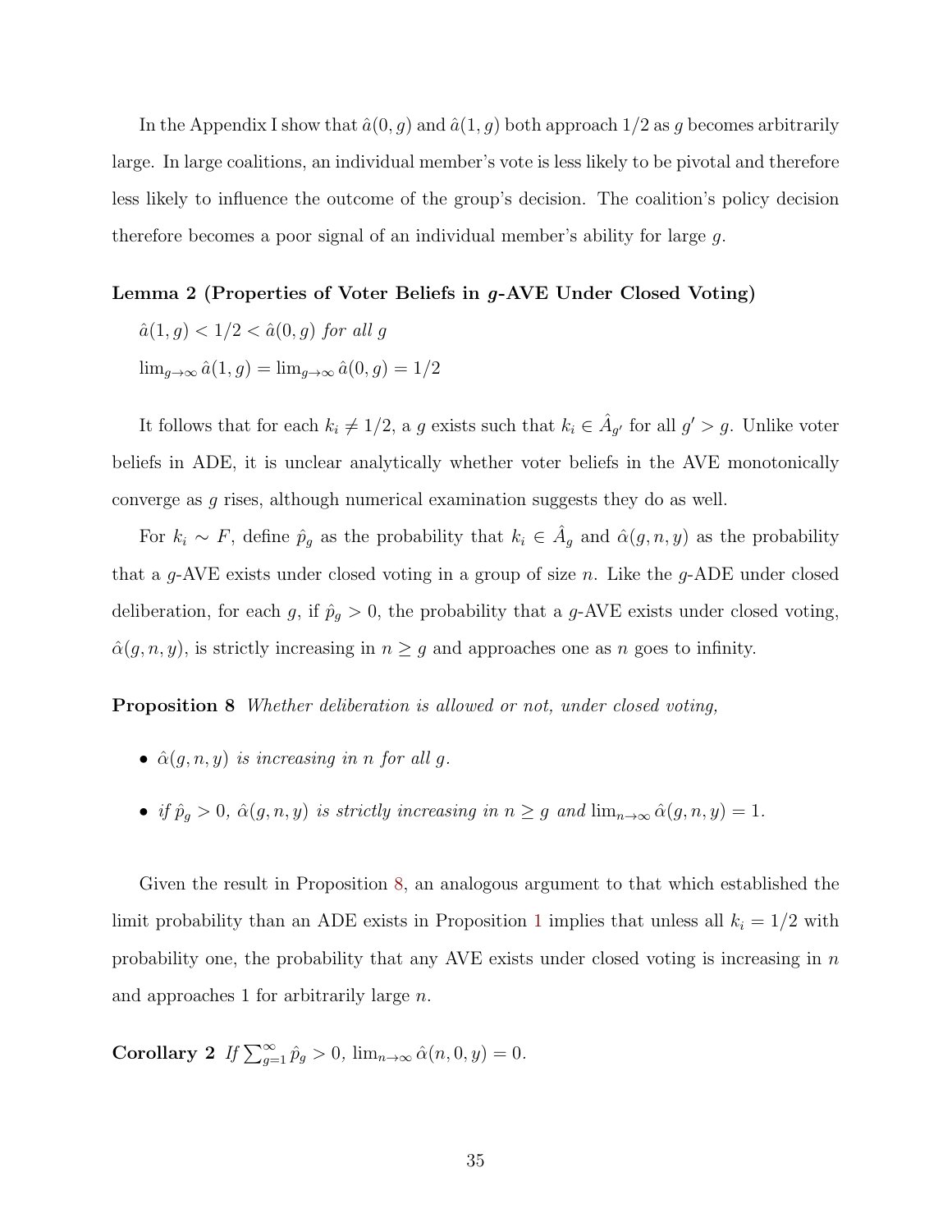In the Appendix I show that $\hat{a}(0, g)$ and $\hat{a}(1, g)$ both approach 1/2 as $g$ becomes arbitrarily large. In large coalitions, an individual member's vote is less likely to be pivotal and therefore less likely to influence the outcome of the group's decision. The coalition's policy decision therefore becomes a poor signal of an individual member's ability for large $g$.

**Lemma 2 (Properties of Voter Beliefs in $g$-AVE Under Closed Voting)**

*$\hat{a}(1, g) < 1/2 < \hat{a}(0, g)$ for all $g$*

*$\lim_{g\to\infty} \hat{a}(1, g) = \lim_{g\to\infty} \hat{a}(0, g) = 1/2$*

It follows that for each $k_i \neq 1/2$, a $g$ exists such that $k_i \in \hat{A}_{g'}$ for all $g' > g$. Unlike voter beliefs in ADE, it is unclear analytically whether voter beliefs in the AVE monotonically converge as $g$ rises, although numerical examination suggests they do as well.

For $k_i \sim F$, define $\hat{p}_g$ as the probability that $k_i \in \hat{A}_g$ and $\hat{\alpha}(g, n, y)$ as the probability that a $g$-AVE exists under closed voting in a group of size $n$. Like the $g$-ADE under closed deliberation, for each $g$, if $\hat{p}_g > 0$, the probability that a $g$-AVE exists under closed voting, $\hat{\alpha}(g, n, y)$, is strictly increasing in $n \geq g$ and approaches one as $n$ goes to infinity.

**Proposition 8** *Whether deliberation is allowed or not, under closed voting,*

- *$\hat{\alpha}(g, n, y)$ is increasing in $n$ for all $g$.*
- *if $\hat{p}_g > 0$, $\hat{\alpha}(g, n, y)$ is strictly increasing in $n \geq g$ and $\lim_{n\to\infty} \hat{\alpha}(g, n, y) = 1$.*

Given the result in Proposition 8, an analogous argument to that which established the limit probability than an ADE exists in Proposition 1 implies that unless all $k_i = 1/2$ with probability one, the probability that any AVE exists under closed voting is increasing in $n$ and approaches 1 for arbitrarily large $n$.

**Corollary 2** *If $\sum_{g=1}^{\infty} \hat{p}_g > 0$, $\lim_{n\to\infty} \hat{\alpha}(n, 0, y) = 0$.*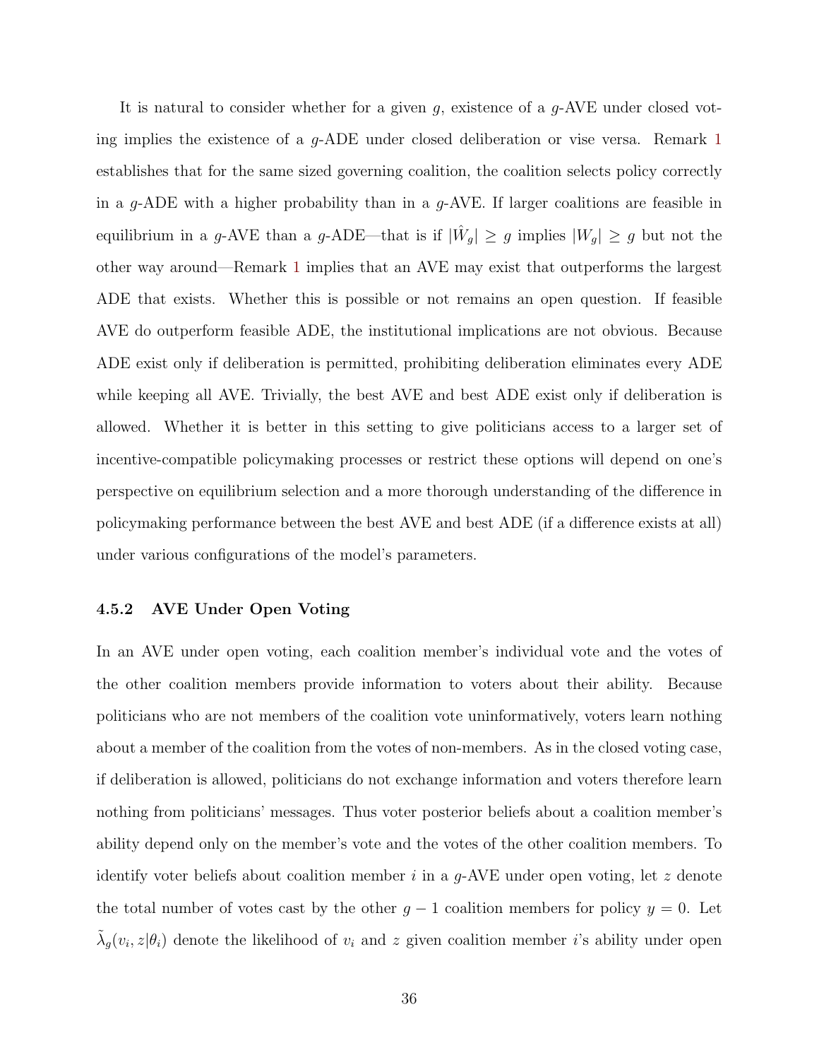It is natural to consider whether for a given $g$, existence of a $g$-AVE under closed voting implies the existence of a $g$-ADE under closed deliberation or vise versa. Remark 1 establishes that for the same sized governing coalition, the coalition selects policy correctly in a $g$-ADE with a higher probability than in a $g$-AVE. If larger coalitions are feasible in equilibrium in a $g$-AVE than a $g$-ADE—that is if $|\hat{W}_g| \geq g$ implies $|W_g| \geq g$ but not the other way around—Remark 1 implies that an AVE may exist that outperforms the largest ADE that exists. Whether this is possible or not remains an open question. If feasible AVE do outperform feasible ADE, the institutional implications are not obvious. Because ADE exist only if deliberation is permitted, prohibiting deliberation eliminates every ADE while keeping all AVE. Trivially, the best AVE and best ADE exist only if deliberation is allowed. Whether it is better in this setting to give politicians access to a larger set of incentive-compatible policymaking processes or restrict these options will depend on one's perspective on equilibrium selection and a more thorough understanding of the difference in policymaking performance between the best AVE and best ADE (if a difference exists at all) under various configurations of the model's parameters.

### 4.5.2 AVE Under Open Voting

In an AVE under open voting, each coalition member's individual vote and the votes of the other coalition members provide information to voters about their ability. Because politicians who are not members of the coalition vote uninformatively, voters learn nothing about a member of the coalition from the votes of non-members. As in the closed voting case, if deliberation is allowed, politicians do not exchange information and voters therefore learn nothing from politicians' messages. Thus voter posterior beliefs about a coalition member's ability depend only on the member's vote and the votes of the other coalition members. To identify voter beliefs about coalition member $i$ in a $g$-AVE under open voting, let $z$ denote the total number of votes cast by the other $g-1$ coalition members for policy $y = 0$. Let $\tilde{\lambda}_g(v_i, z|\theta_i)$ denote the likelihood of $v_i$ and $z$ given coalition member $i$'s ability under open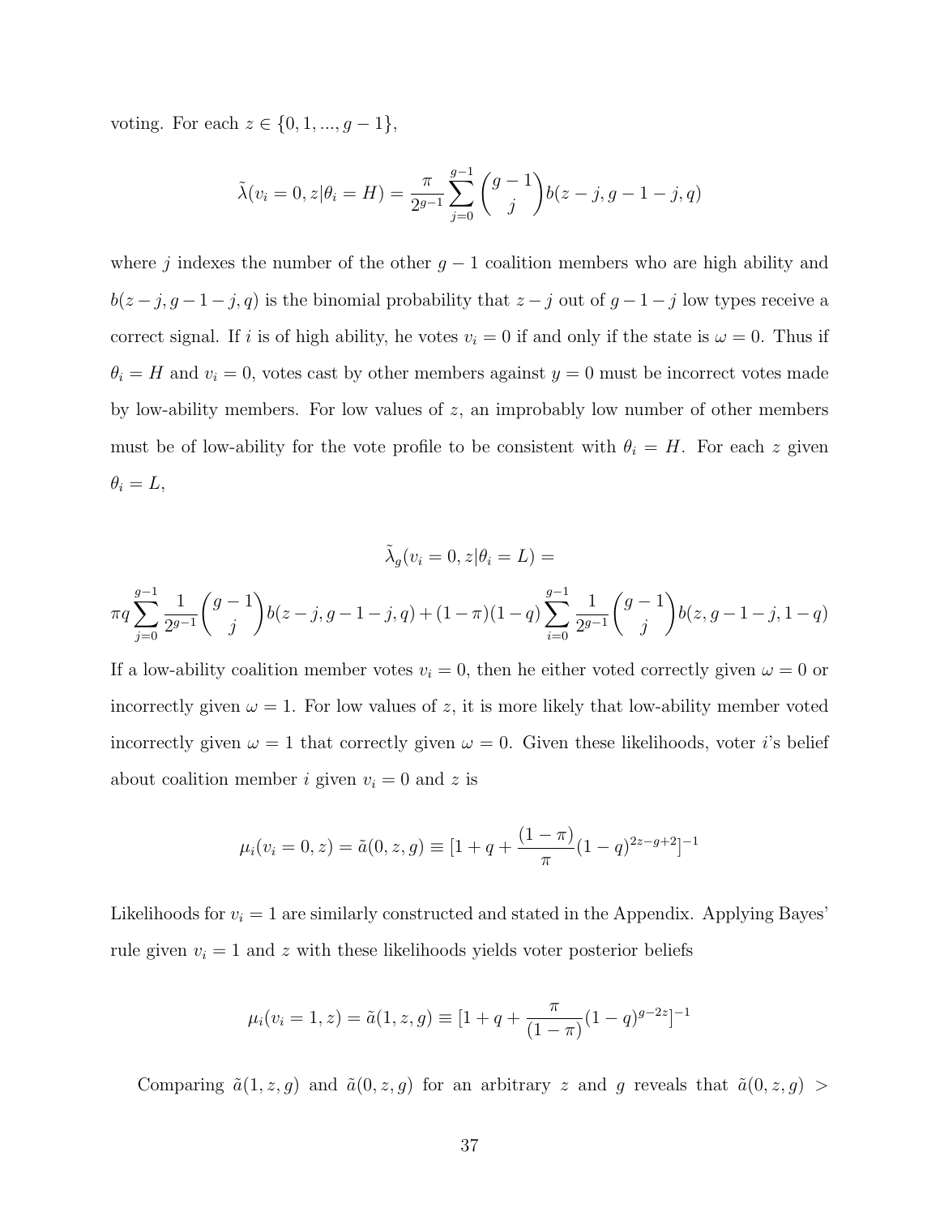voting. For each $z \in \{0, 1, ..., g-1\}$,

$$\tilde{\lambda}(v_i = 0, z|\theta_i = H) = \frac{\pi}{2^{g-1}} \sum_{j=0}^{g-1} \binom{g-1}{j} b(z-j, g-1-j, q)$$

where $j$ indexes the number of the other $g-1$ coalition members who are high ability and $b(z-j, g-1-j, q)$ is the binomial probability that $z-j$ out of $g-1-j$ low types receive a correct signal. If $i$ is of high ability, he votes $v_i = 0$ if and only if the state is $\omega = 0$. Thus if $\theta_i = H$ and $v_i = 0$, votes cast by other members against $y = 0$ must be incorrect votes made by low-ability members. For low values of $z$, an improbably low number of other members must be of low-ability for the vote profile to be consistent with $\theta_i = H$. For each $z$ given $\theta_i = L$,

$$\tilde{\lambda}_g(v_i = 0, z|\theta_i = L) =$$

$$\pi q \sum_{j=0}^{g-1} \frac{1}{2^{g-1}} \binom{g-1}{j} b(z-j, g-1-j, q) + (1-\pi)(1-q) \sum_{i=0}^{g-1} \frac{1}{2^{g-1}} \binom{g-1}{j} b(z, g-1-j, 1-q)$$

If a low-ability coalition member votes $v_i = 0$, then he either voted correctly given $\omega = 0$ or incorrectly given $\omega = 1$. For low values of $z$, it is more likely that low-ability member voted incorrectly given $\omega = 1$ that correctly given $\omega = 0$. Given these likelihoods, voter $i$'s belief about coalition member $i$ given $v_i = 0$ and $z$ is

$$\mu_i(v_i = 0, z) = \tilde{a}(0, z, g) \equiv [1 + q + \frac{(1-\pi)}{\pi}(1-q)^{2z-g+2}]^{-1}$$

Likelihoods for $v_i = 1$ are similarly constructed and stated in the Appendix. Applying Bayes' rule given $v_i = 1$ and $z$ with these likelihoods yields voter posterior beliefs

$$\mu_i(v_i = 1, z) = \tilde{a}(1, z, g) \equiv [1 + q + \frac{\pi}{(1-\pi)}(1-q)^{g-2z}]^{-1}$$

Comparing $\tilde{a}(1, z, g)$ and $\tilde{a}(0, z, g)$ for an arbitrary $z$ and $g$ reveals that $\tilde{a}(0, z, g) >$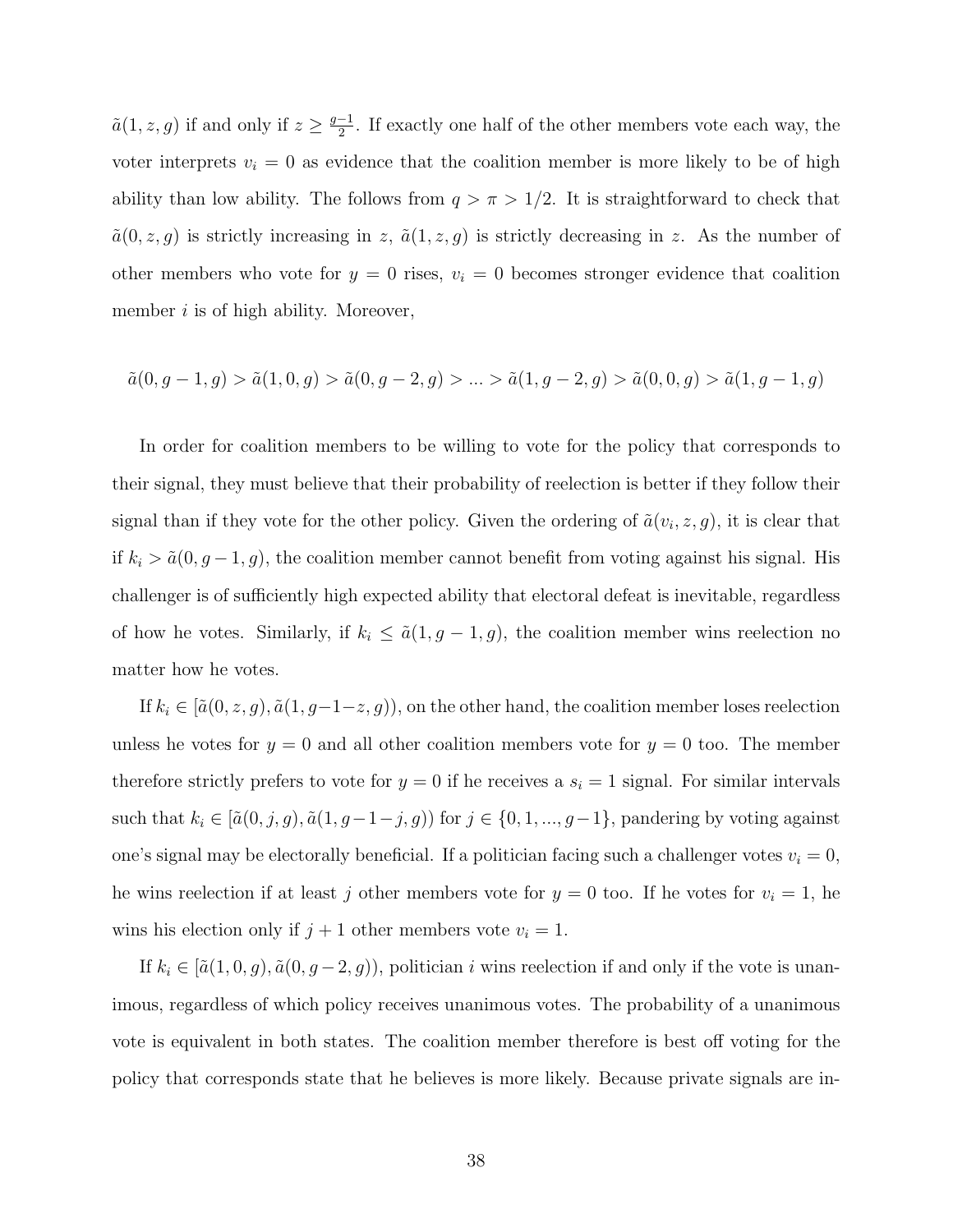$\tilde{a}(1, z, g)$ if and only if $z \geq \frac{g-1}{2}$. If exactly one half of the other members vote each way, the voter interprets $v_i = 0$ as evidence that the coalition member is more likely to be of high ability than low ability. The follows from $q > \pi > 1/2$. It is straightforward to check that $\tilde{a}(0, z, g)$ is strictly increasing in $z$, $\tilde{a}(1, z, g)$ is strictly decreasing in $z$. As the number of other members who vote for $y = 0$ rises, $v_i = 0$ becomes stronger evidence that coalition member $i$ is of high ability. Moreover,

$$\tilde{a}(0, g-1, g) > \tilde{a}(1, 0, g) > \tilde{a}(0, g-2, g) > ... > \tilde{a}(1, g-2, g) > \tilde{a}(0, 0, g) > \tilde{a}(1, g-1, g)$$

In order for coalition members to be willing to vote for the policy that corresponds to their signal, they must believe that their probability of reelection is better if they follow their signal than if they vote for the other policy. Given the ordering of $\tilde{a}(v_i, z, g)$, it is clear that if $k_i > \tilde{a}(0, g-1, g)$, the coalition member cannot benefit from voting against his signal. His challenger is of sufficiently high expected ability that electoral defeat is inevitable, regardless of how he votes. Similarly, if $k_i \leq \tilde{a}(1, g-1, g)$, the coalition member wins reelection no matter how he votes.

If $k_i \in [\tilde{a}(0, z, g), \tilde{a}(1, g-1-z, g))$, on the other hand, the coalition member loses reelection unless he votes for $y = 0$ and all other coalition members vote for $y = 0$ too. The member therefore strictly prefers to vote for $y = 0$ if he receives a $s_i = 1$ signal. For similar intervals such that $k_i \in [\tilde{a}(0, j, g), \tilde{a}(1, g-1-j, g))$ for $j \in \{0, 1, ..., g-1\}$, pandering by voting against one's signal may be electorally beneficial. If a politician facing such a challenger votes $v_i = 0$, he wins reelection if at least $j$ other members vote for $y = 0$ too. If he votes for $v_i = 1$, he wins his election only if $j + 1$ other members vote $v_i = 1$.

If $k_i \in [\tilde{a}(1, 0, g), \tilde{a}(0, g-2, g))$, politician $i$ wins reelection if and only if the vote is unanimous, regardless of which policy receives unanimous votes. The probability of a unanimous vote is equivalent in both states. The coalition member therefore is best off voting for the policy that corresponds state that he believes is more likely. Because private signals are in-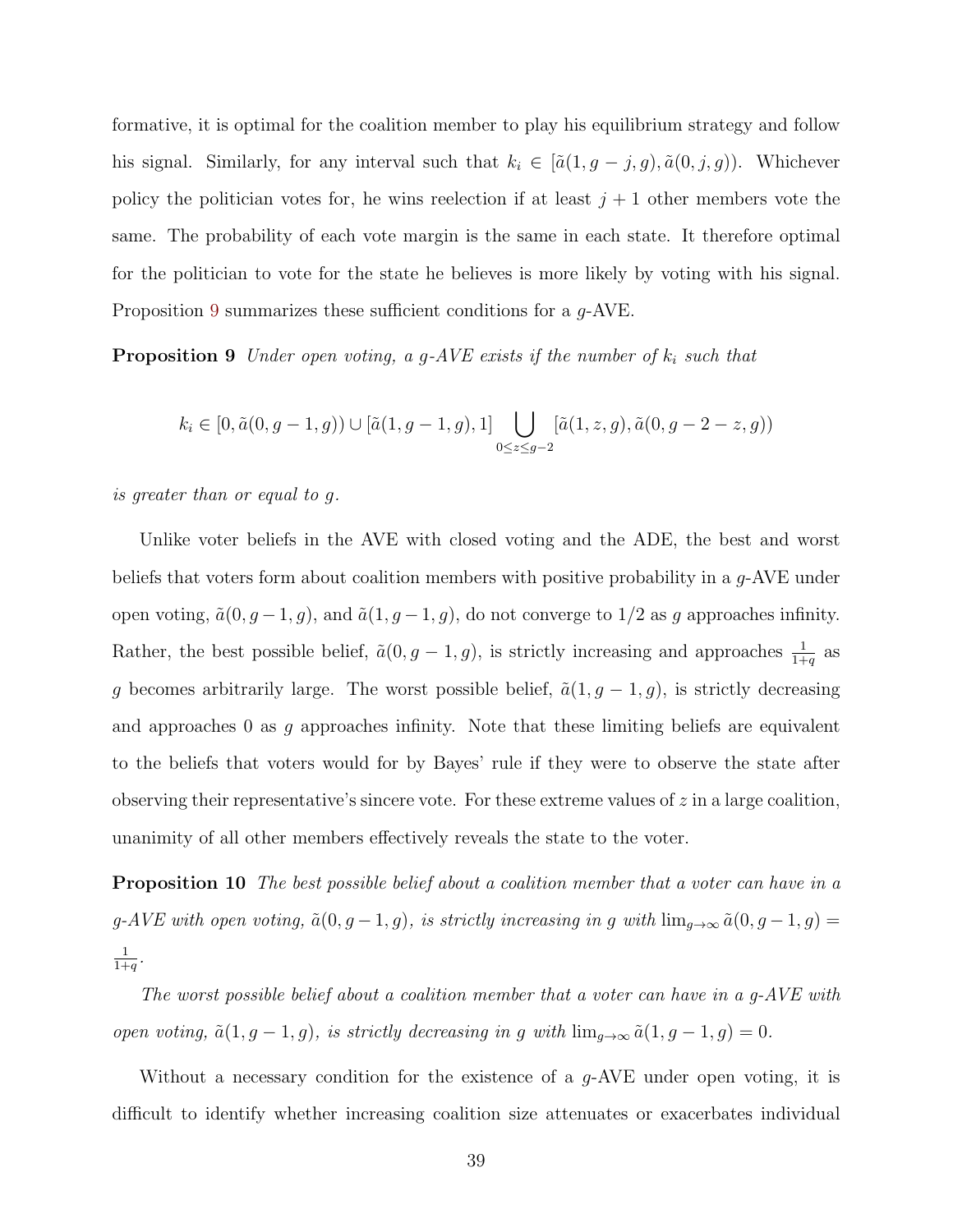formative, it is optimal for the coalition member to play his equilibrium strategy and follow his signal. Similarly, for any interval such that $k_i \in [\tilde{a}(1, g-j, g), \tilde{a}(0, j, g))$. Whichever policy the politician votes for, he wins reelection if at least $j+1$ other members vote the same. The probability of each vote margin is the same in each state. It therefore optimal for the politician to vote for the state he believes is more likely by voting with his signal. Proposition 9 summarizes these sufficient conditions for a $g$-AVE.

**Proposition 9** *Under open voting, a g-AVE exists if the number of $k_i$ such that*

$$k_i \in [0, \tilde{a}(0, g-1, g)) \cup [\tilde{a}(1, g-1, g), 1] \bigcup_{0 \leq z \leq g-2} [\tilde{a}(1, z, g), \tilde{a}(0, g-2-z, g))$$

*is greater than or equal to g.*

Unlike voter beliefs in the AVE with closed voting and the ADE, the best and worst beliefs that voters form about coalition members with positive probability in a $g$-AVE under open voting, $\tilde{a}(0, g-1, g)$, and $\tilde{a}(1, g-1, g)$, do not converge to 1/2 as $g$ approaches infinity. Rather, the best possible belief, $\tilde{a}(0, g-1, g)$, is strictly increasing and approaches $\frac{1}{1+q}$ as $g$ becomes arbitrarily large. The worst possible belief, $\tilde{a}(1, g-1, g)$, is strictly decreasing and approaches 0 as $g$ approaches infinity. Note that these limiting beliefs are equivalent to the beliefs that voters would for by Bayes' rule if they were to observe the state after observing their representative's sincere vote. For these extreme values of $z$ in a large coalition, unanimity of all other members effectively reveals the state to the voter.

**Proposition 10** *The best possible belief about a coalition member that a voter can have in a g-AVE with open voting, $\tilde{a}(0, g-1, g)$, is strictly increasing in g with $\lim_{g \to \infty} \tilde{a}(0, g-1, g) = \frac{1}{1+q}$.*

*The worst possible belief about a coalition member that a voter can have in a g-AVE with open voting, $\tilde{a}(1, g-1, g)$, is strictly decreasing in g with $\lim_{g \to \infty} \tilde{a}(1, g-1, g) = 0$.*

Without a necessary condition for the existence of a $g$-AVE under open voting, it is difficult to identify whether increasing coalition size attenuates or exacerbates individual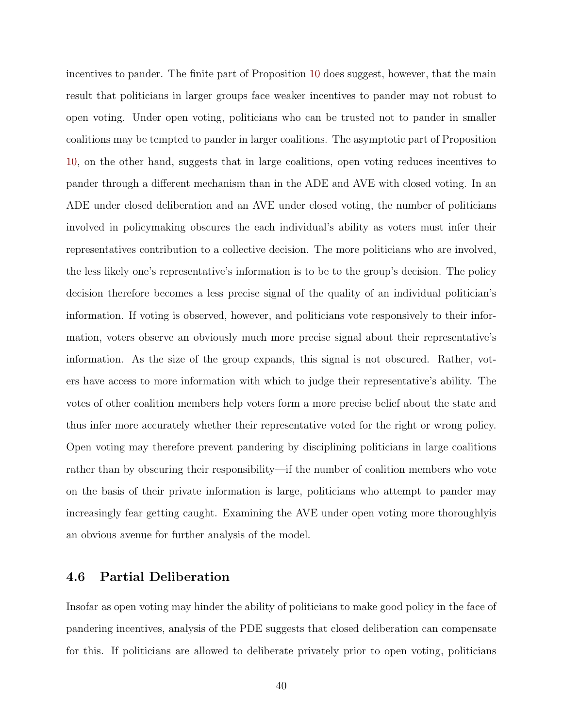incentives to pander. The finite part of Proposition 10 does suggest, however, that the main result that politicians in larger groups face weaker incentives to pander may not robust to open voting. Under open voting, politicians who can be trusted not to pander in smaller coalitions may be tempted to pander in larger coalitions. The asymptotic part of Proposition 10, on the other hand, suggests that in large coalitions, open voting reduces incentives to pander through a different mechanism than in the ADE and AVE with closed voting. In an ADE under closed deliberation and an AVE under closed voting, the number of politicians involved in policymaking obscures the each individual's ability as voters must infer their representatives contribution to a collective decision. The more politicians who are involved, the less likely one's representative's information is to be to the group's decision. The policy decision therefore becomes a less precise signal of the quality of an individual politician's information. If voting is observed, however, and politicians vote responsively to their information, voters observe an obviously much more precise signal about their representative's information. As the size of the group expands, this signal is not obscured. Rather, voters have access to more information with which to judge their representative's ability. The votes of other coalition members help voters form a more precise belief about the state and thus infer more accurately whether their representative voted for the right or wrong policy. Open voting may therefore prevent pandering by disciplining politicians in large coalitions rather than by obscuring their responsibility—if the number of coalition members who vote on the basis of their private information is large, politicians who attempt to pander may increasingly fear getting caught. Examining the AVE under open voting more thoroughlyis an obvious avenue for further analysis of the model.

### 4.6 Partial Deliberation

Insofar as open voting may hinder the ability of politicians to make good policy in the face of pandering incentives, analysis of the PDE suggests that closed deliberation can compensate for this. If politicians are allowed to deliberate privately prior to open voting, politicians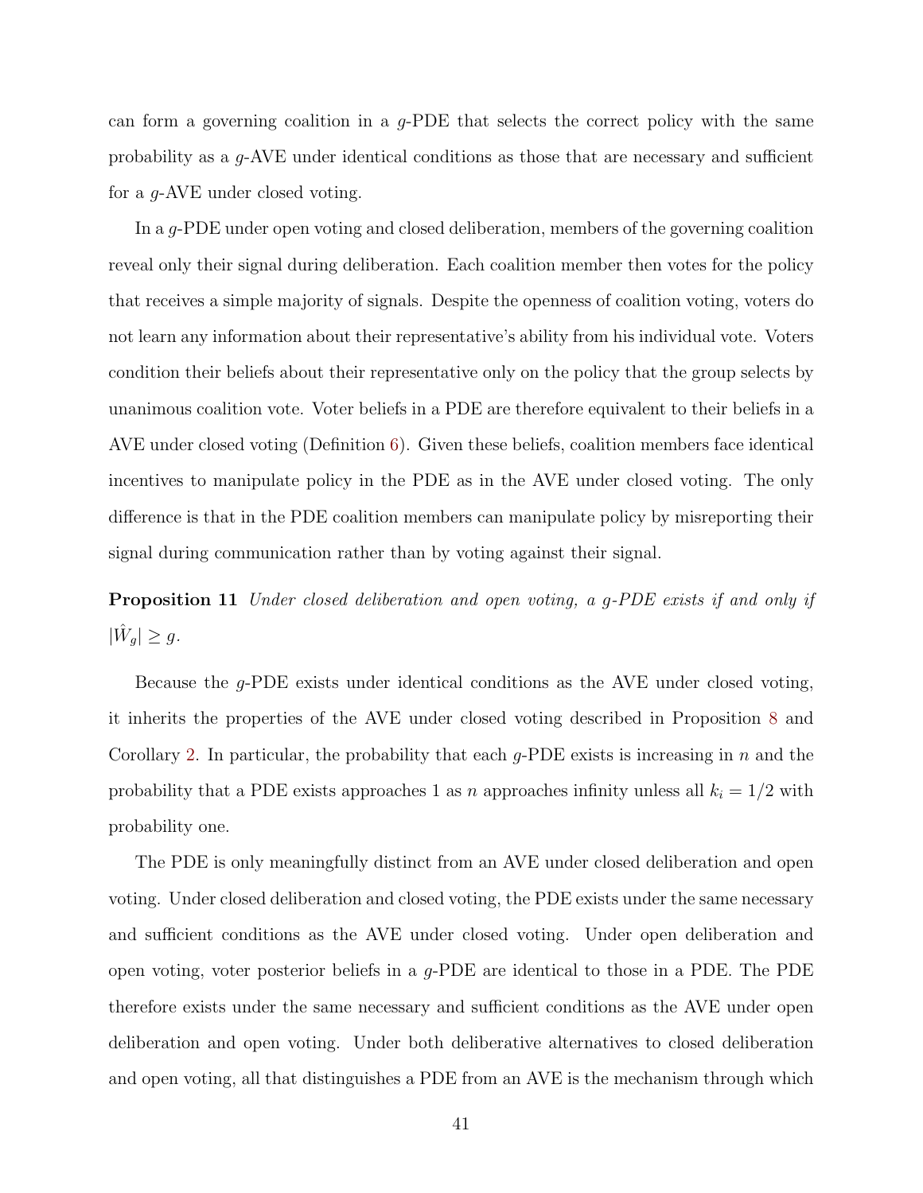can form a governing coalition in a $g$-PDE that selects the correct policy with the same probability as a $g$-AVE under identical conditions as those that are necessary and sufficient for a $g$-AVE under closed voting.

In a $g$-PDE under open voting and closed deliberation, members of the governing coalition reveal only their signal during deliberation. Each coalition member then votes for the policy that receives a simple majority of signals. Despite the openness of coalition voting, voters do not learn any information about their representative's ability from his individual vote. Voters condition their beliefs about their representative only on the policy that the group selects by unanimous coalition vote. Voter beliefs in a PDE are therefore equivalent to their beliefs in a AVE under closed voting (Definition 6). Given these beliefs, coalition members face identical incentives to manipulate policy in the PDE as in the AVE under closed voting. The only difference is that in the PDE coalition members can manipulate policy by misreporting their signal during communication rather than by voting against their signal.

**Proposition 11** *Under closed deliberation and open voting, a $g$-PDE exists if and only if $|\hat{W}_g| \geq g$.*

Because the $g$-PDE exists under identical conditions as the AVE under closed voting, it inherits the properties of the AVE under closed voting described in Proposition 8 and Corollary 2. In particular, the probability that each $g$-PDE exists is increasing in $n$ and the probability that a PDE exists approaches 1 as $n$ approaches infinity unless all $k_i = 1/2$ with probability one.

The PDE is only meaningfully distinct from an AVE under closed deliberation and open voting. Under closed deliberation and closed voting, the PDE exists under the same necessary and sufficient conditions as the AVE under closed voting. Under open deliberation and open voting, voter posterior beliefs in a $g$-PDE are identical to those in a PDE. The PDE therefore exists under the same necessary and sufficient conditions as the AVE under open deliberation and open voting. Under both deliberative alternatives to closed deliberation and open voting, all that distinguishes a PDE from an AVE is the mechanism through which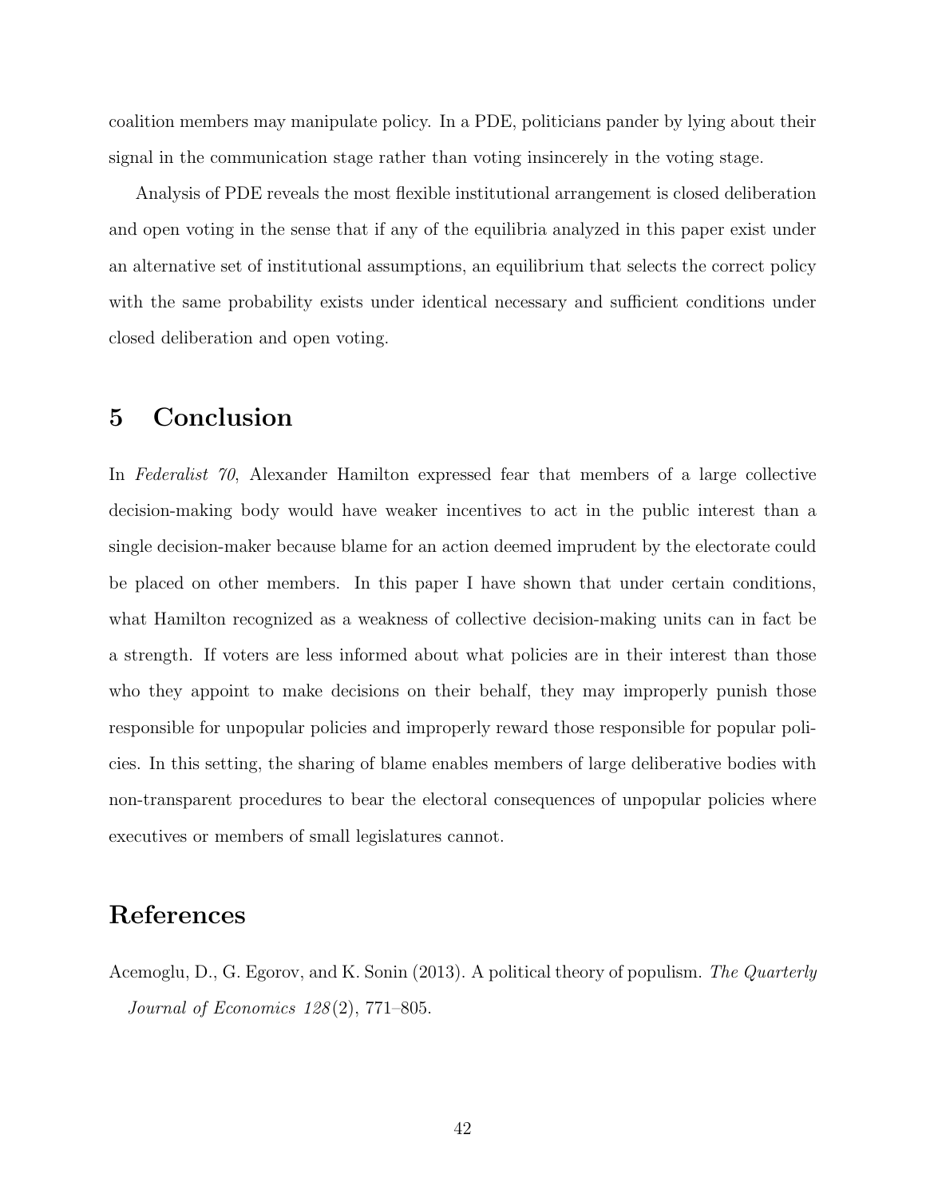coalition members may manipulate policy. In a PDE, politicians pander by lying about their signal in the communication stage rather than voting insincerely in the voting stage.

Analysis of PDE reveals the most flexible institutional arrangement is closed deliberation and open voting in the sense that if any of the equilibria analyzed in this paper exist under an alternative set of institutional assumptions, an equilibrium that selects the correct policy with the same probability exists under identical necessary and sufficient conditions under closed deliberation and open voting.

# 5 Conclusion

In *Federalist 70*, Alexander Hamilton expressed fear that members of a large collective decision-making body would have weaker incentives to act in the public interest than a single decision-maker because blame for an action deemed imprudent by the electorate could be placed on other members. In this paper I have shown that under certain conditions, what Hamilton recognized as a weakness of collective decision-making units can in fact be a strength. If voters are less informed about what policies are in their interest than those who they appoint to make decisions on their behalf, they may improperly punish those responsible for unpopular policies and improperly reward those responsible for popular policies. In this setting, the sharing of blame enables members of large deliberative bodies with non-transparent procedures to bear the electoral consequences of unpopular policies where executives or members of small legislatures cannot.

# References

Acemoglu, D., G. Egorov, and K. Sonin (2013). A political theory of populism. *The Quarterly Journal of Economics 128*(2), 771–805.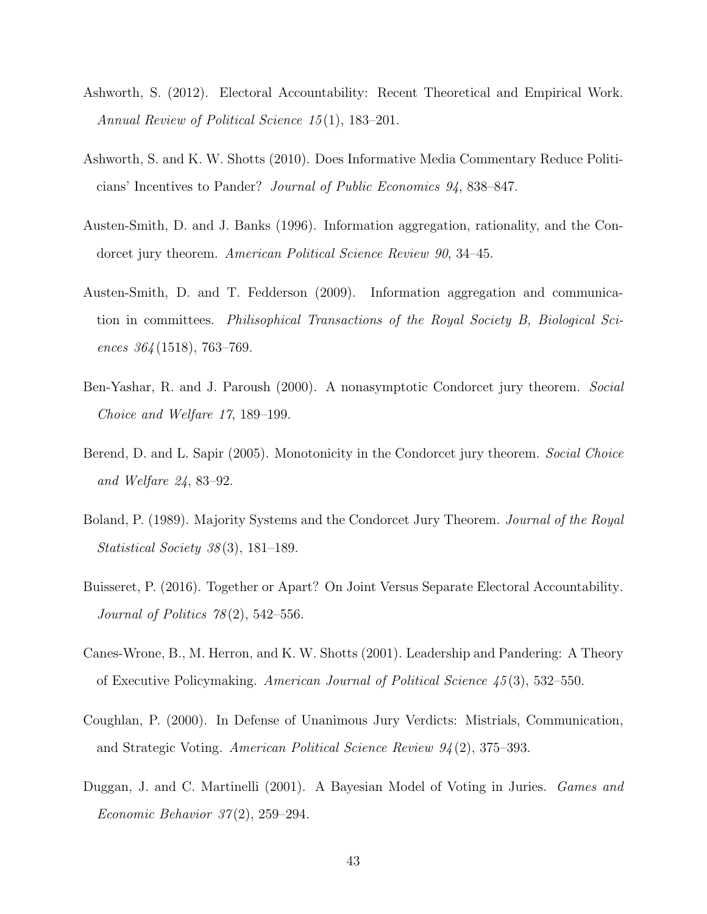Ashworth, S. (2012). Electoral Accountability: Recent Theoretical and Empirical Work. *Annual Review of Political Science 15*(1), 183–201.

Ashworth, S. and K. W. Shotts (2010). Does Informative Media Commentary Reduce Politicians' Incentives to Pander? *Journal of Public Economics 94*, 838–847.

Austen-Smith, D. and J. Banks (1996). Information aggregation, rationality, and the Condorcet jury theorem. *American Political Science Review 90*, 34–45.

Austen-Smith, D. and T. Fedderson (2009). Information aggregation and communication in committees. *Philisophical Transactions of the Royal Society B, Biological Sciences 364*(1518), 763–769.

Ben-Yashar, R. and J. Paroush (2000). A nonasymptotic Condorcet jury theorem. *Social Choice and Welfare 17*, 189–199.

Berend, D. and L. Sapir (2005). Monotonicity in the Condorcet jury theorem. *Social Choice and Welfare 24*, 83–92.

Boland, P. (1989). Majority Systems and the Condorcet Jury Theorem. *Journal of the Royal Statistical Society 38*(3), 181–189.

Buisseret, P. (2016). Together or Apart? On Joint Versus Separate Electoral Accountability. *Journal of Politics 78*(2), 542–556.

Canes-Wrone, B., M. Herron, and K. W. Shotts (2001). Leadership and Pandering: A Theory of Executive Policymaking. *American Journal of Political Science 45*(3), 532–550.

Coughlan, P. (2000). In Defense of Unanimous Jury Verdicts: Mistrials, Communication, and Strategic Voting. *American Political Science Review 94*(2), 375–393.

Duggan, J. and C. Martinelli (2001). A Bayesian Model of Voting in Juries. *Games and Economic Behavior 37*(2), 259–294.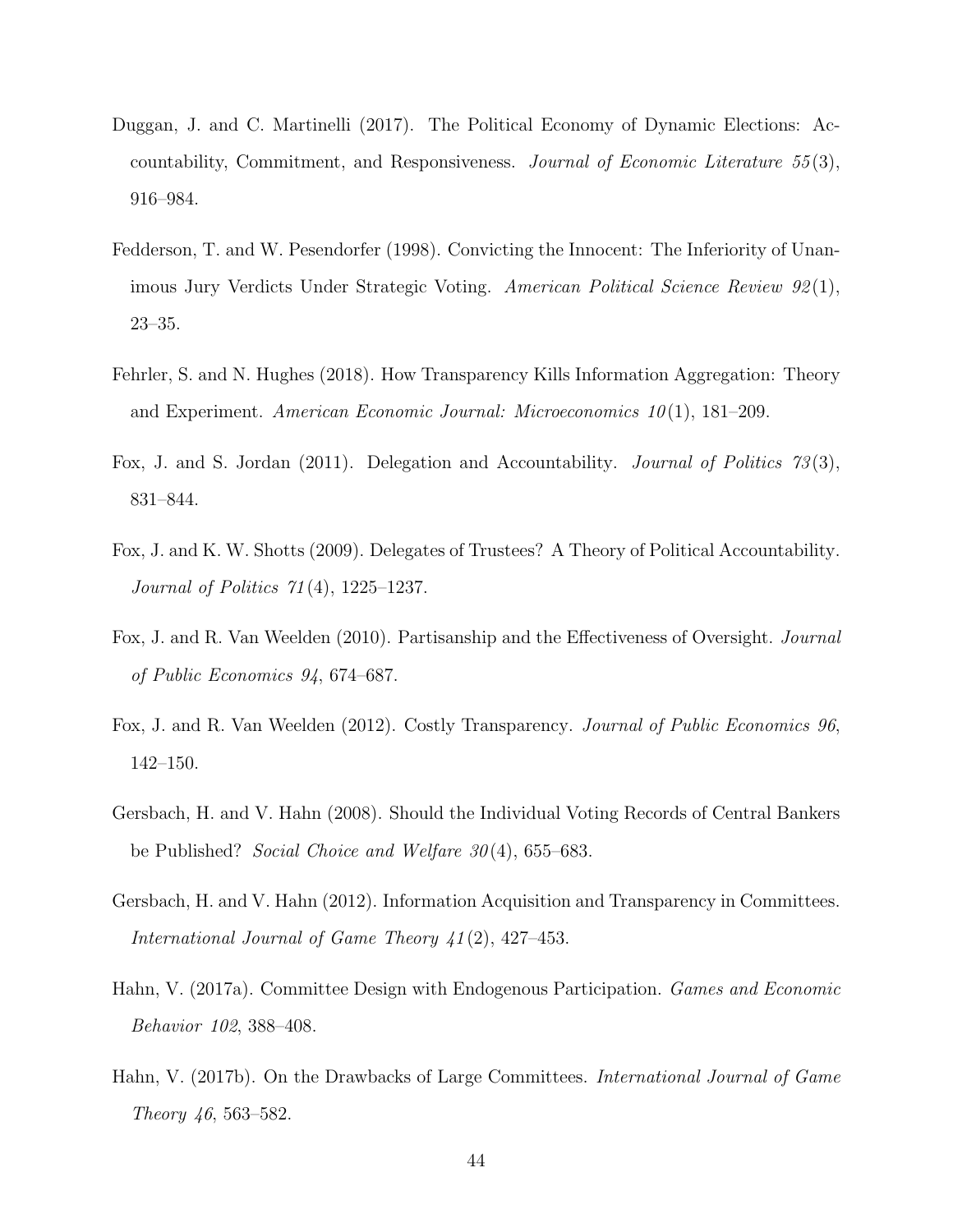Duggan, J. and C. Martinelli (2017). The Political Economy of Dynamic Elections: Accountability, Commitment, and Responsiveness. *Journal of Economic Literature 55*(3), 916–984.

Fedderson, T. and W. Pesendorfer (1998). Convicting the Innocent: The Inferiority of Unanimous Jury Verdicts Under Strategic Voting. *American Political Science Review 92*(1), 23–35.

Fehrler, S. and N. Hughes (2018). How Transparency Kills Information Aggregation: Theory and Experiment. *American Economic Journal: Microeconomics 10*(1), 181–209.

Fox, J. and S. Jordan (2011). Delegation and Accountability. *Journal of Politics 73*(3), 831–844.

Fox, J. and K. W. Shotts (2009). Delegates of Trustees? A Theory of Political Accountability. *Journal of Politics 71*(4), 1225–1237.

Fox, J. and R. Van Weelden (2010). Partisanship and the Effectiveness of Oversight. *Journal of Public Economics 94*, 674–687.

Fox, J. and R. Van Weelden (2012). Costly Transparency. *Journal of Public Economics 96*, 142–150.

Gersbach, H. and V. Hahn (2008). Should the Individual Voting Records of Central Bankers be Published? *Social Choice and Welfare 30*(4), 655–683.

Gersbach, H. and V. Hahn (2012). Information Acquisition and Transparency in Committees. *International Journal of Game Theory 41*(2), 427–453.

Hahn, V. (2017a). Committee Design with Endogenous Participation. *Games and Economic Behavior 102*, 388–408.

Hahn, V. (2017b). On the Drawbacks of Large Committees. *International Journal of Game Theory 46*, 563–582.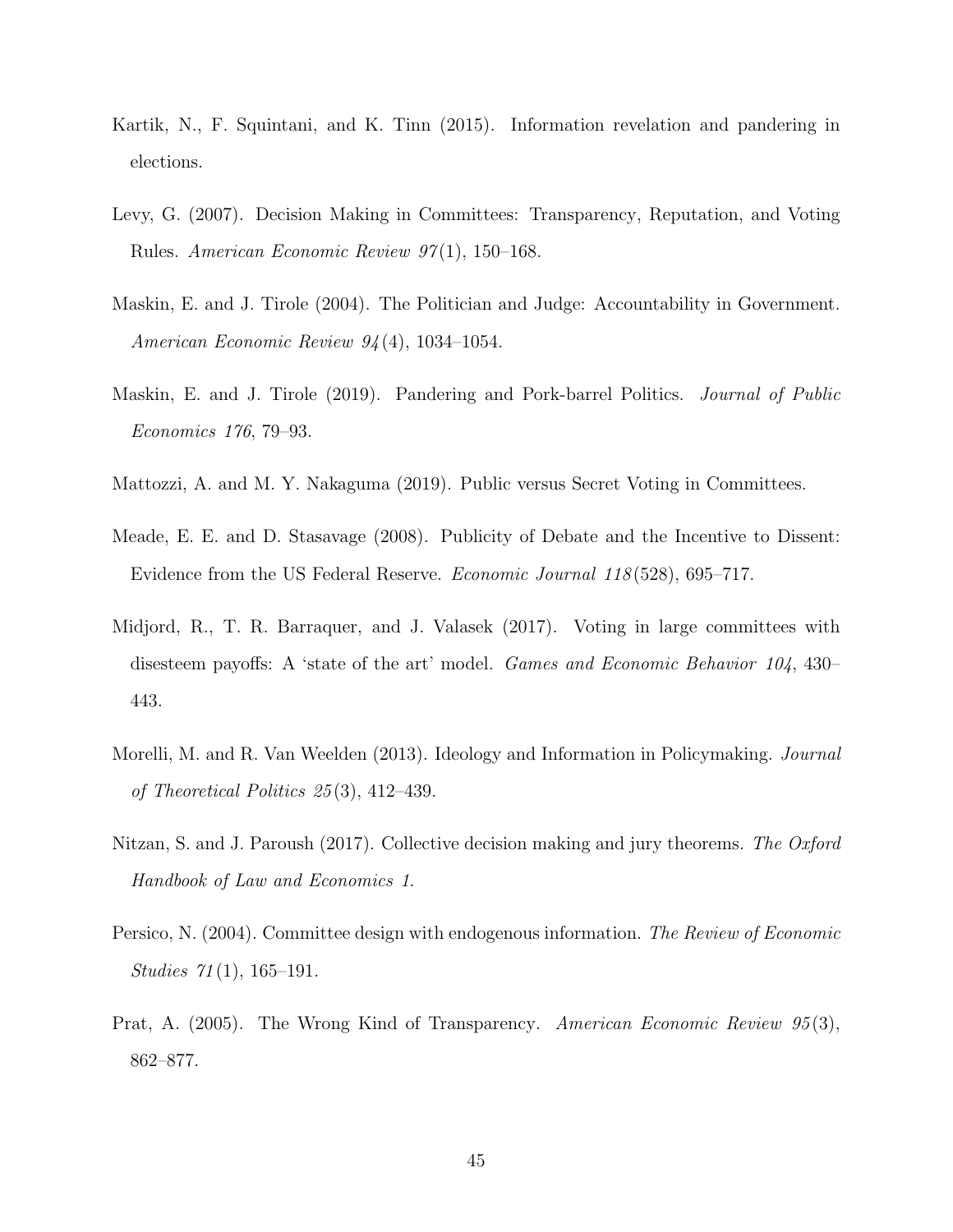Kartik, N., F. Squintani, and K. Tinn (2015). Information revelation and pandering in elections.

Levy, G. (2007). Decision Making in Committees: Transparency, Reputation, and Voting Rules. *American Economic Review 97*(1), 150–168.

Maskin, E. and J. Tirole (2004). The Politician and Judge: Accountability in Government. *American Economic Review 94*(4), 1034–1054.

Maskin, E. and J. Tirole (2019). Pandering and Pork-barrel Politics. *Journal of Public Economics 176*, 79–93.

Mattozzi, A. and M. Y. Nakaguma (2019). Public versus Secret Voting in Committees.

Meade, E. E. and D. Stasavage (2008). Publicity of Debate and the Incentive to Dissent: Evidence from the US Federal Reserve. *Economic Journal 118*(528), 695–717.

Midjord, R., T. R. Barraquer, and J. Valasek (2017). Voting in large committees with disesteem payoffs: A 'state of the art' model. *Games and Economic Behavior 104*, 430–443.

Morelli, M. and R. Van Weelden (2013). Ideology and Information in Policymaking. *Journal of Theoretical Politics 25*(3), 412–439.

Nitzan, S. and J. Paroush (2017). Collective decision making and jury theorems. *The Oxford Handbook of Law and Economics 1*.

Persico, N. (2004). Committee design with endogenous information. *The Review of Economic Studies 71*(1), 165–191.

Prat, A. (2005). The Wrong Kind of Transparency. *American Economic Review 95*(3), 862–877.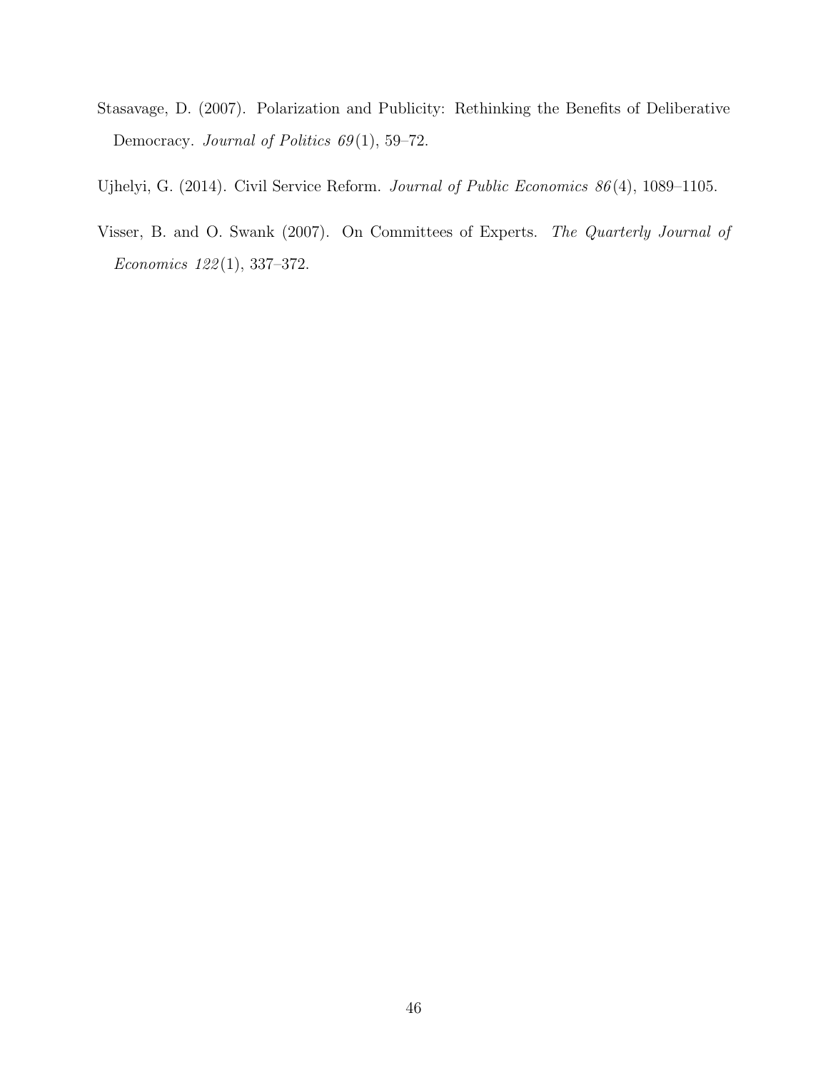Stasavage, D. (2007). Polarization and Publicity: Rethinking the Benefits of Deliberative Democracy. *Journal of Politics 69*(1), 59–72.

Ujhelyi, G. (2014). Civil Service Reform. *Journal of Public Economics 86*(4), 1089–1105.

Visser, B. and O. Swank (2007). On Committees of Experts. *The Quarterly Journal of Economics 122*(1), 337–372.